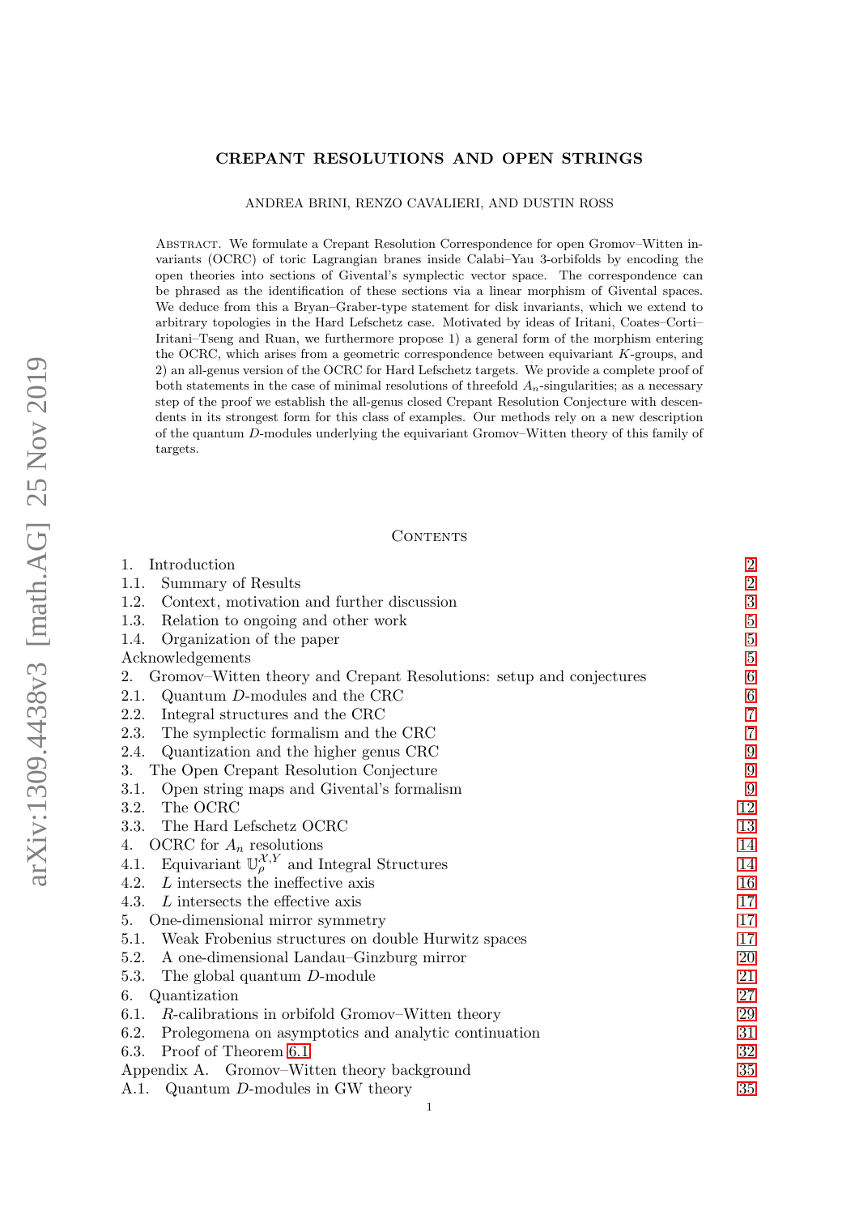# CREPANT RESOLUTIONS AND OPEN STRINGS

ANDREA BRINI, RENZO CAVALIERI, AND DUSTIN ROSS

Abstract. We formulate a Crepant Resolution Correspondence for open Gromov–Witten invariants (OCRC) of toric Lagrangian branes inside Calabi–Yau 3-orbifolds by encoding the open theories into sections of Givental's symplectic vector space. The correspondence can be phrased as the identification of these sections via a linear morphism of Givental spaces. We deduce from this a Bryan–Graber-type statement for disk invariants, which we extend to arbitrary topologies in the Hard Lefschetz case. Motivated by ideas of Iritani, Coates–Corti–Iritani–Tseng and Ruan, we furthermore propose 1) a general form of the morphism entering the OCRC, which arises from a geometric correspondence between equivariant $K$-groups, and 2) an all-genus version of the OCRC for Hard Lefschetz targets. We provide a complete proof of both statements in the case of minimal resolutions of threefold $A_n$-singularities; as a necessary step of the proof we establish the all-genus closed Crepant Resolution Conjecture with descendents in its strongest form for this class of examples. Our methods rely on a new description of the quantum $D$-modules underlying the equivariant Gromov–Witten theory of this family of targets.

## Contents

| | |
|---|---|
| 1. Introduction | 2 |
| 1.1. Summary of Results | 2 |
| 1.2. Context, motivation and further discussion | 3 |
| 1.3. Relation to ongoing and other work | 5 |
| 1.4. Organization of the paper | 5 |
| Acknowledgements | 5 |
| 2. Gromov–Witten theory and Crepant Resolutions: setup and conjectures | 6 |
| 2.1. Quantum $D$-modules and the CRC | 6 |
| 2.2. Integral structures and the CRC | 7 |
| 2.3. The symplectic formalism and the CRC | 7 |
| 2.4. Quantization and the higher genus CRC | 9 |
| 3. The Open Crepant Resolution Conjecture | 9 |
| 3.1. Open string maps and Givental's formalism | 9 |
| 3.2. The OCRC | 12 |
| 3.3. The Hard Lefschetz OCRC | 13 |
| 4. OCRC for $A_n$ resolutions | 14 |
| 4.1. Equivariant $\mathbb{U}_\rho^{\mathcal{X},Y}$ and Integral Structures | 14 |
| 4.2. $L$ intersects the ineffective axis | 16 |
| 4.3. $L$ intersects the effective axis | 17 |
| 5. One-dimensional mirror symmetry | 17 |
| 5.1. Weak Frobenius structures on double Hurwitz spaces | 17 |
| 5.2. A one-dimensional Landau–Ginzburg mirror | 20 |
| 5.3. The global quantum $D$-module | 21 |
| 6. Quantization | 27 |
| 6.1. $R$-calibrations in orbifold Gromov–Witten theory | 29 |
| 6.2. Prolegomena on asymptotics and analytic continuation | 31 |
| 6.3. Proof of Theorem 6.1 | 32 |
| Appendix A. Gromov–Witten theory background | 35 |
| A.1. Quantum $D$-modules in GW theory | 35 |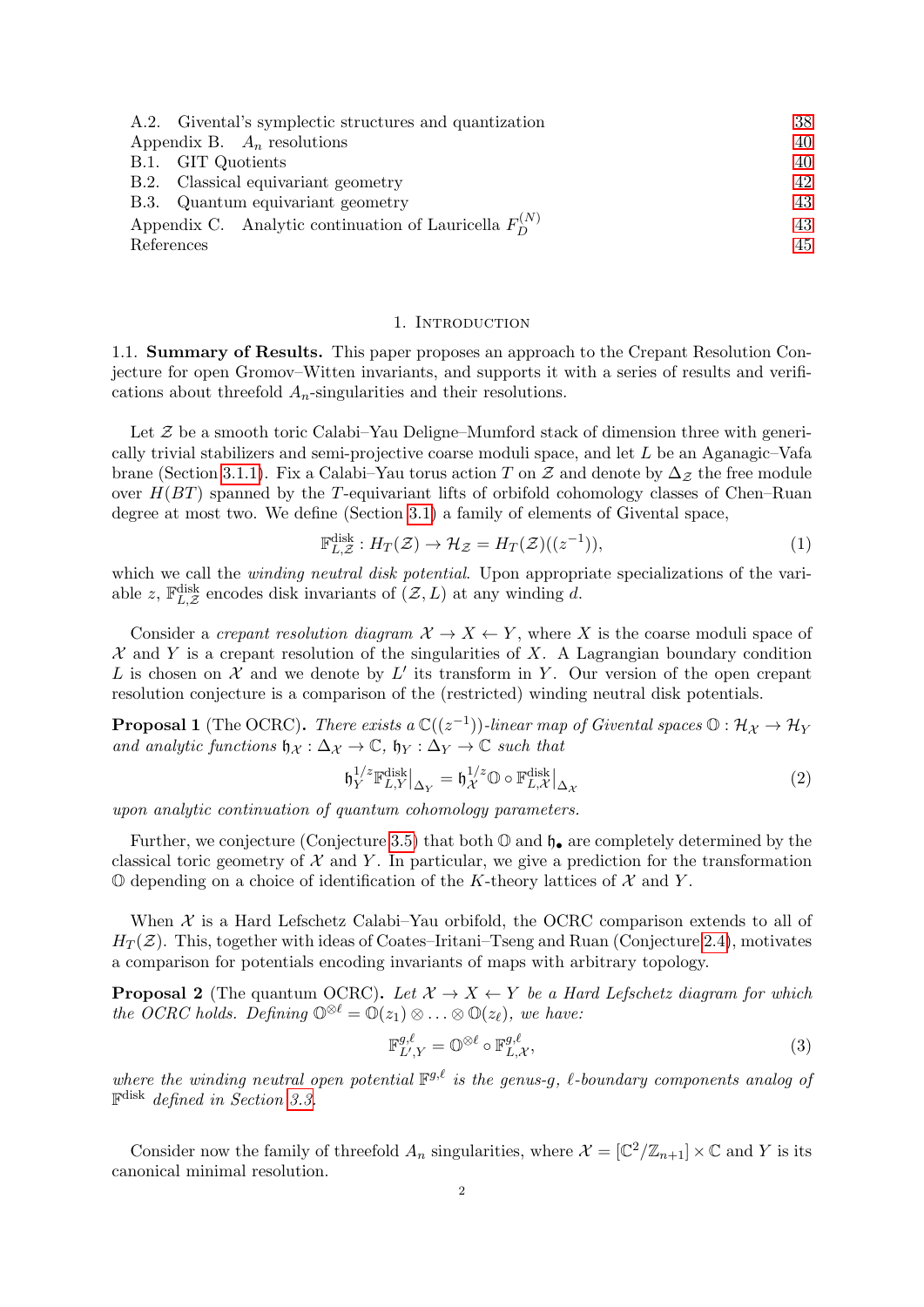A.2. Givental's symplectic structures and quantization 38
Appendix B. $A_n$ resolutions 40
B.1. GIT Quotients 40
B.2. Classical equivariant geometry 42
B.3. Quantum equivariant geometry 43
Appendix C. Analytic continuation of Lauricella $F_D^{(N)}$ 43
References 45

## 1. Introduction

### 1.1. Summary of Results.

**Summary of Results.** This paper proposes an approach to the Crepant Resolution Conjecture for open Gromov–Witten invariants, and supports it with a series of results and verifications about threefold $A_n$-singularities and their resolutions.

Let $\mathcal{Z}$ be a smooth toric Calabi–Yau Deligne–Mumford stack of dimension three with generically trivial stabilizers and semi-projective coarse moduli space, and let $L$ be an Aganagic–Vafa brane (Section 3.1.1). Fix a Calabi–Yau torus action $T$ on $\mathcal{Z}$ and denote by $\Delta_{\mathcal{Z}}$ the free module over $H(BT)$ spanned by the $T$-equivariant lifts of orbifold cohomology classes of Chen–Ruan degree at most two. We define (Section 3.1) a family of elements of Givental space,

$$\mathbb{F}^{\mathrm{disk}}_{L,\mathcal{Z}} : H_T(\mathcal{Z}) \to \mathcal{H}_{\mathcal{Z}} = H_T(\mathcal{Z})((z^{-1})), \tag{1}$$

which we call the *winding neutral disk potential*. Upon appropriate specializations of the variable $z$, $\mathbb{F}^{\mathrm{disk}}_{L,\mathcal{Z}}$ encodes disk invariants of $(\mathcal{Z}, L)$ at any winding $d$.

Consider a *crepant resolution diagram* $\mathcal{X} \to X \leftarrow Y$, where $X$ is the coarse moduli space of $\mathcal{X}$ and $Y$ is a crepant resolution of the singularities of $X$. A Lagrangian boundary condition $L$ is chosen on $\mathcal{X}$ and we denote by $L'$ its transform in $Y$. Our version of the open crepant resolution conjecture is a comparison of the (restricted) winding neutral disk potentials.

**Proposal 1** (The OCRC)**.** *There exists a $\mathbb{C}((z^{-1}))$-linear map of Givental spaces $\mathbb{O} : \mathcal{H}_{\mathcal{X}} \to \mathcal{H}_Y$ and analytic functions $\mathfrak{h}_{\mathcal{X}} : \Delta_{\mathcal{X}} \to \mathbb{C}$, $\mathfrak{h}_Y : \Delta_Y \to \mathbb{C}$ such that*

$$\mathfrak{h}_Y^{1/z} \mathbb{F}^{\mathrm{disk}}_{L,Y}\big|_{\Delta_Y} = \mathfrak{h}_{\mathcal{X}}^{1/z} \mathbb{O} \circ \mathbb{F}^{\mathrm{disk}}_{L,\mathcal{X}}\big|_{\Delta_{\mathcal{X}}} \tag{2}$$

*upon analytic continuation of quantum cohomology parameters.*

Further, we conjecture (Conjecture 3.5) that both $\mathbb{O}$ and $\mathfrak{h}_\bullet$ are completely determined by the classical toric geometry of $\mathcal{X}$ and $Y$. In particular, we give a prediction for the transformation $\mathbb{O}$ depending on a choice of identification of the $K$-theory lattices of $\mathcal{X}$ and $Y$.

When $\mathcal{X}$ is a Hard Lefschetz Calabi–Yau orbifold, the OCRC comparison extends to all of $H_T(\mathcal{Z})$. This, together with ideas of Coates–Iritani–Tseng and Ruan (Conjecture 2.4), motivates a comparison for potentials encoding invariants of maps with arbitrary topology.

**Proposal 2** (The quantum OCRC)**.** *Let $\mathcal{X} \to X \leftarrow Y$ be a Hard Lefschetz diagram for which the OCRC holds. Defining $\mathbb{O}^{\otimes \ell} = \mathbb{O}(z_1) \otimes \ldots \otimes \mathbb{O}(z_\ell)$, we have:*

$$\mathbb{F}^{g,\ell}_{L',Y} = \mathbb{O}^{\otimes \ell} \circ \mathbb{F}^{g,\ell}_{L,\mathcal{X}}, \tag{3}$$

*where the winding neutral open potential $\mathbb{F}^{g,\ell}$ is the genus-$g$, $\ell$-boundary components analog of $\mathbb{F}^{\mathrm{disk}}$ defined in Section 3.3.*

Consider now the family of threefold $A_n$ singularities, where $\mathcal{X} = [\mathbb{C}^2/\mathbb{Z}_{n+1}] \times \mathbb{C}$ and $Y$ is its canonical minimal resolution.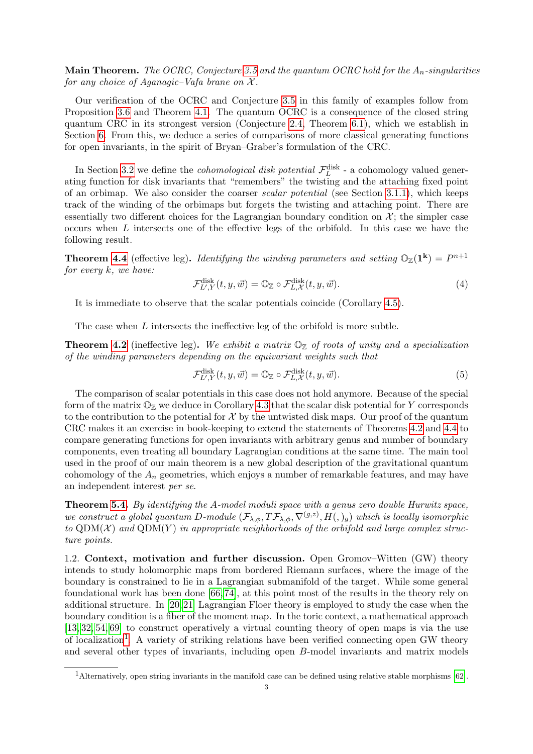**Main Theorem.** *The OCRC, Conjecture 3.5 and the quantum OCRC hold for the $A_n$-singularities for any choice of Aganagic–Vafa brane on $\mathcal{X}$.*

Our verification of the OCRC and Conjecture 3.5 in this family of examples follow from Proposition 3.6 and Theorem 4.1. The quantum OCRC is a consequence of the closed string quantum CRC in its strongest version (Conjecture 2.4, Theorem 6.1), which we establish in Section 6. From this, we deduce a series of comparisons of more classical generating functions for open invariants, in the spirit of Bryan–Graber's formulation of the CRC.

In Section 3.2 we define the *cohomological disk potential* $\mathcal{F}_L^{\mathrm{disk}}$ - a cohomology valued generating function for disk invariants that "remembers" the twisting and the attaching fixed point of an orbimap. We also consider the coarser *scalar potential* (see Section 3.1.1), which keeps track of the winding of the orbimaps but forgets the twisting and attaching point. There are essentially two different choices for the Lagrangian boundary condition on $\mathcal{X}$; the simpler case occurs when $L$ intersects one of the effective legs of the orbifold. In this case we have the following result.

**Theorem 4.4** (effective leg). *Identifying the winding parameters and setting $\mathbb{O}_{\mathbb{Z}}(\mathbf{1^k}) = P^{n+1}$ for every $k$, we have:*

$$\mathcal{F}^{\mathrm{disk}}_{L',Y}(t, y, \vec{w}) = \mathbb{O}_{\mathbb{Z}} \circ \mathcal{F}^{\mathrm{disk}}_{L,\mathcal{X}}(t, y, \vec{w}). \tag{4}$$

It is immediate to observe that the scalar potentials coincide (Corollary 4.5).

The case when $L$ intersects the ineffective leg of the orbifold is more subtle.

**Theorem 4.2** (ineffective leg)**.** *We exhibit a matrix $\mathbb{O}_{\mathbb{Z}}$ of roots of unity and a specialization of the winding parameters depending on the equivariant weights such that*

$$\mathcal{F}^{\mathrm{disk}}_{L',Y}(t, y, \vec{w}) = \mathbb{O}_{\mathbb{Z}} \circ \mathcal{F}^{\mathrm{disk}}_{L,\mathcal{X}}(t, y, \vec{w}). \tag{5}$$

The comparison of scalar potentials in this case does not hold anymore. Because of the special form of the matrix $\mathbb{O}_{\mathbb{Z}}$ we deduce in Corollary 4.3 that the scalar disk potential for $Y$ corresponds to the contribution to the potential for $\mathcal{X}$ by the untwisted disk maps. Our proof of the quantum CRC makes it an exercise in book-keeping to extend the statements of Theorems 4.2 and 4.4 to compare generating functions for open invariants with arbitrary genus and number of boundary components, even treating all boundary Lagrangian conditions at the same time. The main tool used in the proof of our main theorem is a new global description of the gravitational quantum cohomology of the $A_n$ geometries, which enjoys a number of remarkable features, and may have an independent interest *per se*.

**Theorem 5.4.** *By identifying the A-model moduli space with a genus zero double Hurwitz space, we construct a global quantum D-module $(\mathcal{F}_{\lambda,\phi}, T\mathcal{F}_{\lambda,\phi}, \nabla^{(g,z)}, H(,)_g)$ which is locally isomorphic to $\mathrm{QDM}(\mathcal{X})$ and $\mathrm{QDM}(Y)$ in appropriate neighborhoods of the orbifold and large complex structure points.*

1.2. **Context, motivation and further discussion.** Open Gromov–Witten (GW) theory intends to study holomorphic maps from bordered Riemann surfaces, where the image of the boundary is constrained to lie in a Lagrangian submanifold of the target. While some general foundational work has been done [66, 74], at this point most of the results in the theory rely on additional structure. In [20, 21] Lagrangian Floer theory is employed to study the case when the boundary condition is a fiber of the moment map. In the toric context, a mathematical approach [13, 32, 54, 69] to construct operatively a virtual counting theory of open maps is via the use of localization[1]. A variety of striking relations have been verified connecting open GW theory and several other types of invariants, including open $B$-model invariants and matrix models

[1] Alternatively, open string invariants in the manifold case can be defined using relative stable morphisms [62].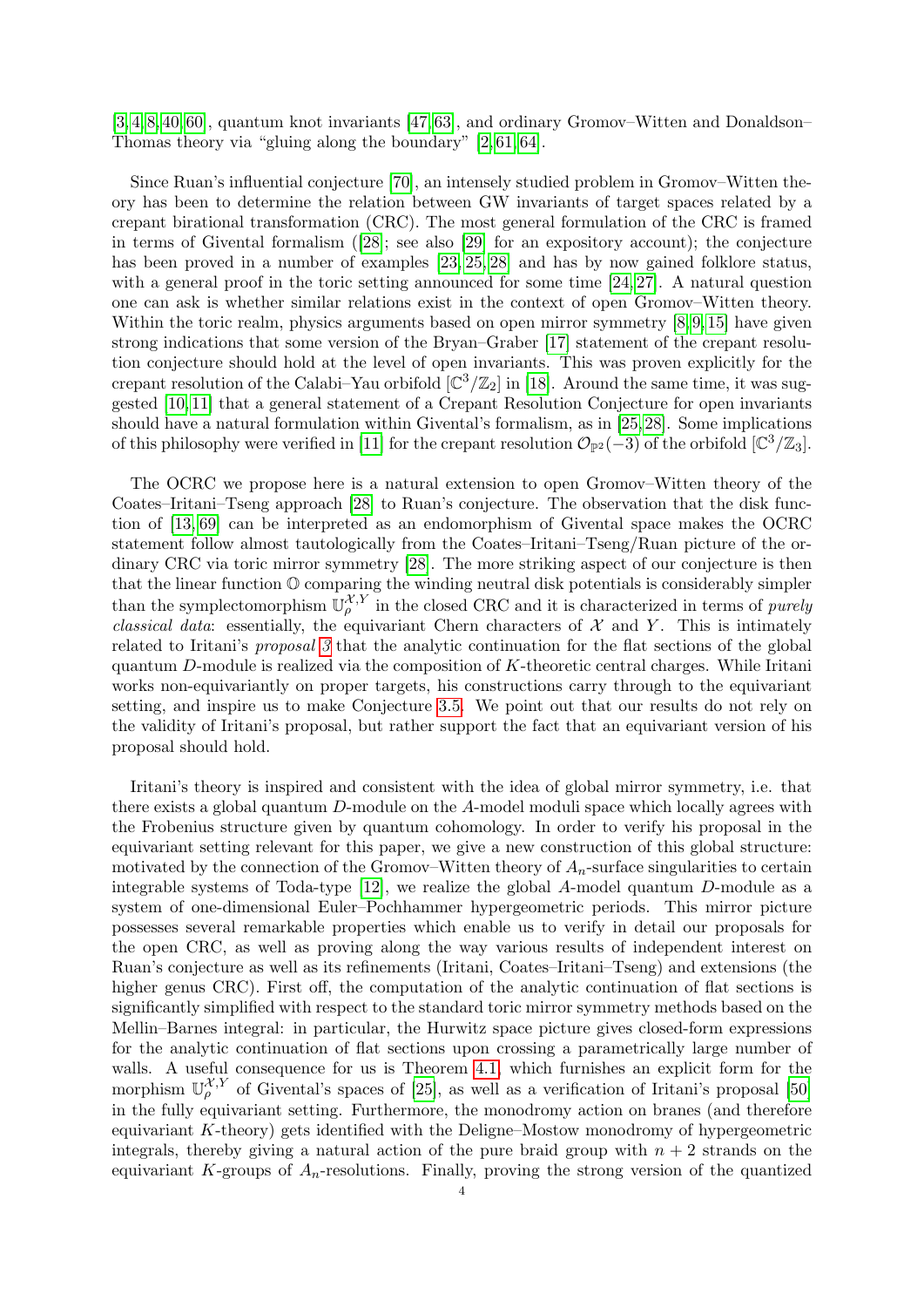[3, 4, 8, 40, 60], quantum knot invariants [47, 63], and ordinary Gromov–Witten and Donaldson–Thomas theory via "gluing along the boundary" [2, 61, 64].

Since Ruan's influential conjecture [70], an intensely studied problem in Gromov–Witten theory has been to determine the relation between GW invariants of target spaces related by a crepant birational transformation (CRC). The most general formulation of the CRC is framed in terms of Givental formalism ([28]; see also [29] for an expository account); the conjecture has been proved in a number of examples [23, 25, 28] and has by now gained folklore status, with a general proof in the toric setting announced for some time [24, 27]. A natural question one can ask is whether similar relations exist in the context of open Gromov–Witten theory. Within the toric realm, physics arguments based on open mirror symmetry [8, 9, 15] have given strong indications that some version of the Bryan–Graber [17] statement of the crepant resolution conjecture should hold at the level of open invariants. This was proven explicitly for the crepant resolution of the Calabi–Yau orbifold $[\mathbb{C}^3/\mathbb{Z}_2]$ in [18]. Around the same time, it was suggested [10, 11] that a general statement of a Crepant Resolution Conjecture for open invariants should have a natural formulation within Givental's formalism, as in [25, 28]. Some implications of this philosophy were verified in [11] for the crepant resolution $\mathcal{O}_{\mathbb{P}^2}(-3)$ of the orbifold $[\mathbb{C}^3/\mathbb{Z}_3]$.

The OCRC we propose here is a natural extension to open Gromov–Witten theory of the Coates–Iritani–Tseng approach [28] to Ruan's conjecture. The observation that the disk function of [13, 69] can be interpreted as an endomorphism of Givental space makes the OCRC statement follow almost tautologically from the Coates–Iritani–Tseng/Ruan picture of the ordinary CRC via toric mirror symmetry [28]. The more striking aspect of our conjecture is then that the linear function $\mathbb{O}$ comparing the winding neutral disk potentials is considerably simpler than the symplectomorphism $\mathbb{U}_\rho^{\mathcal{X},Y}$ in the closed CRC and it is characterized in terms of *purely classical data*: essentially, the equivariant Chern characters of $\mathcal{X}$ and $Y$. This is intimately related to Iritani's *proposal 3* that the analytic continuation for the flat sections of the global quantum $D$-module is realized via the composition of $K$-theoretic central charges. While Iritani works non-equivariantly on proper targets, his constructions carry through to the equivariant setting, and inspire us to make Conjecture 3.5. We point out that our results do not rely on the validity of Iritani's proposal, but rather support the fact that an equivariant version of his proposal should hold.

Iritani's theory is inspired and consistent with the idea of global mirror symmetry, i.e. that there exists a global quantum $D$-module on the $A$-model moduli space which locally agrees with the Frobenius structure given by quantum cohomology. In order to verify his proposal in the equivariant setting relevant for this paper, we give a new construction of this global structure: motivated by the connection of the Gromov–Witten theory of $A_n$-surface singularities to certain integrable systems of Toda-type [12], we realize the global $A$-model quantum $D$-module as a system of one-dimensional Euler–Pochhammer hypergeometric periods. This mirror picture possesses several remarkable properties which enable us to verify in detail our proposals for the open CRC, as well as proving along the way various results of independent interest on Ruan's conjecture as well as its refinements (Iritani, Coates–Iritani–Tseng) and extensions (the higher genus CRC). First off, the computation of the analytic continuation of flat sections is significantly simplified with respect to the standard toric mirror symmetry methods based on the Mellin–Barnes integral: in particular, the Hurwitz space picture gives closed-form expressions for the analytic continuation of flat sections upon crossing a parametrically large number of walls. A useful consequence for us is Theorem 4.1, which furnishes an explicit form for the morphism $\mathbb{U}_\rho^{\mathcal{X},Y}$ of Givental's spaces of [25], as well as a verification of Iritani's proposal [50] in the fully equivariant setting. Furthermore, the monodromy action on branes (and therefore equivariant $K$-theory) gets identified with the Deligne–Mostow monodromy of hypergeometric integrals, thereby giving a natural action of the pure braid group with $n + 2$ strands on the equivariant $K$-groups of $A_n$-resolutions. Finally, proving the strong version of the quantized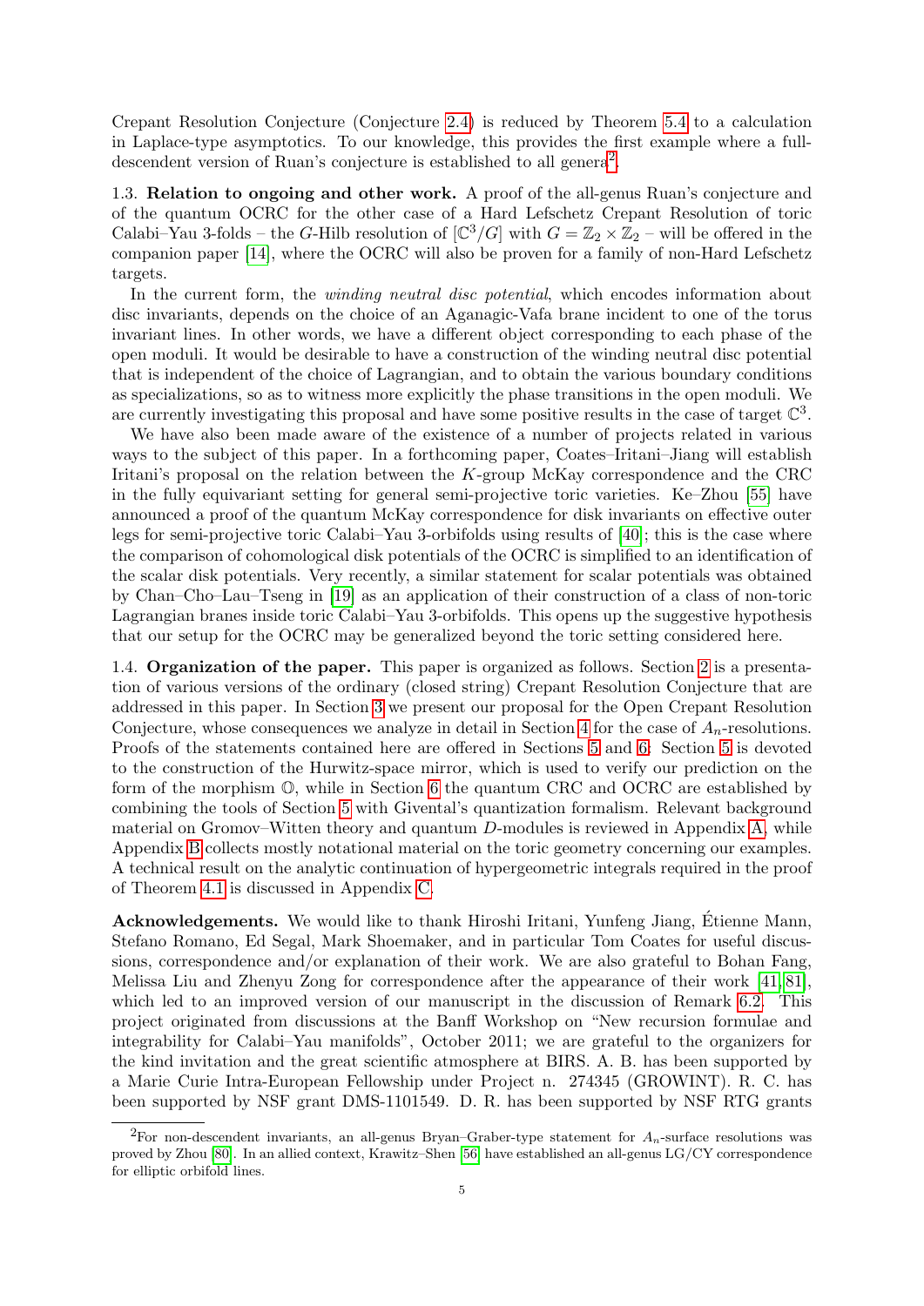Crepant Resolution Conjecture (Conjecture 2.4) is reduced by Theorem 5.4 to a calculation in Laplace-type asymptotics. To our knowledge, this provides the first example where a full-descendent version of Ruan's conjecture is established to all genera[2].

**1.3. Relation to ongoing and other work.** A proof of the all-genus Ruan's conjecture and of the quantum OCRC for the other case of a Hard Lefschetz Crepant Resolution of toric Calabi–Yau 3-folds – the $G$-Hilb resolution of $[\mathbb{C}^3/G]$ with $G = \mathbb{Z}_2 \times \mathbb{Z}_2$ – will be offered in the companion paper [14], where the OCRC will also be proven for a family of non-Hard Lefschetz targets.

In the current form, the *winding neutral disc potential*, which encodes information about disc invariants, depends on the choice of an Aganagic-Vafa brane incident to one of the torus invariant lines. In other words, we have a different object corresponding to each phase of the open moduli. It would be desirable to have a construction of the winding neutral disc potential that is independent of the choice of Lagrangian, and to obtain the various boundary conditions as specializations, so as to witness more explicitly the phase transitions in the open moduli. We are currently investigating this proposal and have some positive results in the case of target $\mathbb{C}^3$.

We have also been made aware of the existence of a number of projects related in various ways to the subject of this paper. In a forthcoming paper, Coates–Iritani–Jiang will establish Iritani's proposal on the relation between the $K$-group McKay correspondence and the CRC in the fully equivariant setting for general semi-projective toric varieties. Ke–Zhou [55] have announced a proof of the quantum McKay correspondence for disk invariants on effective outer legs for semi-projective toric Calabi–Yau 3-orbifolds using results of [40]; this is the case where the comparison of cohomological disk potentials of the OCRC is simplified to an identification of the scalar disk potentials. Very recently, a similar statement for scalar potentials was obtained by Chan–Cho–Lau–Tseng in [19] as an application of their construction of a class of non-toric Lagrangian branes inside toric Calabi–Yau 3-orbifolds. This opens up the suggestive hypothesis that our setup for the OCRC may be generalized beyond the toric setting considered here.

**1.4. Organization of the paper.** This paper is organized as follows. Section 2 is a presentation of various versions of the ordinary (closed string) Crepant Resolution Conjecture that are addressed in this paper. In Section 3 we present our proposal for the Open Crepant Resolution Conjecture, whose consequences we analyze in detail in Section 4 for the case of $A_n$-resolutions. Proofs of the statements contained here are offered in Sections 5 and 6: Section 5 is devoted to the construction of the Hurwitz-space mirror, which is used to verify our prediction on the form of the morphism $\mathbb{O}$, while in Section 6 the quantum CRC and OCRC are established by combining the tools of Section 5 with Givental's quantization formalism. Relevant background material on Gromov–Witten theory and quantum $D$-modules is reviewed in Appendix A, while Appendix B collects mostly notational material on the toric geometry concerning our examples. A technical result on the analytic continuation of hypergeometric integrals required in the proof of Theorem 4.1 is discussed in Appendix C.

**Acknowledgements.** We would like to thank Hiroshi Iritani, Yunfeng Jiang, Étienne Mann, Stefano Romano, Ed Segal, Mark Shoemaker, and in particular Tom Coates for useful discussions, correspondence and/or explanation of their work. We are also grateful to Bohan Fang, Melissa Liu and Zhenyu Zong for correspondence after the appearance of their work [41, 81], which led to an improved version of our manuscript in the discussion of Remark 6.2. This project originated from discussions at the Banff Workshop on "New recursion formulae and integrability for Calabi–Yau manifolds", October 2011; we are grateful to the organizers for the kind invitation and the great scientific atmosphere at BIRS. A. B. has been supported by a Marie Curie Intra-European Fellowship under Project n. 274345 (GROWINT). R. C. has been supported by NSF grant DMS-1101549. D. R. has been supported by NSF RTG grants

[2]For non-descendent invariants, an all-genus Bryan–Graber-type statement for $A_n$-surface resolutions was proved by Zhou [80]. In an allied context, Krawitz–Shen [56] have established an all-genus LG/CY correspondence for elliptic orbifold lines.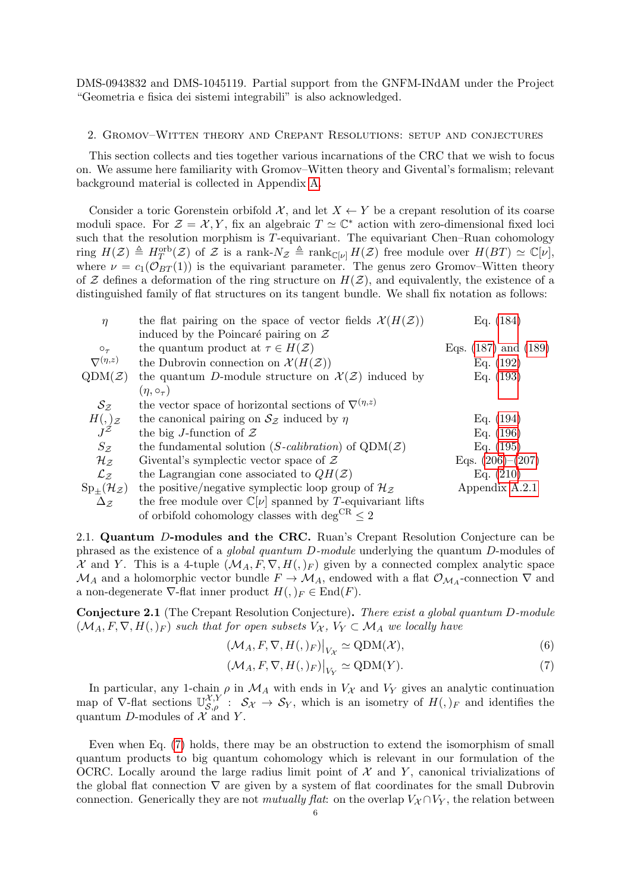DMS-0943832 and DMS-1045119. Partial support from the GNFM-INdAM under the Project "Geometria e fisica dei sistemi integrabili" is also acknowledged.

## 2. Gromov–Witten theory and Crepant Resolutions: setup and conjectures

This section collects and ties together various incarnations of the CRC that we wish to focus on. We assume here familiarity with Gromov–Witten theory and Givental's formalism; relevant background material is collected in Appendix A.

Consider a toric Gorenstein orbifold $\mathcal{X}$, and let $X \leftarrow Y$ be a crepant resolution of its coarse moduli space. For $\mathcal{Z} = \mathcal{X}, Y$, fix an algebraic $T \simeq \mathbb{C}^*$ action with zero-dimensional fixed loci such that the resolution morphism is $T$-equivariant. The equivariant Chen–Ruan cohomology ring $H(\mathcal{Z}) \triangleq H_T^{\rm orb}(\mathcal{Z})$ of $\mathcal{Z}$ is a rank-$N_{\mathcal{Z}} \triangleq \mathrm{rank}_{\mathbb{C}[\nu]} H(\mathcal{Z})$ free module over $H(BT) \simeq \mathbb{C}[\nu]$, where $\nu = c_1(\mathcal{O}_{BT}(1))$ is the equivariant parameter. The genus zero Gromov–Witten theory of $\mathcal{Z}$ defines a deformation of the ring structure on $H(\mathcal{Z})$, and equivalently, the existence of a distinguished family of flat structures on its tangent bundle. We shall fix notation as follows:

| | | |
|---|---|---|
| $\eta$ | the flat pairing on the space of vector fields $\mathcal{X}(H(\mathcal{Z}))$ induced by the Poincaré pairing on $\mathcal{Z}$ | Eq. (184) |
| $\circ_\tau$ | the quantum product at $\tau \in H(\mathcal{Z})$ | Eqs. (187) and (189) |
| $\nabla^{(\eta,z)}$ | the Dubrovin connection on $\mathcal{X}(H(\mathcal{Z}))$ | Eq. (192) |
| $\mathrm{QDM}(\mathcal{Z})$ | the quantum $D$-module structure on $\mathcal{X}(\mathcal{Z})$ induced by $(\eta, \circ_\tau)$ | Eq. (193) |
| $\mathcal{S}_{\mathcal{Z}}$ | the vector space of horizontal sections of $\nabla^{(\eta,z)}$ | |
| $H(,)_{\mathcal{Z}}$ | the canonical pairing on $\mathcal{S}_{\mathcal{Z}}$ induced by $\eta$ | Eq. (194) |
| $J^{\mathcal{Z}}$ | the big $J$-function of $\mathcal{Z}$ | Eq. (196) |
| $S_{\mathcal{Z}}$ | the fundamental solution (*S-calibration*) of $\mathrm{QDM}(\mathcal{Z})$ | Eq. (195) |
| $\mathcal{H}_{\mathcal{Z}}$ | Givental's symplectic vector space of $\mathcal{Z}$ | Eqs. (206)–(207) |
| $\mathcal{L}_{\mathcal{Z}}$ | the Lagrangian cone associated to $QH(\mathcal{Z})$ | Eq. (210) |
| $\mathrm{Sp}_\pm(\mathcal{H}_{\mathcal{Z}})$ | the positive/negative symplectic loop group of $\mathcal{H}_{\mathcal{Z}}$ | Appendix A.2.1 |
| $\Delta_{\mathcal{Z}}$ | the free module over $\mathbb{C}[\nu]$ spanned by $T$-equivariant lifts of orbifold cohomology classes with $\deg^{\rm CR} \leq 2$ | |

### 2.1. Quantum $D$-modules and the CRC.

Ruan's Crepant Resolution Conjecture can be phrased as the existence of a *global quantum D-module* underlying the quantum $D$-modules of $\mathcal{X}$ and $Y$. This is a 4-tuple $(\mathcal{M}_A, F, \nabla, H(,)_F)$ given by a connected complex analytic space $\mathcal{M}_A$ and a holomorphic vector bundle $F \to \mathcal{M}_A$, endowed with a flat $\mathcal{O}_{\mathcal{M}_A}$-connection $\nabla$ and a non-degenerate $\nabla$-flat inner product $H(,)_F \in \mathrm{End}(F)$.

**Conjecture 2.1** (The Crepant Resolution Conjecture)**.** *There exist a global quantum D-module $(\mathcal{M}_A, F, \nabla, H(,)_F)$ such that for open subsets $V_{\mathcal{X}}$, $V_Y \subset \mathcal{M}_A$ we locally have*

$$\left.(\mathcal{M}_A, F, \nabla, H(,)_F)\right|_{V_{\mathcal{X}}} \simeq \mathrm{QDM}(\mathcal{X}), \tag{6}$$

$$\left.(\mathcal{M}_A, F, \nabla, H(,)_F)\right|_{V_Y} \simeq \mathrm{QDM}(Y). \tag{7}$$

In particular, any 1-chain $\rho$ in $\mathcal{M}_A$ with ends in $V_{\mathcal{X}}$ and $V_Y$ gives an analytic continuation map of $\nabla$-flat sections $\mathbb{U}^{\mathcal{X},Y}_{\mathcal{S},\rho}: \mathcal{S}_{\mathcal{X}} \to \mathcal{S}_Y$, which is an isometry of $H(,)_F$ and identifies the quantum $D$-modules of $\mathcal{X}$ and $Y$.

Even when Eq. (7) holds, there may be an obstruction to extend the isomorphism of small quantum products to big quantum cohomology which is relevant in our formulation of the OCRC. Locally around the large radius limit point of $\mathcal{X}$ and $Y$, canonical trivializations of the global flat connection $\nabla$ are given by a system of flat coordinates for the small Dubrovin connection. Generically they are not *mutually flat*: on the overlap $V_{\mathcal{X}} \cap V_Y$, the relation between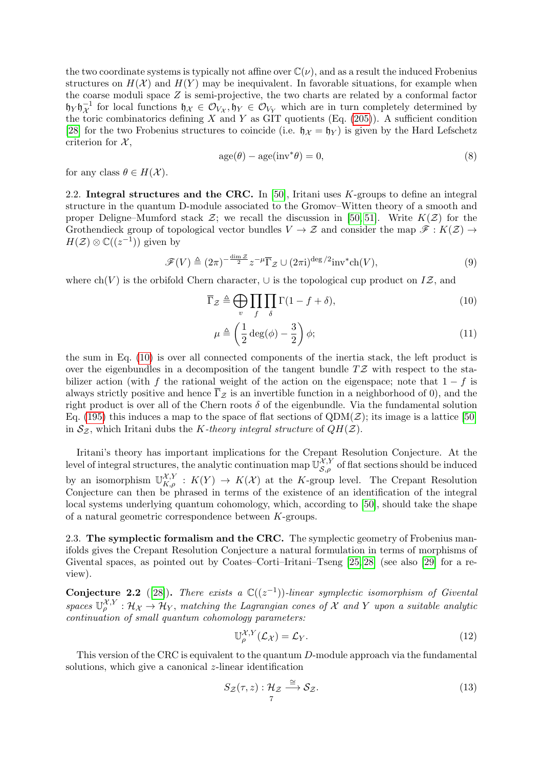the two coordinate systems is typically not affine over $\mathbb{C}(\nu)$, and as a result the induced Frobenius structures on $H(\mathcal{X})$ and $H(Y)$ may be inequivalent. In favorable situations, for example when the coarse moduli space $Z$ is semi-projective, the two charts are related by a conformal factor $\mathfrak{h}_Y \mathfrak{h}_{\mathcal{X}}^{-1}$ for local functions $\mathfrak{h}_{\mathcal{X}} \in \mathcal{O}_{V_{\mathcal{X}}}, \mathfrak{h}_Y \in \mathcal{O}_{V_Y}$ which are in turn completely determined by the toric combinatorics defining $X$ and $Y$ as GIT quotients (Eq. (205)). A sufficient condition [28] for the two Frobenius structures to coincide (i.e. $\mathfrak{h}_{\mathcal{X}} = \mathfrak{h}_Y$) is given by the Hard Lefschetz criterion for $\mathcal{X}$,

$$\mathrm{age}(\theta) - \mathrm{age}(\mathrm{inv}^*\theta) = 0, \tag{8}$$

for any class $\theta \in H(\mathcal{X})$.

2.2. **Integral structures and the CRC.** In [50], Iritani uses $K$-groups to define an integral structure in the quantum D-module associated to the Gromov–Witten theory of a smooth and proper Deligne–Mumford stack $\mathcal{Z}$; we recall the discussion in [50, 51]. Write $K(\mathcal{Z})$ for the Grothendieck group of topological vector bundles $V \to \mathcal{Z}$ and consider the map $\mathscr{F} : K(\mathcal{Z}) \to H(\mathcal{Z}) \otimes \mathbb{C}((z^{-1}))$ given by

$$\mathscr{F}(V) \triangleq (2\pi)^{-\frac{\dim \mathcal{Z}}{2}} z^{-\mu} \overline{\Gamma}_{\mathcal{Z}} \cup (2\pi \mathrm{i})^{\deg/2} \mathrm{inv}^* \mathrm{ch}(V), \tag{9}$$

where $\mathrm{ch}(V)$ is the orbifold Chern character, $\cup$ is the topological cup product on $I\mathcal{Z}$, and

$$\overline{\Gamma}_{\mathcal{Z}} \triangleq \bigoplus_v \prod_f \prod_\delta \Gamma(1 - f + \delta), \tag{10}$$

$$\mu \triangleq \left(\frac{1}{2}\deg(\phi) - \frac{3}{2}\right)\phi; \tag{11}$$

the sum in Eq. (10) is over all connected components of the inertia stack, the left product is over the eigenbundles in a decomposition of the tangent bundle $T\mathcal{Z}$ with respect to the stabilizer action (with $f$ the rational weight of the action on the eigenspace; note that $1 - f$ is always strictly positive and hence $\overline{\Gamma}_{\mathcal{Z}}$ is an invertible function in a neighborhood of 0), and the right product is over all of the Chern roots $\delta$ of the eigenbundle. Via the fundamental solution Eq. (195) this induces a map to the space of flat sections of $\mathrm{QDM}(\mathcal{Z})$; its image is a lattice [50] in $\mathcal{S}_{\mathcal{Z}}$, which Iritani dubs the *$K$-theory integral structure* of $QH(\mathcal{Z})$.

Iritani's theory has important implications for the Crepant Resolution Conjecture. At the level of integral structures, the analytic continuation map $\mathbb{U}_{\mathcal{S},\rho}^{\mathcal{X},Y}$ of flat sections should be induced by an isomorphism $\mathbb{U}_{K,\rho}^{\mathcal{X},Y} : K(Y) \to K(\mathcal{X})$ at the $K$-group level. The Crepant Resolution Conjecture can then be phrased in terms of the existence of an identification of the integral local systems underlying quantum cohomology, which, according to [50], should take the shape of a natural geometric correspondence between $K$-groups.

2.3. **The symplectic formalism and the CRC.** The symplectic geometry of Frobenius manifolds gives the Crepant Resolution Conjecture a natural formulation in terms of morphisms of Givental spaces, as pointed out by Coates–Corti–Iritani–Tseng [25, 28] (see also [29] for a review).

**Conjecture 2.2** ([28]). *There exists a $\mathbb{C}((z^{-1}))$-linear symplectic isomorphism of Givental spaces $\mathbb{U}_\rho^{\mathcal{X},Y} : \mathcal{H}_{\mathcal{X}} \to \mathcal{H}_Y$, matching the Lagrangian cones of $\mathcal{X}$ and $Y$ upon a suitable analytic continuation of small quantum cohomology parameters:*

$$\mathbb{U}_\rho^{\mathcal{X},Y}(\mathcal{L}_{\mathcal{X}}) = \mathcal{L}_Y. \tag{12}$$

This version of the CRC is equivalent to the quantum $D$-module approach via the fundamental solutions, which give a canonical $z$-linear identification

$$S_{\mathcal{Z}}(\tau, z) : \mathcal{H}_{\mathcal{Z}} \xrightarrow{\cong} \mathcal{S}_{\mathcal{Z}}. \tag{13}$$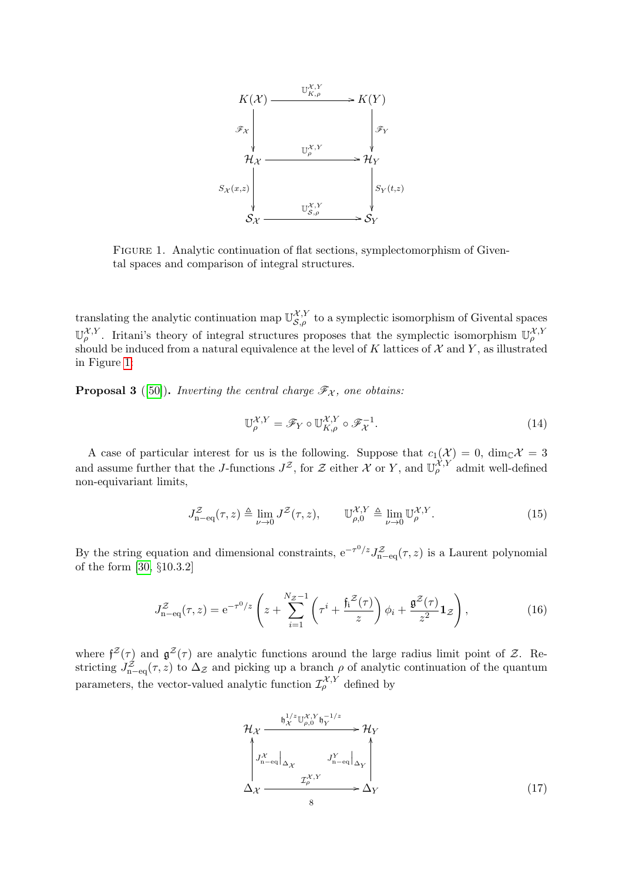$$
\begin{array}{ccc}
K(\mathcal{X}) & \xrightarrow{\mathbb{U}^{\mathcal{X},Y}_{K,\rho}} & K(Y) \\
\Big\downarrow{\scriptstyle \mathscr{F}_{\mathcal{X}}} & & \Big\downarrow{\scriptstyle \mathscr{F}_{Y}} \\
\mathcal{H}_{\mathcal{X}} & \xrightarrow{\mathbb{U}^{\mathcal{X},Y}_{\rho}} & \mathcal{H}_{Y} \\
\Big\downarrow{\scriptstyle S_{\mathcal{X}}(x,z)} & & \Big\downarrow{\scriptstyle S_{Y}(t,z)} \\
\mathcal{S}_{\mathcal{X}} & \xrightarrow{\mathbb{U}^{\mathcal{X},Y}_{\mathcal{S},\rho}} & \mathcal{S}_{Y}
\end{array}
$$

Figure 1. Analytic continuation of flat sections, symplectomorphism of Givental spaces and comparison of integral structures.

translating the analytic continuation map $\mathbb{U}^{\mathcal{X},Y}_{\mathcal{S},\rho}$ to a symplectic isomorphism of Givental spaces $\mathbb{U}^{\mathcal{X},Y}_{\rho}$. Iritani's theory of integral structures proposes that the symplectic isomorphism $\mathbb{U}^{\mathcal{X},Y}_{\rho}$ should be induced from a natural equivalence at the level of $K$ lattices of $\mathcal{X}$ and $Y$, as illustrated in Figure 1:

**Proposal 3** ([50]). *Inverting the central charge $\mathscr{F}_{\mathcal{X}}$, one obtains:*

$$
\mathbb{U}^{\mathcal{X},Y}_{\rho} = \mathscr{F}_{Y} \circ \mathbb{U}^{\mathcal{X},Y}_{K,\rho} \circ \mathscr{F}_{\mathcal{X}}^{-1}. \tag{14}
$$

A case of particular interest for us is the following. Suppose that $c_1(\mathcal{X}) = 0$, $\dim_{\mathbb{C}}\mathcal{X} = 3$ and assume further that the $J$-functions $J^{\mathcal{Z}}$, for $\mathcal{Z}$ either $\mathcal{X}$ or $Y$, and $\mathbb{U}^{\mathcal{X},Y}_{\rho}$ admit well-defined non-equivariant limits,

$$
J^{\mathcal{Z}}_{\mathrm{n-eq}}(\tau,z) \triangleq \lim_{\nu\to 0} J^{\mathcal{Z}}(\tau,z), \qquad \mathbb{U}^{\mathcal{X},Y}_{\rho,0} \triangleq \lim_{\nu\to 0} \mathbb{U}^{\mathcal{X},Y}_{\rho}. \tag{15}
$$

By the string equation and dimensional constraints, $\mathrm{e}^{-\tau^0/z} J^{\mathcal{Z}}_{\mathrm{n-eq}}(\tau,z)$ is a Laurent polynomial of the form [30, §10.3.2]

$$
J^{\mathcal{Z}}_{\mathrm{n-eq}}(\tau,z) = \mathrm{e}^{-\tau^0/z}\left(z + \sum_{i=1}^{N_{\mathcal{Z}}-1}\left(\tau^i + \frac{\mathfrak{f_i}^{\mathcal{Z}}(\tau)}{z}\right)\phi_i + \frac{\mathfrak{g}^{\mathcal{Z}}(\tau)}{z^2}\mathbf{1}_{\mathcal{Z}}\right), \tag{16}
$$

where $\mathfrak{f}^{\mathcal{Z}}(\tau)$ and $\mathfrak{g}^{\mathcal{Z}}(\tau)$ are analytic functions around the large radius limit point of $\mathcal{Z}$. Restricting $J^{\mathcal{Z}}_{\mathrm{n-eq}}(\tau,z)$ to $\Delta_{\mathcal{Z}}$ and picking up a branch $\rho$ of analytic continuation of the quantum parameters, the vector-valued analytic function $\mathcal{I}^{\mathcal{X},Y}_{\rho}$ defined by

$$
\begin{array}{ccc}
\mathcal{H}_{\mathcal{X}} & \xrightarrow{\mathfrak{h}_{\mathcal{X}}^{1/z}\mathbb{U}^{\mathcal{X},Y}_{\rho,0}\mathfrak{h}_{Y}^{-1/z}} & \mathcal{H}_{Y} \\
\Big\uparrow{\scriptstyle J^{\mathcal{X}}_{\mathrm{n-eq}}\big|_{\Delta_{\mathcal{X}}}} & & \Big\uparrow{\scriptstyle J^{Y}_{\mathrm{n-eq}}\big|_{\Delta_{Y}}} \\
\Delta_{\mathcal{X}} & \xrightarrow{\mathcal{I}^{\mathcal{X},Y}_{\rho}} & \Delta_{Y}
\end{array} \tag{17}
$$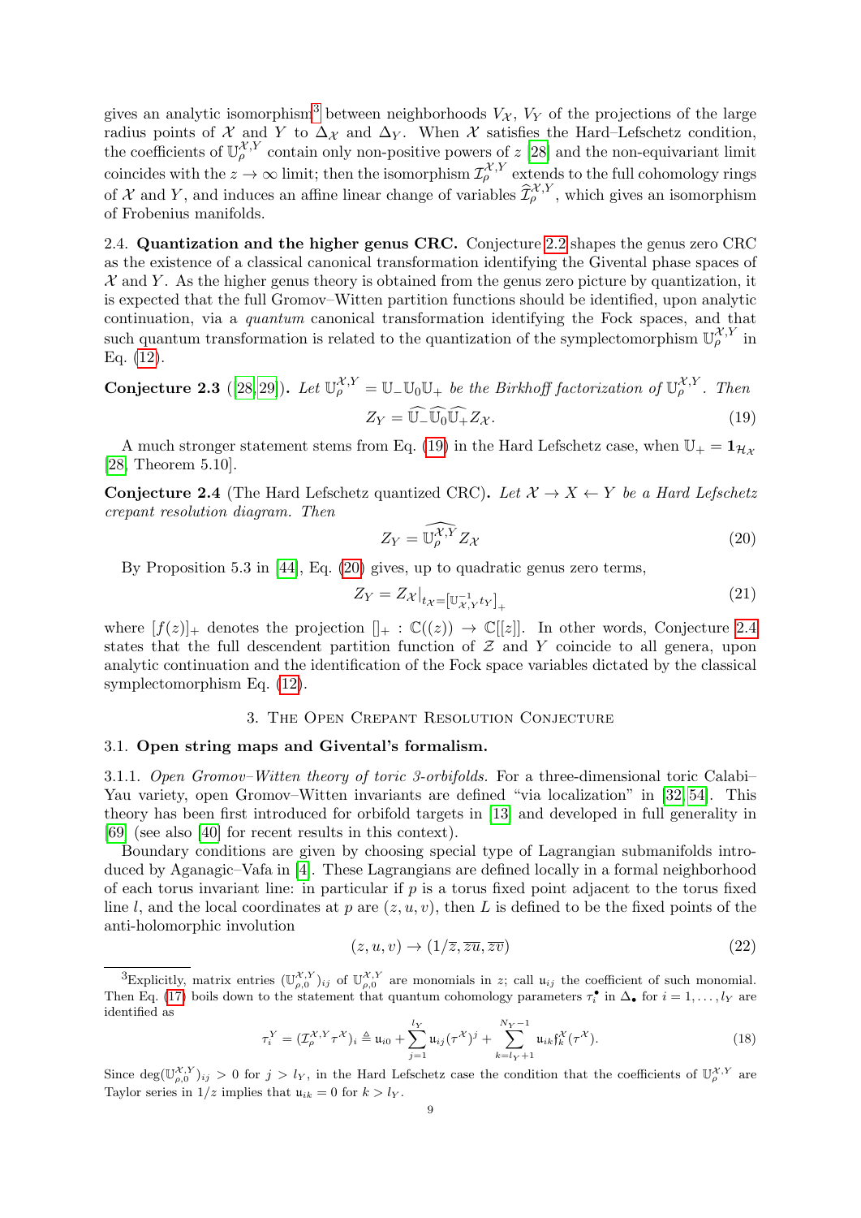gives an analytic isomorphism[3] between neighborhoods $V_{\mathcal{X}}$, $V_Y$ of the projections of the large radius points of $\mathcal{X}$ and $Y$ to $\Delta_{\mathcal{X}}$ and $\Delta_Y$. When $\mathcal{X}$ satisfies the Hard–Lefschetz condition, the coefficients of $\mathbb{U}_\rho^{\mathcal{X},Y}$ contain only non-positive powers of $z$ [28] and the non-equivariant limit coincides with the $z \to \infty$ limit; then the isomorphism $\mathcal{I}_\rho^{\mathcal{X},Y}$ extends to the full cohomology rings of $\mathcal{X}$ and $Y$, and induces an affine linear change of variables $\widehat{\mathcal{I}}_\rho^{\mathcal{X},Y}$, which gives an isomorphism of Frobenius manifolds.

**2.4. Quantization and the higher genus CRC.** Conjecture 2.2 shapes the genus zero CRC as the existence of a classical canonical transformation identifying the Givental phase spaces of $\mathcal{X}$ and $Y$. As the higher genus theory is obtained from the genus zero picture by quantization, it is expected that the full Gromov–Witten partition functions should be identified, upon analytic continuation, via a *quantum* canonical transformation identifying the Fock spaces, and that such quantum transformation is related to the quantization of the symplectomorphism $\mathbb{U}_\rho^{\mathcal{X},Y}$ in Eq. (12).

**Conjecture 2.3** ([28,29]). *Let $\mathbb{U}_\rho^{\mathcal{X},Y} = \mathbb{U}_-\mathbb{U}_0\mathbb{U}_+$ be the Birkhoff factorization of $\mathbb{U}_\rho^{\mathcal{X},Y}$. Then*

$$Z_Y = \widehat{\mathbb{U}_-}\widehat{\mathbb{U}_0}\widehat{\mathbb{U}_+}Z_{\mathcal{X}}. \tag{19}$$

A much stronger statement stems from Eq. (19) in the Hard Lefschetz case, when $\mathbb{U}_+ = \mathbf{1}_{\mathcal{H}_{\mathcal{X}}}$ [28, Theorem 5.10].

**Conjecture 2.4** (The Hard Lefschetz quantized CRC). *Let $\mathcal{X} \to X \leftarrow Y$ be a Hard Lefschetz crepant resolution diagram. Then*

$$Z_Y = \widehat{\mathbb{U}_\rho^{\mathcal{X},Y}} Z_{\mathcal{X}} \tag{20}$$

By Proposition 5.3 in [44], Eq. (20) gives, up to quadratic genus zero terms,

$$Z_Y = Z_{\mathcal{X}}|_{t_{\mathcal{X}} = [\mathbb{U}^{-1}_{\mathcal{X},Y} t_Y]_+} \tag{21}$$

where $[f(z)]_+$ denotes the projection $[]_+ : \mathbb{C}((z)) \to \mathbb{C}[[z]]$. In other words, Conjecture 2.4 states that the full descendent partition function of $\mathcal{Z}$ and $Y$ coincide to all genera, upon analytic continuation and the identification of the Fock space variables dictated by the classical symplectomorphism Eq. (12).

## 3. The Open Crepant Resolution Conjecture

### 3.1. Open string maps and Givental's formalism.

3.1.1. *Open Gromov–Witten theory of toric 3-orbifolds.* For a three-dimensional toric Calabi–Yau variety, open Gromov–Witten invariants are defined "via localization" in [32,54]. This theory has been first introduced for orbifold targets in [13] and developed in full generality in [69] (see also [40] for recent results in this context).

Boundary conditions are given by choosing special type of Lagrangian submanifolds introduced by Aganagic–Vafa in [4]. These Lagrangians are defined locally in a formal neighborhood of each torus invariant line: in particular if $p$ is a torus fixed point adjacent to the torus fixed line $l$, and the local coordinates at $p$ are $(z, u, v)$, then $L$ is defined to be the fixed points of the anti-holomorphic involution

$$(z, u, v) \to (1/\overline{z}, \overline{zu}, \overline{zv}) \tag{22}$$

---

[3] Explicitly, matrix entries $(\mathbb{U}_{\rho,0}^{\mathcal{X},Y})_{ij}$ of $\mathbb{U}_{\rho,0}^{\mathcal{X},Y}$ are monomials in $z$; call $\mathfrak{u}_{ij}$ the coefficient of such monomial. Then Eq. (17) boils down to the statement that quantum cohomology parameters $\tau_i^\bullet$ in $\Delta_\bullet$ for $i = 1, \ldots, l_Y$ are identified as

$$\tau_i^Y = (\mathcal{I}_\rho^{\mathcal{X},Y}\tau^{\mathcal{X}})_i \triangleq \mathfrak{u}_{i0} + \sum_{j=1}^{l_Y} \mathfrak{u}_{ij}(\tau^{\mathcal{X}})^j + \sum_{k=l_Y+1}^{N_Y-1} \mathfrak{u}_{ik}\mathfrak{f}_k^{\mathcal{X}}(\tau^{\mathcal{X}}). \tag{18}$$

Since $\deg(\mathbb{U}_{\rho,0}^{\mathcal{X},Y})_{ij} > 0$ for $j > l_Y$, in the Hard Lefschetz case the condition that the coefficients of $\mathbb{U}_\rho^{\mathcal{X},Y}$ are Taylor series in $1/z$ implies that $\mathfrak{u}_{ik} = 0$ for $k > l_Y$.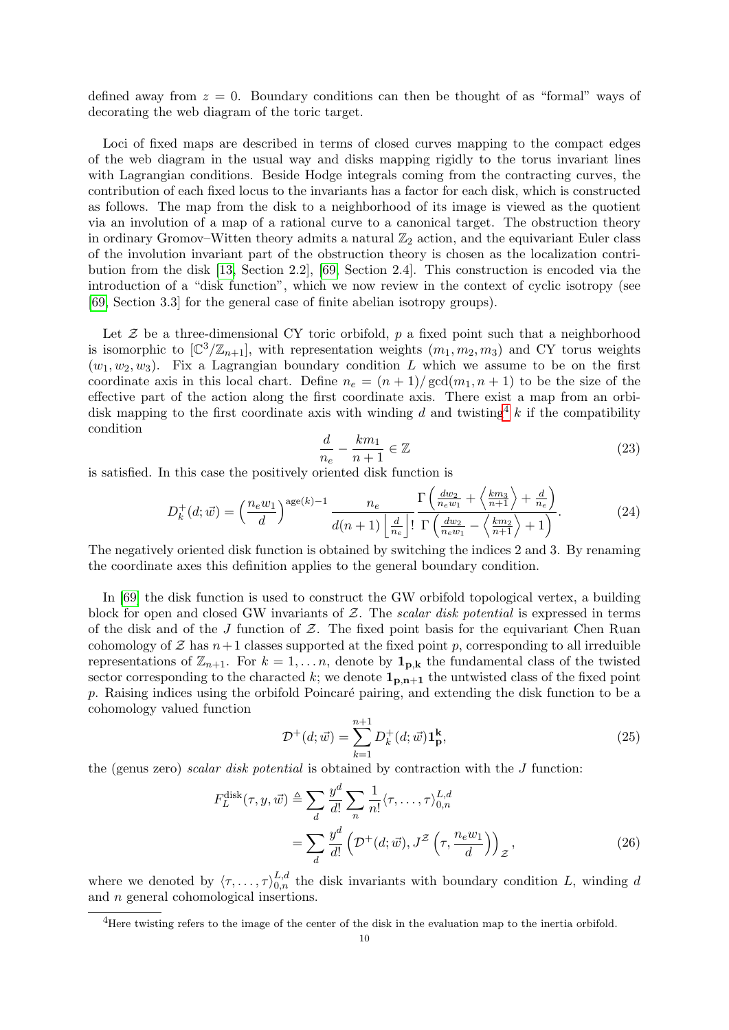defined away from $z = 0$. Boundary conditions can then be thought of as "formal" ways of decorating the web diagram of the toric target.

Loci of fixed maps are described in terms of closed curves mapping to the compact edges of the web diagram in the usual way and disks mapping rigidly to the torus invariant lines with Lagrangian conditions. Beside Hodge integrals coming from the contracting curves, the contribution of each fixed locus to the invariants has a factor for each disk, which is constructed as follows. The map from the disk to a neighborhood of its image is viewed as the quotient via an involution of a map of a rational curve to a canonical target. The obstruction theory in ordinary Gromov–Witten theory admits a natural $\mathbb{Z}_2$ action, and the equivariant Euler class of the involution invariant part of the obstruction theory is chosen as the localization contribution from the disk [13, Section 2.2], [69, Section 2.4]. This construction is encoded via the introduction of a "disk function", which we now review in the context of cyclic isotropy (see [69, Section 3.3] for the general case of finite abelian isotropy groups).

Let $\mathcal{Z}$ be a three-dimensional CY toric orbifold, $p$ a fixed point such that a neighborhood is isomorphic to $[\mathbb{C}^3/\mathbb{Z}_{n+1}]$, with representation weights $(m_1, m_2, m_3)$ and CY torus weights $(w_1, w_2, w_3)$. Fix a Lagrangian boundary condition $L$ which we assume to be on the first coordinate axis in this local chart. Define $n_e = (n+1)/\gcd(m_1, n+1)$ to be the size of the effective part of the action along the first coordinate axis. There exist a map from an orbi-disk mapping to the first coordinate axis with winding $d$ and twisting[4] $k$ if the compatibility condition

$$\frac{d}{n_e} - \frac{km_1}{n+1} \in \mathbb{Z} \tag{23}$$

is satisfied. In this case the positively oriented disk function is

$$D_k^+(d; \vec{w}) = \left(\frac{n_e w_1}{d}\right)^{\mathrm{age}(k)-1} \frac{n_e}{d(n+1)\left\lfloor \frac{d}{n_e} \right\rfloor!} \frac{\Gamma\left(\frac{dw_2}{n_e w_1} + \left\langle \frac{km_3}{n+1} \right\rangle + \frac{d}{n_e}\right)}{\Gamma\left(\frac{dw_2}{n_e w_1} - \left\langle \frac{km_2}{n+1} \right\rangle + 1\right)}. \tag{24}$$

The negatively oriented disk function is obtained by switching the indices 2 and 3. By renaming the coordinate axes this definition applies to the general boundary condition.

In [69] the disk function is used to construct the GW orbifold topological vertex, a building block for open and closed GW invariants of $\mathcal{Z}$. The *scalar disk potential* is expressed in terms of the disk and of the $J$ function of $\mathcal{Z}$. The fixed point basis for the equivariant Chen Ruan cohomology of $\mathcal{Z}$ has $n+1$ classes supported at the fixed point $p$, corresponding to all irreduible representations of $\mathbb{Z}_{n+1}$. For $k = 1, \ldots n$, denote by $\mathbf{1_{p,k}}$ the fundamental class of the twisted sector corresponding to the characted $k$; we denote $\mathbf{1_{p,n+1}}$ the untwisted class of the fixed point $p$. Raising indices using the orbifold Poincaré pairing, and extending the disk function to be a cohomology valued function

$$\mathcal{D}^+(d; \vec{w}) = \sum_{k=1}^{n+1} D_k^+(d; \vec{w}) \mathbf{1_p^k}, \tag{25}$$

the (genus zero) *scalar disk potential* is obtained by contraction with the $J$ function:

$$\begin{aligned} F_L^{\mathrm{disk}}(\tau, y, \vec{w}) &\triangleq \sum_d \frac{y^d}{d!} \sum_n \frac{1}{n!} \langle \tau, \ldots, \tau \rangle_{0,n}^{L,d} \\ &= \sum_d \frac{y^d}{d!} \left( \mathcal{D}^+(d; \vec{w}), J^{\mathcal{Z}}\left(\tau, \frac{n_e w_1}{d}\right) \right)_{\mathcal{Z}}, \end{aligned} \tag{26}$$

where we denoted by $\langle \tau, \ldots, \tau \rangle_{0,n}^{L,d}$ the disk invariants with boundary condition $L$, winding $d$ and $n$ general cohomological insertions.

[4] Here twisting refers to the image of the center of the disk in the evaluation map to the inertia orbifold.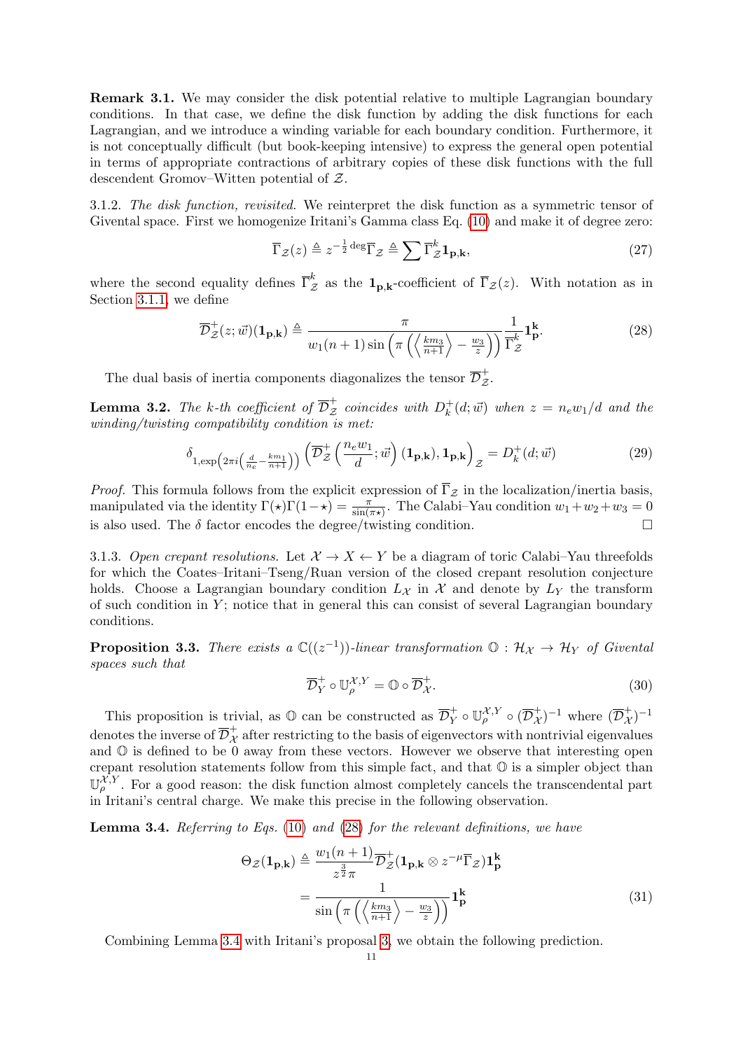**Remark 3.1.** We may consider the disk potential relative to multiple Lagrangian boundary conditions. In that case, we define the disk function by adding the disk functions for each Lagrangian, and we introduce a winding variable for each boundary condition. Furthermore, it is not conceptually difficult (but book-keeping intensive) to express the general open potential in terms of appropriate contractions of arbitrary copies of these disk functions with the full descendent Gromov–Witten potential of $\mathcal{Z}$.

3.1.2. *The disk function, revisited.* We reinterpret the disk function as a symmetric tensor of Givental space. First we homogenize Iritani's Gamma class Eq. (10) and make it of degree zero:

$$\overline{\Gamma}_{\mathcal{Z}}(z) \triangleq z^{-\frac{1}{2}\deg}\overline{\Gamma}_{\mathcal{Z}} \triangleq \sum \overline{\Gamma}_{\mathcal{Z}}^{k}\mathbf{1}_{\mathbf{p},\mathbf{k}}, \tag{27}$$

where the second equality defines $\overline{\Gamma}_{\mathcal{Z}}^{k}$ as the $\mathbf{1}_{\mathbf{p},\mathbf{k}}$-coefficient of $\overline{\Gamma}_{\mathcal{Z}}(z)$. With notation as in Section 3.1.1, we define

$$\overline{\mathcal{D}}_{\mathcal{Z}}^{+}(z;\vec{w})(\mathbf{1}_{\mathbf{p},\mathbf{k}}) \triangleq \frac{\pi}{w_1(n+1)\sin\left(\pi\left(\left\langle\frac{km_3}{n+1}\right\rangle - \frac{w_3}{z}\right)\right)}\frac{1}{\overline{\Gamma}_{\mathcal{Z}}^{k}}\mathbf{1}_{\mathbf{p}}^{\mathbf{k}}. \tag{28}$$

The dual basis of inertia components diagonalizes the tensor $\overline{\mathcal{D}}_{\mathcal{Z}}^{+}$.

**Lemma 3.2.** *The $k$-th coefficient of $\overline{\mathcal{D}}_{\mathcal{Z}}^{+}$ coincides with $D_k^{+}(d;\vec{w})$ when $z = n_e w_1/d$ and the winding/twisting compatibility condition is met:*

$$\delta_{1,\exp\left(2\pi i\left(\frac{d}{n_e} - \frac{km_1}{n+1}\right)\right)}\left(\overline{\mathcal{D}}_{\mathcal{Z}}^{+}\left(\frac{n_e w_1}{d};\vec{w}\right)(\mathbf{1}_{\mathbf{p},\mathbf{k}}),\mathbf{1}_{\mathbf{p},\mathbf{k}}\right)_{\mathcal{Z}} = D_k^{+}(d;\vec{w}) \tag{29}$$

*Proof.* This formula follows from the explicit expression of $\overline{\Gamma}_{\mathcal{Z}}$ in the localization/inertia basis, manipulated via the identity $\Gamma(\star)\Gamma(1-\star) = \frac{\pi}{\sin(\pi\star)}$. The Calabi–Yau condition $w_1+w_2+w_3 = 0$ is also used. The $\delta$ factor encodes the degree/twisting condition. $\square$

3.1.3. *Open crepant resolutions.* Let $\mathcal{X} \to X \leftarrow Y$ be a diagram of toric Calabi–Yau threefolds for which the Coates–Iritani–Tseng/Ruan version of the closed crepant resolution conjecture holds. Choose a Lagrangian boundary condition $L_{\mathcal{X}}$ in $\mathcal{X}$ and denote by $L_Y$ the transform of such condition in $Y$; notice that in general this can consist of several Lagrangian boundary conditions.

**Proposition 3.3.** *There exists a $\mathbb{C}((z^{-1}))$-linear transformation $\mathbb{O}: \mathcal{H}_{\mathcal{X}} \to \mathcal{H}_Y$ of Givental spaces such that*

$$\overline{\mathcal{D}}_{Y}^{+} \circ \mathbb{U}_{\rho}^{\mathcal{X},Y} = \mathbb{O} \circ \overline{\mathcal{D}}_{\mathcal{X}}^{+}. \tag{30}$$

This proposition is trivial, as $\mathbb{O}$ can be constructed as $\overline{\mathcal{D}}_{Y}^{+} \circ \mathbb{U}_{\rho}^{\mathcal{X},Y} \circ (\overline{\mathcal{D}}_{\mathcal{X}}^{+})^{-1}$ where $(\overline{\mathcal{D}}_{\mathcal{X}}^{+})^{-1}$ denotes the inverse of $\overline{\mathcal{D}}_{\mathcal{X}}^{+}$ after restricting to the basis of eigenvectors with nontrivial eigenvalues and $\mathbb{O}$ is defined to be 0 away from these vectors. However we observe that interesting open crepant resolution statements follow from this simple fact, and that $\mathbb{O}$ is a simpler object than $\mathbb{U}_{\rho}^{\mathcal{X},Y}$. For a good reason: the disk function almost completely cancels the transcendental part in Iritani's central charge. We make this precise in the following observation.

**Lemma 3.4.** *Referring to Eqs. (10) and (28) for the relevant definitions, we have*

$$\begin{aligned}
\Theta_{\mathcal{Z}}(\mathbf{1}_{\mathbf{p},\mathbf{k}}) &\triangleq \frac{w_1(n+1)}{z^{\frac{3}{2}}\pi}\overline{\mathcal{D}}_{\mathcal{Z}}^{+}(\mathbf{1}_{\mathbf{p},\mathbf{k}} \otimes z^{-\mu}\overline{\Gamma}_{\mathcal{Z}})\mathbf{1}_{\mathbf{p}}^{\mathbf{k}} \\
&= \frac{1}{\sin\left(\pi\left(\left\langle\frac{km_3}{n+1}\right\rangle - \frac{w_3}{z}\right)\right)}\mathbf{1}_{\mathbf{p}}^{\mathbf{k}}
\end{aligned} \tag{31}$$

Combining Lemma 3.4 with Iritani's proposal 3, we obtain the following prediction.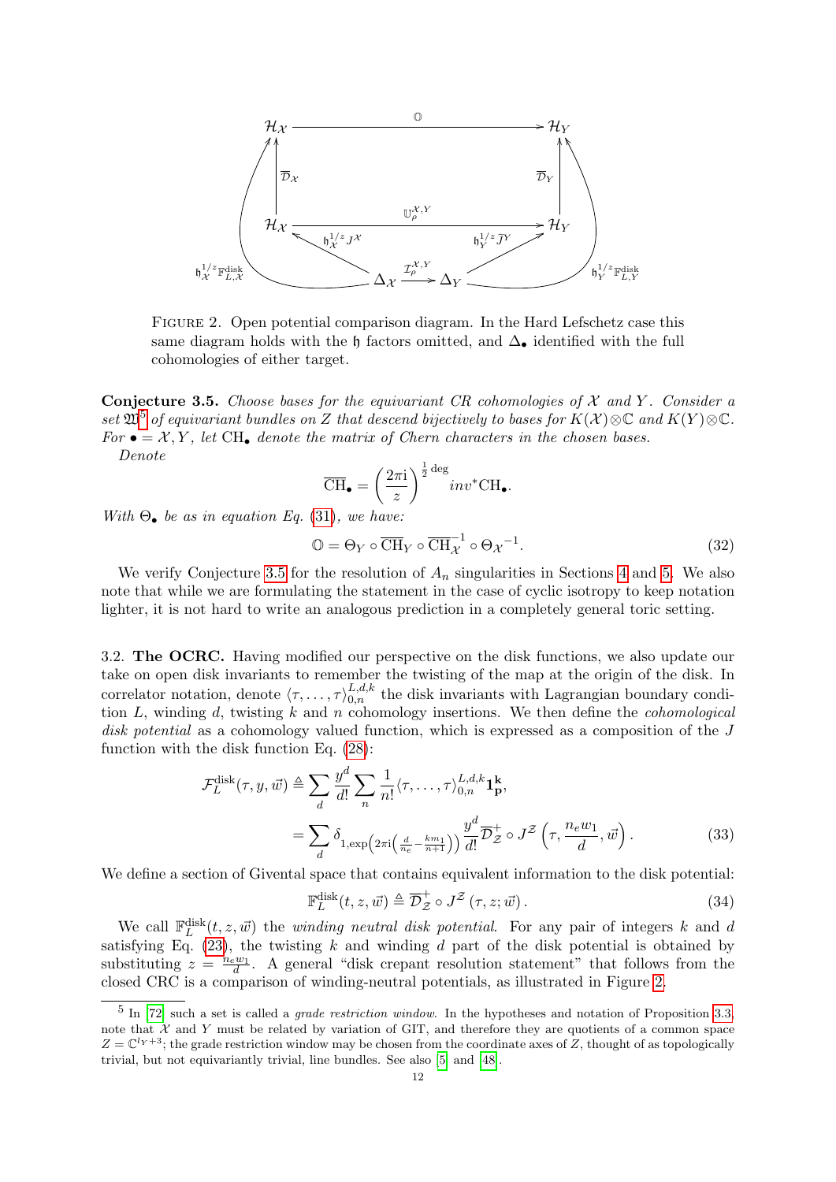$$
\begin{array}{ccccc}
\mathcal{H}_{\mathcal{X}} & \xrightarrow{\quad\mathbb{O}\quad} & & & \mathcal{H}_Y \\
\uparrow \overline{\mathcal{D}}_{\mathcal{X}} & & & & \uparrow \overline{\mathcal{D}}_Y \\
\mathcal{H}_{\mathcal{X}} & \xrightarrow{\quad\mathbb{U}_\rho^{\mathcal{X},Y}\quad} & & & \mathcal{H}_Y \\
\nwarrow \mathfrak{h}_{\mathcal{X}}^{1/z} J^{\mathcal{X}} & & & & \nearrow \mathfrak{h}_Y^{1/z} \widetilde{J}^Y \\
& \Delta_{\mathcal{X}} & \xrightarrow{\mathcal{I}_\rho^{\mathcal{X},Y}} & \Delta_Y &
\end{array}
$$

(with outer arrows $\mathfrak{h}_{\mathcal{X}}^{1/z}\mathbb{F}^{\mathrm{disk}}_{L,\mathcal{X}}: \Delta_{\mathcal{X}} \to \mathcal{H}_{\mathcal{X}}$ and $\mathfrak{h}_{Y}^{1/z}\mathbb{F}^{\mathrm{disk}}_{L,Y}: \Delta_{Y} \to \mathcal{H}_{Y}$)

Figure 2. Open potential comparison diagram. In the Hard Lefschetz case this same diagram holds with the $\mathfrak{h}$ factors omitted, and $\Delta_\bullet$ identified with the full cohomologies of either target.

**Conjecture 3.5.** *Choose bases for the equivariant CR cohomologies of $\mathcal{X}$ and $Y$. Consider a set $\mathfrak{W}$[5] of equivariant bundles on $Z$ that descend bijectively to bases for $K(\mathcal{X})\otimes\mathbb{C}$ and $K(Y)\otimes\mathbb{C}$. For $\bullet = \mathcal{X}, Y$, let $\mathrm{CH}_\bullet$ denote the matrix of Chern characters in the chosen bases.*

*Denote*

$$
\overline{\mathrm{CH}}_\bullet = \left(\frac{2\pi \mathrm{i}}{z}\right)^{\frac{1}{2}\deg} inv^*\mathrm{CH}_\bullet.
$$

*With $\Theta_\bullet$ be as in equation Eq. (31), we have:*

$$
\mathbb{O} = \Theta_Y \circ \overline{\mathrm{CH}}_Y \circ \overline{\mathrm{CH}}_{\mathcal{X}}^{-1} \circ {\Theta_{\mathcal{X}}}^{-1}. \tag{32}
$$

We verify Conjecture 3.5 for the resolution of $A_n$ singularities in Sections 4 and 5. We also note that while we are formulating the statement in the case of cyclic isotropy to keep notation lighter, it is not hard to write an analogous prediction in a completely general toric setting.

3.2. **The OCRC.** Having modified our perspective on the disk functions, we also update our take on open disk invariants to remember the twisting of the map at the origin of the disk. In correlator notation, denote $\langle \tau, \dots, \tau \rangle_{0,n}^{L,d,k}$ the disk invariants with Lagrangian boundary condition $L$, winding $d$, twisting $k$ and $n$ cohomology insertions. We then define the *cohomological disk potential* as a cohomology valued function, which is expressed as a composition of the $J$ function with the disk function Eq. (28):

$$
\begin{aligned}
\mathcal{F}_L^{\mathrm{disk}}(\tau, y, \vec{w}) &\triangleq \sum_d \frac{y^d}{d!} \sum_n \frac{1}{n!} \langle \tau, \dots, \tau \rangle_{0,n}^{L,d,k} \mathbf{1}_{\mathbf{p}}^{\mathbf{k}}, \\
&= \sum_d \delta_{1, \exp\left(2\pi \mathrm{i}\left(\frac{d}{n_e} - \frac{km_1}{n+1}\right)\right)} \frac{y^d}{d!} \overline{\mathcal{D}}_{\mathcal{Z}}^+ \circ J^{\mathcal{Z}}\left(\tau, \frac{n_e w_1}{d}, \vec{w}\right).
\end{aligned} \tag{33}
$$

We define a section of Givental space that contains equivalent information to the disk potential:

$$
\mathbb{F}_L^{\mathrm{disk}}(t, z, \vec{w}) \triangleq \overline{\mathcal{D}}_{\mathcal{Z}}^+ \circ J^{\mathcal{Z}}(\tau, z; \vec{w}). \tag{34}
$$

We call $\mathbb{F}_L^{\mathrm{disk}}(t, z, \vec{w})$ the *winding neutral disk potential*. For any pair of integers $k$ and $d$ satisfying Eq. (23), the twisting $k$ and winding $d$ part of the disk potential is obtained by substituting $z = \frac{n_e w_1}{d}$. A general "disk crepant resolution statement" that follows from the closed CRC is a comparison of winding-neutral potentials, as illustrated in Figure 2.

---

[5] In [72] such a set is called a *grade restriction window*. In the hypotheses and notation of Proposition 3.3, note that $\mathcal{X}$ and $Y$ must be related by variation of GIT, and therefore they are quotients of a common space $Z = \mathbb{C}^{l_Y+3}$; the grade restriction window may be chosen from the coordinate axes of $Z$, thought of as topologically trivial, but not equivariantly trivial, line bundles. See also [5] and [48].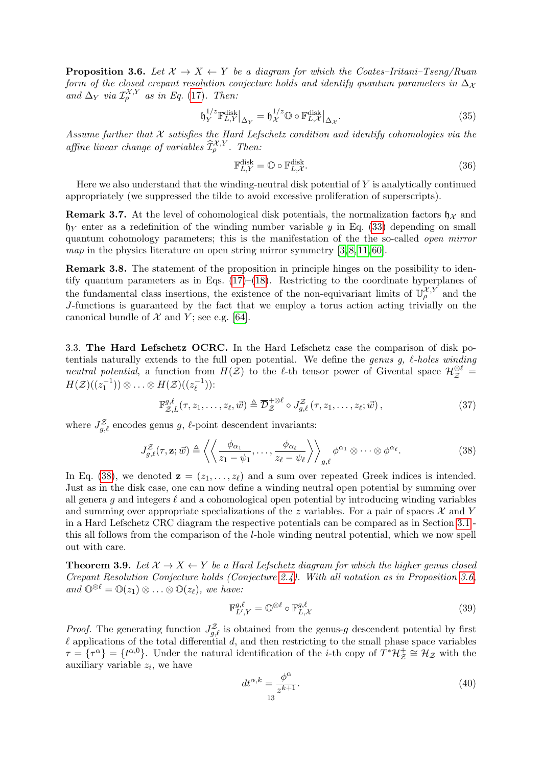**Proposition 3.6.** *Let $\mathcal{X} \to X \leftarrow Y$ be a diagram for which the Coates–Iritani–Tseng/Ruan form of the closed crepant resolution conjecture holds and identify quantum parameters in $\Delta_{\mathcal{X}}$ and $\Delta_Y$ via $\mathcal{I}_\rho^{\mathcal{X},Y}$ as in Eq. (17). Then:*

$$\mathfrak{h}_Y^{1/z}\mathbb{F}^{\rm disk}_{L,Y}\big|_{\Delta_Y} = \mathfrak{h}_{\mathcal{X}}^{1/z}\mathbb{O}\circ\mathbb{F}^{\rm disk}_{L,\mathcal{X}}\big|_{\Delta_{\mathcal{X}}}. \tag{35}$$

*Assume further that $\mathcal{X}$ satisfies the Hard Lefschetz condition and identify cohomologies via the affine linear change of variables $\widehat{\mathcal{I}}_\rho^{\mathcal{X},Y}$. Then:*

$$\mathbb{F}^{\rm disk}_{L,Y} = \mathbb{O}\circ\mathbb{F}^{\rm disk}_{L,\mathcal{X}}. \tag{36}$$

Here we also understand that the winding-neutral disk potential of $Y$ is analytically continued appropriately (we suppressed the tilde to avoid excessive proliferation of superscripts).

**Remark 3.7.** At the level of cohomological disk potentials, the normalization factors $\mathfrak{h}_{\mathcal{X}}$ and $\mathfrak{h}_Y$ enter as a redefinition of the winding number variable $y$ in Eq. (33) depending on small quantum cohomology parameters; this is the manifestation of the the so-called *open mirror map* in the physics literature on open string mirror symmetry [3,8,11,60].

**Remark 3.8.** The statement of the proposition in principle hinges on the possibility to identify quantum parameters as in Eqs. (17)–(18). Restricting to the coordinate hyperplanes of the fundamental class insertions, the existence of the non-equivariant limits of $\mathbb{U}_\rho^{\mathcal{X},Y}$ and the $J$-functions is guaranteed by the fact that we employ a torus action acting trivially on the canonical bundle of $\mathcal{X}$ and $Y$; see e.g. [64].

3.3. **The Hard Lefschetz OCRC.** In the Hard Lefschetz case the comparison of disk potentials naturally extends to the full open potential. We define the *genus $g$, $\ell$-holes winding neutral potential*, a function from $H(\mathcal{Z})$ to the $\ell$-th tensor power of Givental space $\mathcal{H}_{\mathcal{Z}}^{\otimes\ell} = H(\mathcal{Z})((z_1^{-1}))\otimes\ldots\otimes H(\mathcal{Z})((z_\ell^{-1}))$:

$$\mathbb{F}^{g,\ell}_{\mathcal{Z},L}(\tau,z_1,\ldots,z_\ell,\vec{w}) \triangleq \overline{\mathcal{D}}_{\mathcal{Z}}^{+\otimes\ell}\circ J^{\mathcal{Z}}_{g,\ell}(\tau,z_1,\ldots,z_\ell;\vec{w}), \tag{37}$$

where $J^{\mathcal{Z}}_{g,\ell}$ encodes genus $g$, $\ell$-point descendent invariants:

$$J^{\mathcal{Z}}_{g,\ell}(\tau,\mathbf{z};\vec{w}) \triangleq \left\langle\left\langle \frac{\phi_{\alpha_1}}{z_1-\psi_1},\ldots,\frac{\phi_{\alpha_\ell}}{z_\ell-\psi_\ell}\right\rangle\right\rangle_{g,\ell}\phi^{\alpha_1}\otimes\cdots\otimes\phi^{\alpha_\ell}. \tag{38}$$

In Eq. (38), we denoted $\mathbf{z}=(z_1,\ldots,z_\ell)$ and a sum over repeated Greek indices is intended. Just as in the disk case, one can now define a winding neutral open potential by summing over all genera $g$ and integers $\ell$ and a cohomological open potential by introducing winding variables and summing over appropriate specializations of the $z$ variables. For a pair of spaces $\mathcal{X}$ and $Y$ in a Hard Lefschetz CRC diagram the respective potentials can be compared as in Section 3.1 - this all follows from the comparison of the $l$-hole winding neutral potential, which we now spell out with care.

**Theorem 3.9.** *Let $\mathcal{X}\to X\leftarrow Y$ be a Hard Lefschetz diagram for which the higher genus closed Crepant Resolution Conjecture holds (Conjecture 2.4). With all notation as in Proposition 3.6, and $\mathbb{O}^{\otimes\ell} = \mathbb{O}(z_1)\otimes\ldots\otimes\mathbb{O}(z_\ell)$, we have:*

$$\mathbb{F}^{g,\ell}_{L',Y} = \mathbb{O}^{\otimes\ell}\circ\mathbb{F}^{g,\ell}_{L,\mathcal{X}} \tag{39}$$

*Proof.* The generating function $J^{\mathcal{Z}}_{g,\ell}$ is obtained from the genus-$g$ descendent potential by first $\ell$ applications of the total differential $d$, and then restricting to the small phase space variables $\tau=\{\tau^\alpha\}=\{t^{\alpha,0}\}$. Under the natural identification of the $i$-th copy of $T^*\mathcal{H}^+_{\mathcal{Z}}\cong\mathcal{H}_{\mathcal{Z}}$ with the auxiliary variable $z_i$, we have

$$dt^{\alpha,k} = \frac{\phi^\alpha}{z^{k+1}}. \tag{40}$$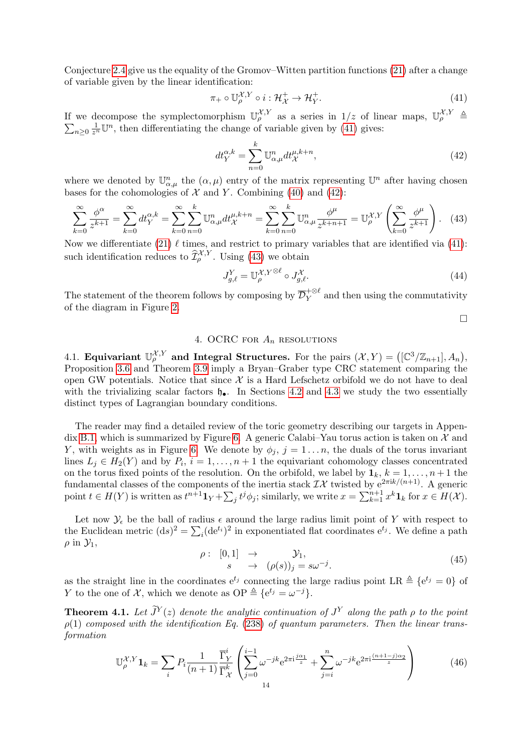Conjecture 2.4 give us the equality of the Gromov–Witten partition functions (21) after a change of variable given by the linear identification:

$$\pi_+ \circ \mathbb{U}_\rho^{\mathcal{X},Y} \circ i : \mathcal{H}_{\mathcal{X}}^+ \to \mathcal{H}_Y^+. \tag{41}$$

If we decompose the symplectomorphism $\mathbb{U}_\rho^{\mathcal{X},Y}$ as a series in $1/z$ of linear maps, $\mathbb{U}_\rho^{\mathcal{X},Y} \triangleq \sum_{n\geq 0} \frac{1}{z^n}\mathbb{U}^n$, then differentiating the change of variable given by (41) gives:

$$dt_Y^{\alpha,k} = \sum_{n=0}^{k} \mathbb{U}^n_{\alpha,\mu} dt_{\mathcal{X}}^{\mu,k+n}, \tag{42}$$

where we denoted by $\mathbb{U}^n_{\alpha,\mu}$ the $(\alpha,\mu)$ entry of the matrix representing $\mathbb{U}^n$ after having chosen bases for the cohomologies of $\mathcal{X}$ and $Y$. Combining (40) and (42):

$$\sum_{k=0}^{\infty} \frac{\phi^\alpha}{z^{k+1}} = \sum_{k=0}^{\infty} dt_Y^{\alpha,k} = \sum_{k=0}^{\infty}\sum_{n=0}^{k} \mathbb{U}^n_{\alpha,\mu} dt_{\mathcal{X}}^{\mu,k+n} = \sum_{k=0}^{\infty}\sum_{n=0}^{k} \mathbb{U}^n_{\alpha,\mu} \frac{\phi^\mu}{z^{k+n+1}} = \mathbb{U}_\rho^{\mathcal{X},Y}\left(\sum_{k=0}^{\infty} \frac{\phi^\mu}{z^{k+1}}\right). \tag{43}$$

Now we differentiate (21) $\ell$ times, and restrict to primary variables that are identified via (41): such identification reduces to $\widehat{\mathcal{I}}_\rho^{\mathcal{X},Y}$. Using (43) we obtain

$$J_{g,\ell}^{Y} = \mathbb{U}_\rho^{\mathcal{X},Y^{\otimes\ell}} \circ J_{g,\ell}^{\mathcal{X}}. \tag{44}$$

The statement of the theorem follows by composing by $\overline{\mathcal{D}}_Y^{+\otimes\ell}$ and then using the commutativity of the diagram in Figure 2.

□

## 4. OCRC for $A_n$ resolutions

**4.1. Equivariant $\mathbb{U}_\rho^{\mathcal{X},Y}$ and Integral Structures.** For the pairs $(\mathcal{X}, Y) = \left([\mathbb{C}^3/\mathbb{Z}_{n+1}], A_n\right)$, Proposition 3.6 and Theorem 3.9 imply a Bryan–Graber type CRC statement comparing the open GW potentials. Notice that since $\mathcal{X}$ is a Hard Lefschetz orbifold we do not have to deal with the trivializing scalar factors $\mathfrak{h}_\bullet$. In Sections 4.2 and 4.3 we study the two essentially distinct types of Lagrangian boundary conditions.

The reader may find a detailed review of the toric geometry describing our targets in Appendix B.1, which is summarized by Figure 6. A generic Calabi–Yau torus action is taken on $\mathcal{X}$ and $Y$, with weights as in Figure 6. We denote by $\phi_j$, $j = 1\ldots n$, the duals of the torus invariant lines $L_j \in H_2(Y)$ and by $P_i$, $i = 1,\ldots,n+1$ the equivariant cohomology classes concentrated on the torus fixed points of the resolution. On the orbifold, we label by $\mathbf{1}_k$, $k = 1,\ldots,n+1$ the fundamental classes of the components of the inertia stack $\mathcal{I}\mathcal{X}$ twisted by $\mathrm{e}^{2\pi i k/(n+1)}$. A generic point $t \in H(Y)$ is written as $t^{n+1}\mathbf{1}_Y + \sum_j t^j\phi_j$; similarly, we write $x = \sum_{k=1}^{n+1} x^k \mathbf{1}_k$ for $x \in H(\mathcal{X})$.

Let now $\mathcal{Y}_\epsilon$ be the ball of radius $\epsilon$ around the large radius limit point of $Y$ with respect to the Euclidean metric $(\mathrm{d}s)^2 = \sum_i (\mathrm{d}e^{t_i})^2$ in exponentiated flat coordinates $\mathrm{e}^{t_j}$. We define a path $\rho$ in $\mathcal{Y}_1$,

$$\begin{array}{rccc} \rho: & [0,1] & \to & \mathcal{Y}_1, \\ & s & \to & (\rho(s))_j = s\omega^{-j}. \end{array} \tag{45}$$

as the straight line in the coordinates $\mathrm{e}^{t_j}$ connecting the large radius point LR $\triangleq \{\mathrm{e}^{t_j} = 0\}$ of $Y$ to the one of $\mathcal{X}$, which we denote as OP $\triangleq \{\mathrm{e}^{t_j} = \omega^{-j}\}$.

**Theorem 4.1.** *Let $\widetilde{J}^Y(z)$ denote the analytic continuation of $J^Y$ along the path $\rho$ to the point $\rho(1)$ composed with the identification Eq. (238) of quantum parameters. Then the linear transformation*

$$\mathbb{U}_\rho^{\mathcal{X},Y}\mathbf{1}_k = \sum_i P_i \frac{1}{(n+1)} \frac{\overline{\Gamma}_Y^i}{\overline{\Gamma}_{\mathcal{X}}^k} \left(\sum_{j=0}^{i-1} \omega^{-jk} \mathrm{e}^{2\pi i \frac{j\alpha_1}{z}} + \sum_{j=i}^{n} \omega^{-jk} \mathrm{e}^{2\pi i \frac{(n+1-j)\alpha_2}{z}}\right) \tag{46}$$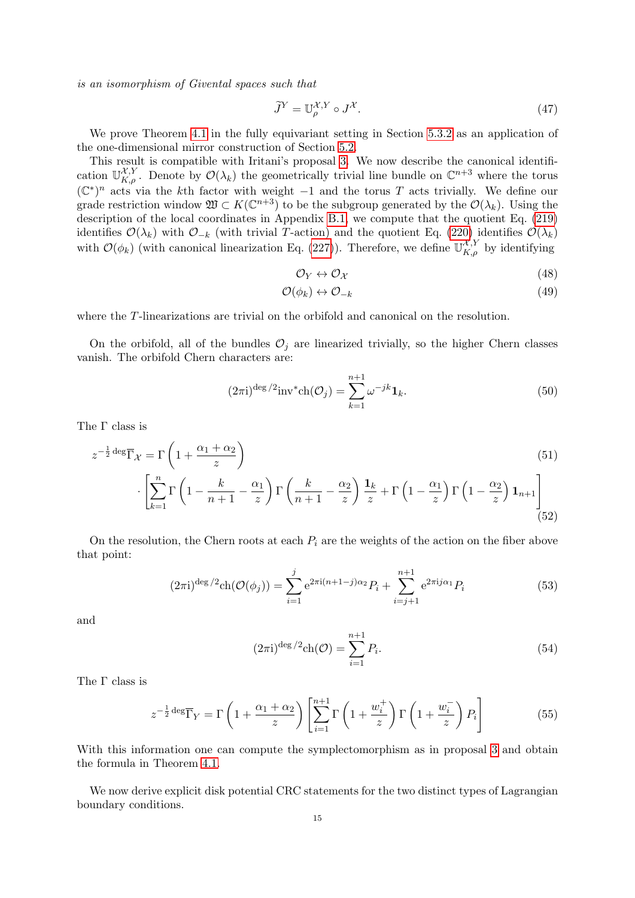*is an isomorphism of Givental spaces such that*

$$\widetilde{J}^Y = \mathbb{U}_\rho^{\mathcal{X},Y} \circ J^{\mathcal{X}}. \tag{47}$$

We prove Theorem 4.1 in the fully equivariant setting in Section 5.3.2 as an application of the one-dimensional mirror construction of Section 5.2.

This result is compatible with Iritani's proposal 3. We now describe the canonical identification $\mathbb{U}_{K,\rho}^{\mathcal{X},Y}$. Denote by $\mathcal{O}(\lambda_k)$ the geometrically trivial line bundle on $\mathbb{C}^{n+3}$ where the torus $(\mathbb{C}^*)^n$ acts via the $k$th factor with weight $-1$ and the torus $T$ acts trivially. We define our grade restriction window $\mathfrak{W} \subset K(\mathbb{C}^{n+3})$ to be the subgroup generated by the $\mathcal{O}(\lambda_k)$. Using the description of the local coordinates in Appendix B.1, we compute that the quotient Eq. (219) identifies $\mathcal{O}(\lambda_k)$ with $\mathcal{O}_{-k}$ (with trivial $T$-action) and the quotient Eq. (220) identifies $\mathcal{O}(\lambda_k)$ with $\mathcal{O}(\phi_k)$ (with canonical linearization Eq. (227)). Therefore, we define $\mathbb{U}_{K,\rho}^{\mathcal{X},Y}$ by identifying

$$\mathcal{O}_Y \leftrightarrow \mathcal{O}_{\mathcal{X}} \tag{48}$$

$$\mathcal{O}(\phi_k) \leftrightarrow \mathcal{O}_{-k} \tag{49}$$

where the $T$-linearizations are trivial on the orbifold and canonical on the resolution.

On the orbifold, all of the bundles $\mathcal{O}_j$ are linearized trivially, so the higher Chern classes vanish. The orbifold Chern characters are:

$$(2\pi \mathrm{i})^{\deg/2}\mathrm{inv}^*\mathrm{ch}(\mathcal{O}_j) = \sum_{k=1}^{n+1} \omega^{-jk}\mathbf{1}_k. \tag{50}$$

The $\Gamma$ class is

$$z^{-\frac{1}{2}\deg}\overline{\Gamma}_{\mathcal{X}} = \Gamma\left(1 + \frac{\alpha_1+\alpha_2}{z}\right) \tag{51}$$

$$\cdot\left[\sum_{k=1}^{n}\Gamma\left(1-\frac{k}{n+1}-\frac{\alpha_1}{z}\right)\Gamma\left(\frac{k}{n+1}-\frac{\alpha_2}{z}\right)\frac{\mathbf{1}_k}{z} + \Gamma\left(1-\frac{\alpha_1}{z}\right)\Gamma\left(1-\frac{\alpha_2}{z}\right)\mathbf{1}_{n+1}\right] \tag{52}$$

On the resolution, the Chern roots at each $P_i$ are the weights of the action on the fiber above that point:

$$(2\pi \mathrm{i})^{\deg/2}\mathrm{ch}(\mathcal{O}(\phi_j)) = \sum_{i=1}^{j} \mathrm{e}^{2\pi \mathrm{i}(n+1-j)\alpha_2}P_i + \sum_{i=j+1}^{n+1}\mathrm{e}^{2\pi \mathrm{i} j\alpha_1}P_i \tag{53}$$

and

$$(2\pi \mathrm{i})^{\deg/2}\mathrm{ch}(\mathcal{O}) = \sum_{i=1}^{n+1} P_i. \tag{54}$$

The $\Gamma$ class is

$$z^{-\frac{1}{2}\deg}\overline{\Gamma}_Y = \Gamma\left(1+\frac{\alpha_1+\alpha_2}{z}\right)\left[\sum_{i=1}^{n+1}\Gamma\left(1+\frac{w_i^+}{z}\right)\Gamma\left(1+\frac{w_i^-}{z}\right)P_i\right] \tag{55}$$

With this information one can compute the symplectomorphism as in proposal 3 and obtain the formula in Theorem 4.1.

We now derive explicit disk potential CRC statements for the two distinct types of Lagrangian boundary conditions.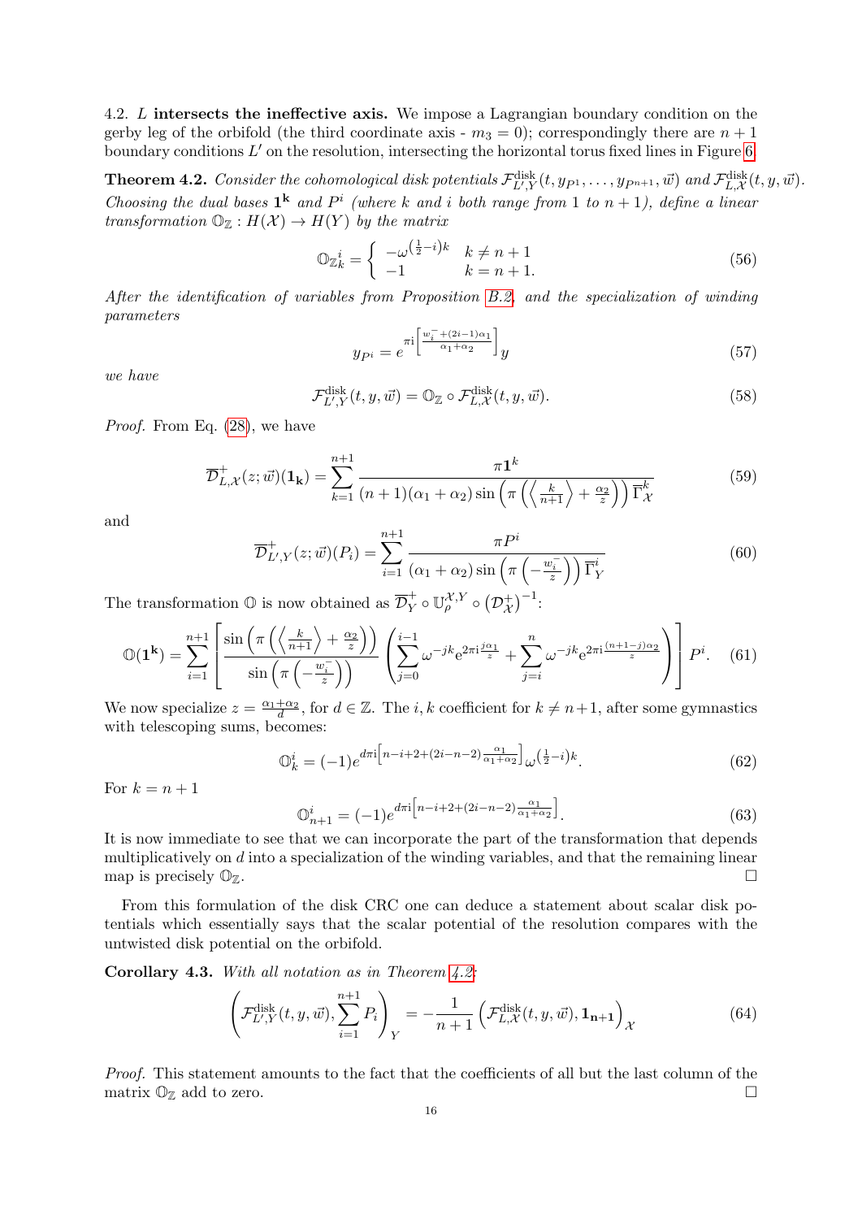4.2. **$L$ intersects the ineffective axis.** We impose a Lagrangian boundary condition on the gerby leg of the orbifold (the third coordinate axis - $m_3 = 0$); correspondingly there are $n+1$ boundary conditions $L'$ on the resolution, intersecting the horizontal torus fixed lines in Figure 6.

**Theorem 4.2.** *Consider the cohomological disk potentials $\mathcal{F}^{\text{disk}}_{L',Y}(t, y_{P^1}, \ldots, y_{P^{n+1}}, \vec{w})$ and $\mathcal{F}^{\text{disk}}_{L,\mathcal{X}}(t, y, \vec{w})$. Choosing the dual bases $\mathbf{1^k}$ and $P^i$ (where $k$ and $i$ both range from 1 to $n+1$), define a linear transformation $\mathbb{O}_{\mathbb{Z}} : H(\mathcal{X}) \to H(Y)$ by the matrix*

$$\mathbb{O}_{\mathbb{Z}}{}^i_k = \begin{cases} -\omega^{\left(\frac{1}{2}-i\right)k} & k \neq n+1 \\ -1 & k = n+1. \end{cases} \tag{56}$$

*After the identification of variables from Proposition B.2, and the specialization of winding parameters*

$$y_{P^i} = e^{\pi \mathrm{i}\left[\frac{w_i^- + (2i-1)\alpha_1}{\alpha_1+\alpha_2}\right]} y \tag{57}$$

*we have*

$$\mathcal{F}^{\text{disk}}_{L',Y}(t, y, \vec{w}) = \mathbb{O}_{\mathbb{Z}} \circ \mathcal{F}^{\text{disk}}_{L,\mathcal{X}}(t, y, \vec{w}). \tag{58}$$

*Proof.* From Eq. (28), we have

$$\overline{\mathcal{D}}^+_{L,\mathcal{X}}(z; \vec{w})(\mathbf{1_k}) = \sum_{k=1}^{n+1} \frac{\pi \mathbf{1}^k}{(n+1)(\alpha_1+\alpha_2)\sin\left(\pi\left(\left\langle \frac{k}{n+1}\right\rangle + \frac{\alpha_2}{z}\right)\right)\overline{\Gamma}^k_{\mathcal{X}}} \tag{59}$$

and

$$\overline{\mathcal{D}}^+_{L',Y}(z; \vec{w})(P_i) = \sum_{i=1}^{n+1} \frac{\pi P^i}{(\alpha_1+\alpha_2)\sin\left(\pi\left(-\frac{w_i^-}{z}\right)\right)\overline{\Gamma}^i_Y} \tag{60}$$

The transformation $\mathbb{O}$ is now obtained as $\overline{\mathcal{D}}^+_Y \circ \mathbb{U}^{\mathcal{X},Y}_\rho \circ \left(\mathcal{D}^+_{\mathcal{X}}\right)^{-1}$:

$$\mathbb{O}(\mathbf{1^k}) = \sum_{i=1}^{n+1} \left[ \frac{\sin\left(\pi\left(\left\langle \frac{k}{n+1}\right\rangle + \frac{\alpha_2}{z}\right)\right)}{\sin\left(\pi\left(-\frac{w_i^-}{z}\right)\right)} \left( \sum_{j=0}^{i-1} \omega^{-jk} e^{2\pi \mathrm{i}\frac{j\alpha_1}{z}} + \sum_{j=i}^{n} \omega^{-jk} e^{2\pi \mathrm{i}\frac{(n+1-j)\alpha_2}{z}} \right) \right] P^i. \tag{61}$$

We now specialize $z = \frac{\alpha_1+\alpha_2}{d}$, for $d \in \mathbb{Z}$. The $i,k$ coefficient for $k \neq n+1$, after some gymnastics with telescoping sums, becomes:

$$\mathbb{O}^i_k = (-1) e^{d\pi \mathrm{i}\left[n-i+2+(2i-n-2)\frac{\alpha_1}{\alpha_1+\alpha_2}\right]} \omega^{\left(\frac{1}{2}-i\right)k}. \tag{62}$$

For $k = n+1$

$$\mathbb{O}^i_{n+1} = (-1) e^{d\pi \mathrm{i}\left[n-i+2+(2i-n-2)\frac{\alpha_1}{\alpha_1+\alpha_2}\right]}. \tag{63}$$

It is now immediate to see that we can incorporate the part of the transformation that depends multiplicatively on $d$ into a specialization of the winding variables, and that the remaining linear map is precisely $\mathbb{O}_{\mathbb{Z}}$. $\square$

From this formulation of the disk CRC one can deduce a statement about scalar disk potentials which essentially says that the scalar potential of the resolution compares with the untwisted disk potential on the orbifold.

**Corollary 4.3.** *With all notation as in Theorem 4.2:*

$$\left(\mathcal{F}^{\text{disk}}_{L',Y}(t, y, \vec{w}), \sum_{i=1}^{n+1} P_i\right)_Y = -\frac{1}{n+1}\left(\mathcal{F}^{\text{disk}}_{L,\mathcal{X}}(t, y, \vec{w}), \mathbf{1_{n+1}}\right)_{\mathcal{X}} \tag{64}$$

*Proof.* This statement amounts to the fact that the coefficients of all but the last column of the matrix $\mathbb{O}_{\mathbb{Z}}$ add to zero. $\square$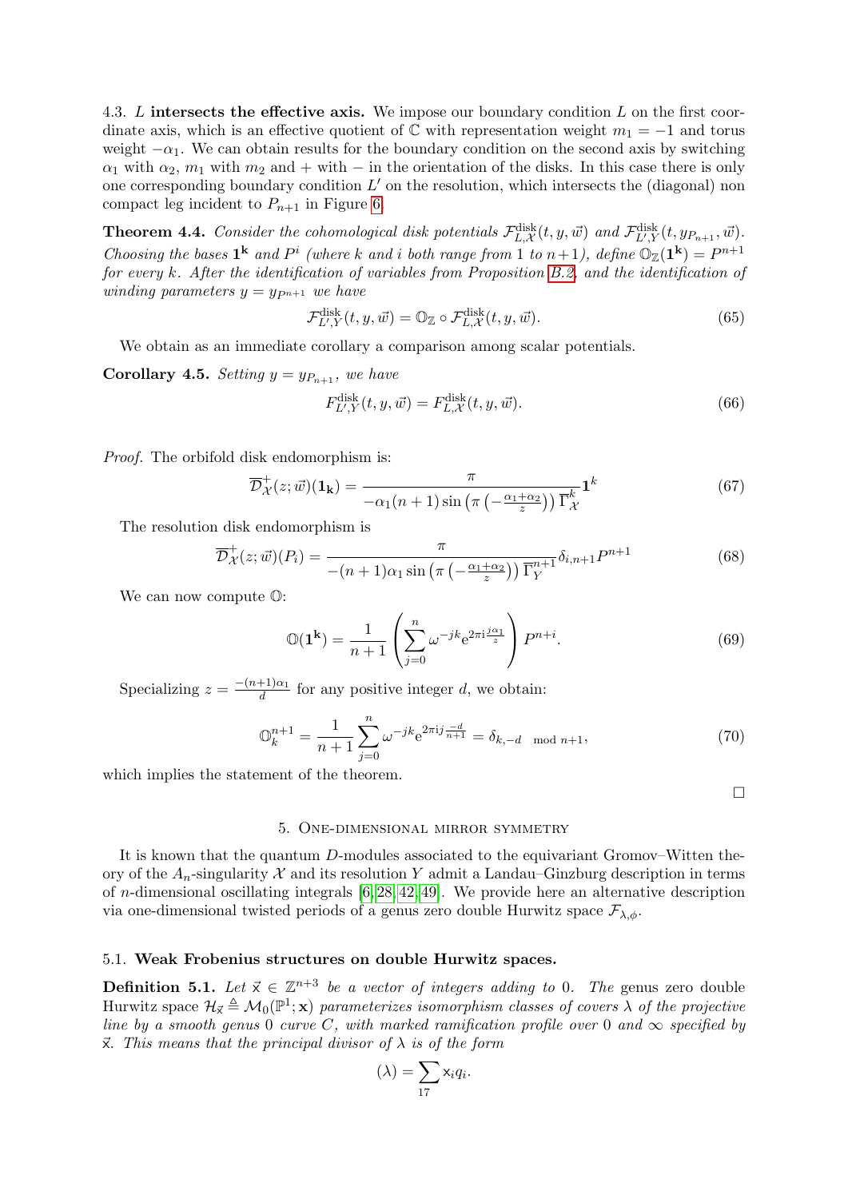4.3. $L$ **intersects the effective axis.** We impose our boundary condition $L$ on the first coordinate axis, which is an effective quotient of $\mathbb{C}$ with representation weight $m_1 = -1$ and torus weight $-\alpha_1$. We can obtain results for the boundary condition on the second axis by switching $\alpha_1$ with $\alpha_2$, $m_1$ with $m_2$ and $+$ with $-$ in the orientation of the disks. In this case there is only one corresponding boundary condition $L'$ on the resolution, which intersects the (diagonal) non compact leg incident to $P_{n+1}$ in Figure 6.

**Theorem 4.4.** *Consider the cohomological disk potentials $\mathcal{F}^{\mathrm{disk}}_{L,\mathcal{X}}(t, y, \vec{w})$ and $\mathcal{F}^{\mathrm{disk}}_{L',Y}(t, y_{P_{n+1}}, \vec{w})$. Choosing the bases $\mathbf{1}^{\mathbf{k}}$ and $P^i$ (where $k$ and $i$ both range from 1 to $n+1$), define $\mathbb{O}_{\mathbb{Z}}(\mathbf{1}^{\mathbf{k}}) = P^{n+1}$ for every $k$. After the identification of variables from Proposition B.2, and the identification of winding parameters $y = y_{P^{n+1}}$ we have*

$$\mathcal{F}^{\mathrm{disk}}_{L',Y}(t, y, \vec{w}) = \mathbb{O}_{\mathbb{Z}} \circ \mathcal{F}^{\mathrm{disk}}_{L,\mathcal{X}}(t, y, \vec{w}). \tag{65}$$

We obtain as an immediate corollary a comparison among scalar potentials.

**Corollary 4.5.** *Setting $y = y_{P_{n+1}}$, we have*

$$F^{\mathrm{disk}}_{L',Y}(t, y, \vec{w}) = F^{\mathrm{disk}}_{L,\mathcal{X}}(t, y, \vec{w}). \tag{66}$$

*Proof.* The orbifold disk endomorphism is:

$$\overline{\mathcal{D}}^{+}_{\mathcal{X}}(z; \vec{w})(\mathbf{1_k}) = \frac{\pi}{-\alpha_1(n+1)\sin\left(\pi\left(-\frac{\alpha_1+\alpha_2}{z}\right)\right)\overline{\Gamma}^{k}_{\mathcal{X}}}\mathbf{1}^k \tag{67}$$

The resolution disk endomorphism is

$$\overline{\mathcal{D}}^{+}_{\mathcal{X}}(z; \vec{w})(P_i) = \frac{\pi}{-(n+1)\alpha_1\sin\left(\pi\left(-\frac{\alpha_1+\alpha_2}{z}\right)\right)\overline{\Gamma}^{n+1}_{Y}}\delta_{i,n+1}P^{n+1} \tag{68}$$

We can now compute $\mathbb{O}$:

$$\mathbb{O}(\mathbf{1^k}) = \frac{1}{n+1}\left(\sum_{j=0}^{n}\omega^{-jk}\mathrm{e}^{2\pi\mathrm{i}\frac{j\alpha_1}{z}}\right)P^{n+i}. \tag{69}$$

Specializing $z = \frac{-(n+1)\alpha_1}{d}$ for any positive integer $d$, we obtain:

$$\mathbb{O}^{n+1}_{k} = \frac{1}{n+1}\sum_{j=0}^{n}\omega^{-jk}\mathrm{e}^{2\pi\mathrm{i}j\frac{-d}{n+1}} = \delta_{k,-d \mod n+1}, \tag{70}$$

which implies the statement of the theorem. $\square$

## 5. One-dimensional mirror symmetry

It is known that the quantum $D$-modules associated to the equivariant Gromov–Witten theory of the $A_n$-singularity $\mathcal{X}$ and its resolution $Y$ admit a Landau–Ginzburg description in terms of $n$-dimensional oscillating integrals [6, 28, 42, 49]. We provide here an alternative description via one-dimensional twisted periods of a genus zero double Hurwitz space $\mathcal{F}_{\lambda,\phi}$.

### 5.1. Weak Frobenius structures on double Hurwitz spaces.

**Definition 5.1.** *Let $\vec{\mathsf{x}} \in \mathbb{Z}^{n+3}$ be a vector of integers adding to 0. The* genus zero double Hurwitz space *$\mathcal{H}_{\vec{\mathsf{x}}} \triangleq \mathcal{M}_0(\mathbb{P}^1; \mathbf{x})$ parameterizes isomorphism classes of covers $\lambda$ of the projective line by a smooth genus 0 curve $C$, with marked ramification profile over 0 and $\infty$ specified by $\vec{\mathsf{x}}$. This means that the principal divisor of $\lambda$ is of the form*

$$(\lambda) = \sum \mathsf{x}_i q_i.$$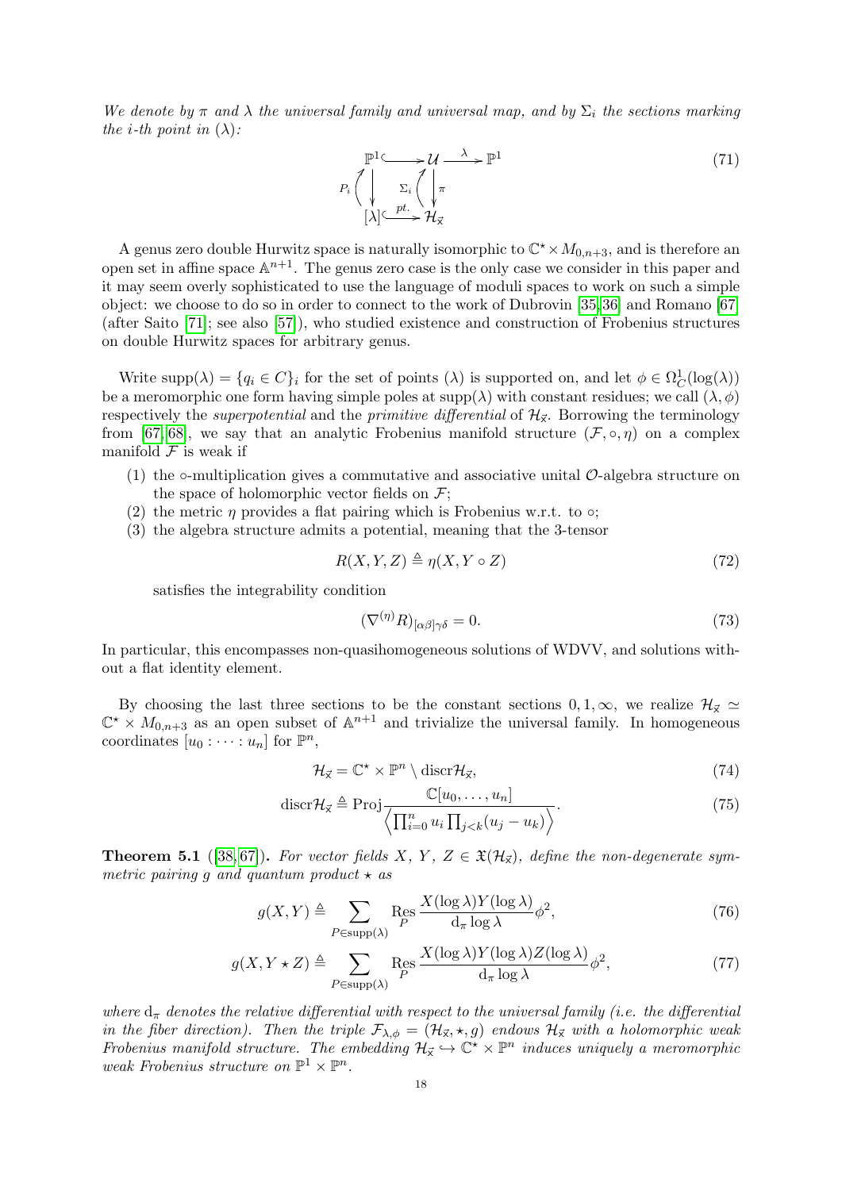*We denote by $\pi$ and $\lambda$ the universal family and universal map, and by $\Sigma_i$ the sections marking the $i$-th point in $(\lambda)$:*

$$\begin{array}{ccccc} \mathbb{P}^1 & \hookrightarrow & \mathcal{U} & \xrightarrow{\lambda} & \mathbb{P}^1 \\ {\scriptstyle P_i}\uparrow\downarrow & & {\scriptstyle \Sigma_i}\uparrow\downarrow{\scriptstyle \pi} & & \\ [\lambda] & \xhookrightarrow{pt.} & \mathcal{H}_{\vec{x}} & & \end{array} \tag{71}$$

A genus zero double Hurwitz space is naturally isomorphic to $\mathbb{C}^\star \times M_{0,n+3}$, and is therefore an open set in affine space $\mathbb{A}^{n+1}$. The genus zero case is the only case we consider in this paper and it may seem overly sophisticated to use the language of moduli spaces to work on such a simple object: we choose to do so in order to connect to the work of Dubrovin [35,36] and Romano [67] (after Saito [71]; see also [57]), who studied existence and construction of Frobenius structures on double Hurwitz spaces for arbitrary genus.

Write $\operatorname{supp}(\lambda) = \{q_i \in C\}_i$ for the set of points $(\lambda)$ is supported on, and let $\phi \in \Omega^1_C(\log(\lambda))$ be a meromorphic one form having simple poles at $\operatorname{supp}(\lambda)$ with constant residues; we call $(\lambda, \phi)$ respectively the *superpotential* and the *primitive differential* of $\mathcal{H}_{\vec{x}}$. Borrowing the terminology from [67,68], we say that an analytic Frobenius manifold structure $(\mathcal{F}, \circ, \eta)$ on a complex manifold $\mathcal{F}$ is weak if

1. the $\circ$-multiplication gives a commutative and associative unital $\mathcal{O}$-algebra structure on the space of holomorphic vector fields on $\mathcal{F}$;
2. the metric $\eta$ provides a flat pairing which is Frobenius w.r.t. to $\circ$;
3. the algebra structure admits a potential, meaning that the 3-tensor
$$R(X, Y, Z) \triangleq \eta(X, Y \circ Z) \tag{72}$$
satisfies the integrability condition
$$(\nabla^{(\eta)} R)_{[\alpha\beta]\gamma\delta} = 0. \tag{73}$$

In particular, this encompasses non-quasihomogeneous solutions of WDVV, and solutions without a flat identity element.

By choosing the last three sections to be the constant sections $0, 1, \infty$, we realize $\mathcal{H}_{\vec{x}} \simeq \mathbb{C}^\star \times M_{0,n+3}$ as an open subset of $\mathbb{A}^{n+1}$ and trivialize the universal family. In homogeneous coordinates $[u_0 : \cdots : u_n]$ for $\mathbb{P}^n$,

$$\mathcal{H}_{\vec{x}} = \mathbb{C}^\star \times \mathbb{P}^n \setminus \operatorname{discr}\mathcal{H}_{\vec{x}}, \tag{74}$$

$$\operatorname{discr}\mathcal{H}_{\vec{x}} \triangleq \operatorname{Proj}\frac{\mathbb{C}[u_0, \ldots, u_n]}{\left\langle \prod_{i=0}^n u_i \prod_{j<k}(u_j - u_k)\right\rangle}. \tag{75}$$

**Theorem 5.1** ([38,67]). *For vector fields $X$, $Y$, $Z \in \mathfrak{X}(\mathcal{H}_{\vec{x}})$, define the non-degenerate symmetric pairing $g$ and quantum product $\star$ as*

$$g(X, Y) \triangleq \sum_{P \in \operatorname{supp}(\lambda)} \operatorname*{Res}_P \frac{X(\log\lambda) Y(\log\lambda)}{\mathrm{d}_\pi \log\lambda}\phi^2, \tag{76}$$

$$g(X, Y \star Z) \triangleq \sum_{P \in \operatorname{supp}(\lambda)} \operatorname*{Res}_P \frac{X(\log\lambda) Y(\log\lambda) Z(\log\lambda)}{\mathrm{d}_\pi \log\lambda}\phi^2, \tag{77}$$

*where $\mathrm{d}_\pi$ denotes the relative differential with respect to the universal family (i.e. the differential in the fiber direction). Then the triple $\mathcal{F}_{\lambda,\phi} = (\mathcal{H}_{\vec{x}}, \star, g)$ endows $\mathcal{H}_{\vec{x}}$ with a holomorphic weak Frobenius manifold structure. The embedding $\mathcal{H}_{\vec{x}} \hookrightarrow \mathbb{C}^\star \times \mathbb{P}^n$ induces uniquely a meromorphic weak Frobenius structure on $\mathbb{P}^1 \times \mathbb{P}^n$.*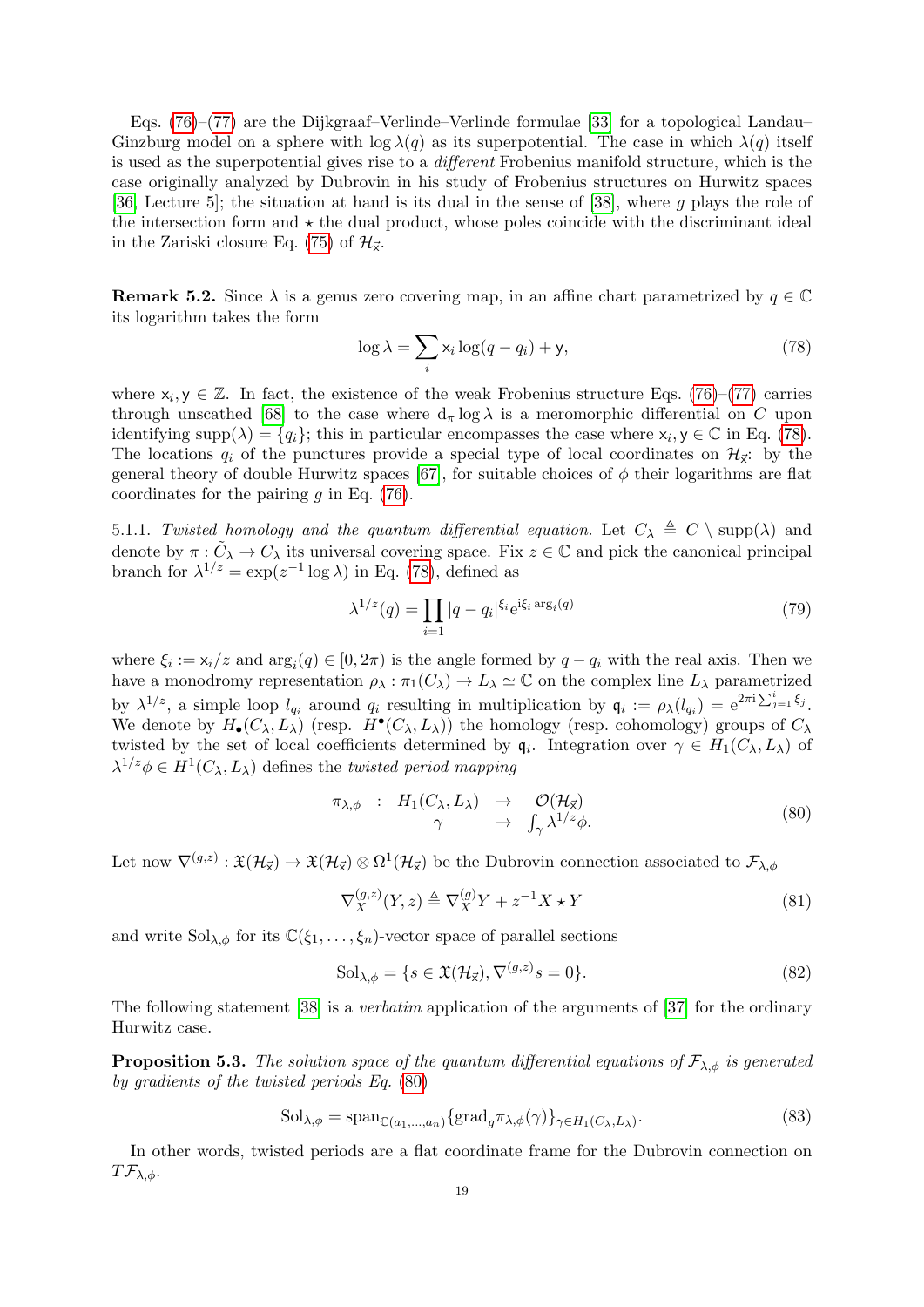Eqs. (76)–(77) are the Dijkgraaf–Verlinde–Verlinde formulae [33] for a topological Landau–Ginzburg model on a sphere with $\log \lambda(q)$ as its superpotential. The case in which $\lambda(q)$ itself is used as the superpotential gives rise to a *different* Frobenius manifold structure, which is the case originally analyzed by Dubrovin in his study of Frobenius structures on Hurwitz spaces [36, Lecture 5]; the situation at hand is its dual in the sense of [38], where $g$ plays the role of the intersection form and $\star$ the dual product, whose poles coincide with the discriminant ideal in the Zariski closure Eq. (75) of $\mathcal{H}_{\vec{\mathsf{x}}}$.

**Remark 5.2.** Since $\lambda$ is a genus zero covering map, in an affine chart parametrized by $q \in \mathbb{C}$ its logarithm takes the form

$$\log \lambda = \sum_i \mathsf{x}_i \log(q - q_i) + \mathsf{y}, \tag{78}$$

where $\mathsf{x}_i, \mathsf{y} \in \mathbb{Z}$. In fact, the existence of the weak Frobenius structure Eqs. (76)–(77) carries through unscathed [68] to the case where $\mathrm{d}_\pi \log \lambda$ is a meromorphic differential on $C$ upon identifying $\mathrm{supp}(\lambda) = \{q_i\}$; this in particular encompasses the case where $\mathsf{x}_i, \mathsf{y} \in \mathbb{C}$ in Eq. (78). The locations $q_i$ of the punctures provide a special type of local coordinates on $\mathcal{H}_{\vec{\mathsf{x}}}$: by the general theory of double Hurwitz spaces [67], for suitable choices of $\phi$ their logarithms are flat coordinates for the pairing $g$ in Eq. (76).

5.1.1. *Twisted homology and the quantum differential equation.* Let $C_\lambda \triangleq C \setminus \mathrm{supp}(\lambda)$ and denote by $\pi : \tilde{C}_\lambda \to C_\lambda$ its universal covering space. Fix $z \in \mathbb{C}$ and pick the canonical principal branch for $\lambda^{1/z} = \exp(z^{-1} \log \lambda)$ in Eq. (78), defined as

$$\lambda^{1/z}(q) = \prod_{i=1} |q - q_i|^{\xi_i} \mathrm{e}^{\mathrm{i}\xi_i \arg_i(q)} \tag{79}$$

where $\xi_i := \mathsf{x}_i/z$ and $\arg_i(q) \in [0, 2\pi)$ is the angle formed by $q - q_i$ with the real axis. Then we have a monodromy representation $\rho_\lambda : \pi_1(C_\lambda) \to L_\lambda \simeq \mathbb{C}$ on the complex line $L_\lambda$ parametrized by $\lambda^{1/z}$, a simple loop $l_{q_i}$ around $q_i$ resulting in multiplication by $\mathfrak{q}_i := \rho_\lambda(l_{q_i}) = \mathrm{e}^{2\pi \mathrm{i} \sum_{j=1}^{i} \xi_j}$. We denote by $H_\bullet(C_\lambda, L_\lambda)$ (resp. $H^\bullet(C_\lambda, L_\lambda)$) the homology (resp. cohomology) groups of $C_\lambda$ twisted by the set of local coefficients determined by $\mathfrak{q}_i$. Integration over $\gamma \in H_1(C_\lambda, L_\lambda)$ of $\lambda^{1/z}\phi \in H^1(C_\lambda, L_\lambda)$ defines the *twisted period mapping*

$$\begin{array}{cccc} \pi_{\lambda,\phi} & : & H_1(C_\lambda, L_\lambda) & \to & \mathcal{O}(\mathcal{H}_{\vec{x}}) \\ & & \gamma & \to & \int_\gamma \lambda^{1/z}\phi. \end{array} \tag{80}$$

Let now $\nabla^{(g,z)} : \mathfrak{X}(\mathcal{H}_{\vec{x}}) \to \mathfrak{X}(\mathcal{H}_{\vec{x}}) \otimes \Omega^1(\mathcal{H}_{\vec{x}})$ be the Dubrovin connection associated to $\mathcal{F}_{\lambda,\phi}$

$$\nabla^{(g,z)}_X(Y, z) \triangleq \nabla^{(g)}_X Y + z^{-1} X \star Y \tag{81}$$

and write $\mathrm{Sol}_{\lambda,\phi}$ for its $\mathbb{C}(\xi_1, \dots, \xi_n)$-vector space of parallel sections

$$\mathrm{Sol}_{\lambda,\phi} = \{s \in \mathfrak{X}(\mathcal{H}_{\vec{x}}), \nabla^{(g,z)} s = 0\}. \tag{82}$$

The following statement [38] is a *verbatim* application of the arguments of [37] for the ordinary Hurwitz case.

**Proposition 5.3.** *The solution space of the quantum differential equations of $\mathcal{F}_{\lambda,\phi}$ is generated by gradients of the twisted periods Eq. (80)*

$$\mathrm{Sol}_{\lambda,\phi} = \mathrm{span}_{\mathbb{C}(a_1,\dots,a_n)} \{\mathrm{grad}_g \pi_{\lambda,\phi}(\gamma)\}_{\gamma \in H_1(C_\lambda, L_\lambda)}. \tag{83}$$

In other words, twisted periods are a flat coordinate frame for the Dubrovin connection on $T\mathcal{F}_{\lambda,\phi}$.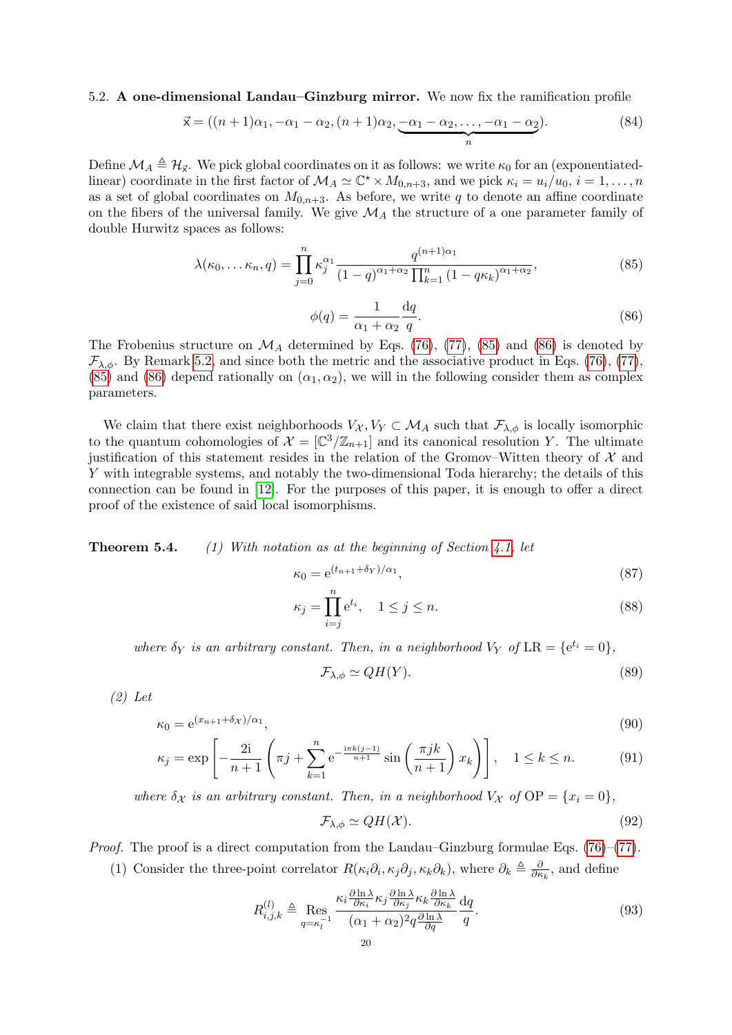5.2. **A one-dimensional Landau–Ginzburg mirror.** We now fix the ramification profile

$$\vec{\mathsf{x}} = ((n+1)\alpha_1, -\alpha_1-\alpha_2, (n+1)\alpha_2, \underbrace{-\alpha_1-\alpha_2, \dots, -\alpha_1-\alpha_2}_{n}). \tag{84}$$

Define $\mathcal{M}_A \triangleq \mathcal{H}_{\vec{\mathsf{x}}}$. We pick global coordinates on it as follows: we write $\kappa_0$ for an (exponentiated-linear) coordinate in the first factor of $\mathcal{M}_A \simeq \mathbb{C}^\star \times M_{0,n+3}$, and we pick $\kappa_i = u_i/u_0$, $i = 1, \dots, n$ as a set of global coordinates on $M_{0,n+3}$. As before, we write $q$ to denote an affine coordinate on the fibers of the universal family. We give $\mathcal{M}_A$ the structure of a one parameter family of double Hurwitz spaces as follows:

$$\lambda(\kappa_0, \dots \kappa_n, q) = \prod_{j=0}^n \kappa_j^{\alpha_1} \frac{q^{(n+1)\alpha_1}}{(1-q)^{\alpha_1+\alpha_2} \prod_{k=1}^n (1-q\kappa_k)^{\alpha_1+\alpha_2}}, \tag{85}$$

$$\phi(q) = \frac{1}{\alpha_1+\alpha_2} \frac{\mathrm{d}q}{q}. \tag{86}$$

The Frobenius structure on $\mathcal{M}_A$ determined by Eqs. (76), (77), (85) and (86) is denoted by $\mathcal{F}_{\lambda,\phi}$. By Remark 5.2, and since both the metric and the associative product in Eqs. (76), (77), (85) and (86) depend rationally on $(\alpha_1, \alpha_2)$, we will in the following consider them as complex parameters.

We claim that there exist neighborhoods $V_{\mathcal{X}}, V_Y \subset \mathcal{M}_A$ such that $\mathcal{F}_{\lambda,\phi}$ is locally isomorphic to the quantum cohomologies of $\mathcal{X} = [\mathbb{C}^3/\mathbb{Z}_{n+1}]$ and its canonical resolution $Y$. The ultimate justification of this statement resides in the relation of the Gromov–Witten theory of $\mathcal{X}$ and $Y$ with integrable systems, and notably the two-dimensional Toda hierarchy; the details of this connection can be found in [12]. For the purposes of this paper, it is enough to offer a direct proof of the existence of said local isomorphisms.

**Theorem 5.4.** *(1) With notation as at the beginning of Section 4.1, let*

$$\kappa_0 = \mathrm{e}^{(t_{n+1}+\delta_Y)/\alpha_1}, \tag{87}$$

$$\kappa_j = \prod_{i=j}^n \mathrm{e}^{t_i}, \quad 1 \leq j \leq n. \tag{88}$$

*where $\delta_Y$ is an arbitrary constant. Then, in a neighborhood $V_Y$ of $\mathrm{LR} = \{\mathrm{e}^{t_i} = 0\}$,*

$$\mathcal{F}_{\lambda,\phi} \simeq QH(Y). \tag{89}$$

*(2) Let*

$$\kappa_0 = \mathrm{e}^{(x_{n+1}+\delta_{\mathcal{X}})/\alpha_1}, \tag{90}$$

$$\kappa_j = \exp\left[-\frac{2\mathrm{i}}{n+1}\left(\pi j + \sum_{k=1}^n \mathrm{e}^{-\frac{\mathrm{i}\pi k(j-1)}{n+1}} \sin\left(\frac{\pi j k}{n+1}\right) x_k\right)\right], \quad 1 \leq k \leq n. \tag{91}$$

*where $\delta_{\mathcal{X}}$ is an arbitrary constant. Then, in a neighborhood $V_{\mathcal{X}}$ of $\mathrm{OP} = \{x_i = 0\}$,*

$$\mathcal{F}_{\lambda,\phi} \simeq QH(\mathcal{X}). \tag{92}$$

*Proof.* The proof is a direct computation from the Landau–Ginzburg formulae Eqs. (76)–(77).

(1) Consider the three-point correlator $R(\kappa_i\partial_i, \kappa_j\partial_j, \kappa_k\partial_k)$, where $\partial_k \triangleq \frac{\partial}{\partial \kappa_k}$, and define

$$R^{(l)}_{i,j,k} \triangleq \operatorname*{Res}_{q=\kappa_l^{-1}} \frac{\kappa_i \frac{\partial \ln\lambda}{\partial \kappa_i} \kappa_j \frac{\partial \ln\lambda}{\partial \kappa_j} \kappa_k \frac{\partial \ln\lambda}{\partial \kappa_k}}{(\alpha_1+\alpha_2)^2 q \frac{\partial \ln\lambda}{\partial q}} \frac{\mathrm{d}q}{q}. \tag{93}$$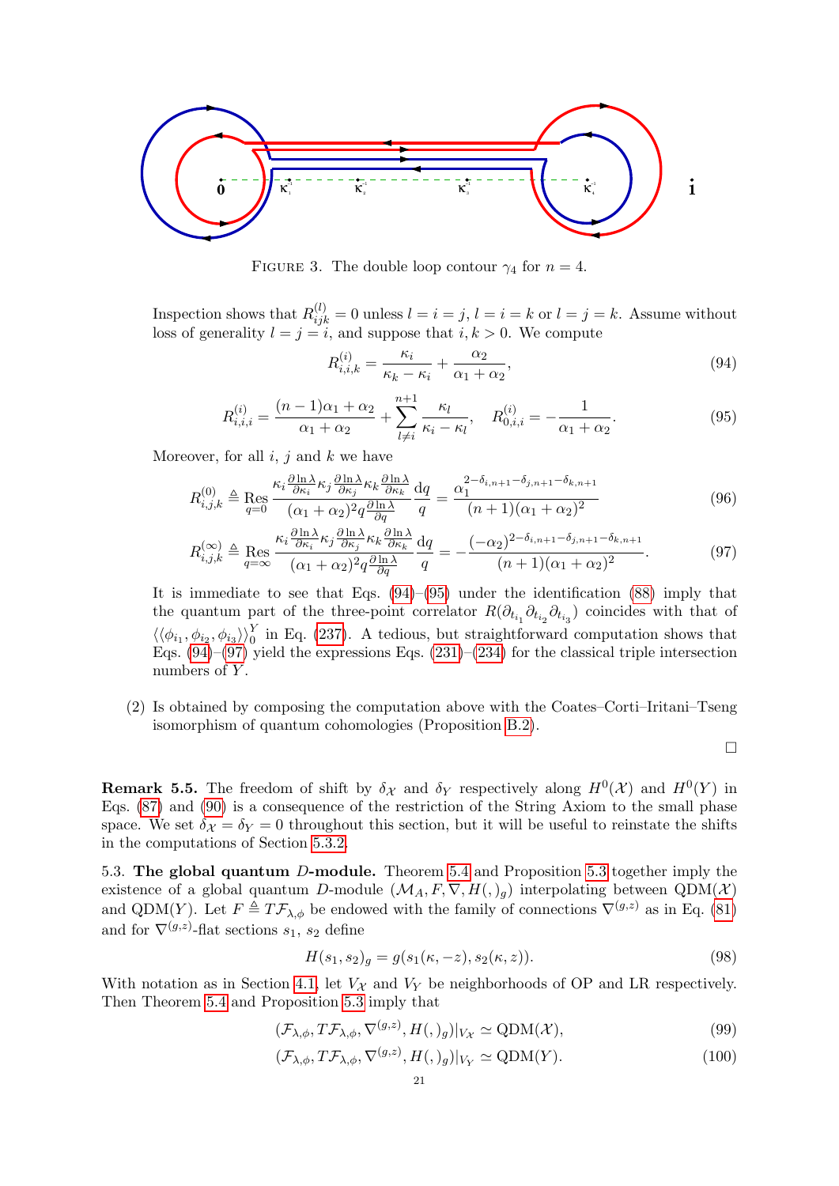FIGURE 3. The double loop contour $\gamma_4$ for $n=4$.

Inspection shows that $R^{(l)}_{ijk}=0$ unless $l=i=j$, $l=i=k$ or $l=j=k$. Assume without loss of generality $l=j=i$, and suppose that $i,k>0$. We compute

$$R^{(i)}_{i,i,k}=\frac{\kappa_i}{\kappa_k-\kappa_i}+\frac{\alpha_2}{\alpha_1+\alpha_2}, \tag{94}$$

$$R^{(i)}_{i,i,i}=\frac{(n-1)\alpha_1+\alpha_2}{\alpha_1+\alpha_2}+\sum_{l\neq i}^{n+1}\frac{\kappa_l}{\kappa_i-\kappa_l},\quad R^{(i)}_{0,i,i}=-\frac{1}{\alpha_1+\alpha_2}. \tag{95}$$

Moreover, for all $i$, $j$ and $k$ we have

$$R^{(0)}_{i,j,k}\triangleq\operatorname*{Res}_{q=0}\frac{\kappa_i\frac{\partial\ln\lambda}{\partial\kappa_i}\kappa_j\frac{\partial\ln\lambda}{\partial\kappa_j}\kappa_k\frac{\partial\ln\lambda}{\partial\kappa_k}}{(\alpha_1+\alpha_2)^2q\frac{\partial\ln\lambda}{\partial q}}\frac{\mathrm{d}q}{q}=\frac{\alpha_1^{2-\delta_{i,n+1}-\delta_{j,n+1}-\delta_{k,n+1}}}{(n+1)(\alpha_1+\alpha_2)^2} \tag{96}$$

$$R^{(\infty)}_{i,j,k}\triangleq\operatorname*{Res}_{q=\infty}\frac{\kappa_i\frac{\partial\ln\lambda}{\partial\kappa_i}\kappa_j\frac{\partial\ln\lambda}{\partial\kappa_j}\kappa_k\frac{\partial\ln\lambda}{\partial\kappa_k}}{(\alpha_1+\alpha_2)^2q\frac{\partial\ln\lambda}{\partial q}}\frac{\mathrm{d}q}{q}=-\frac{(-\alpha_2)^{2-\delta_{i,n+1}-\delta_{j,n+1}-\delta_{k,n+1}}}{(n+1)(\alpha_1+\alpha_2)^2}. \tag{97}$$

It is immediate to see that Eqs. (94)–(95) under the identification (88) imply that the quantum part of the three-point correlator $R(\partial_{t_{i_1}}\partial_{t_{i_2}}\partial_{t_{i_3}})$ coincides with that of $\langle\langle\phi_{i_1},\phi_{i_2},\phi_{i_3}\rangle\rangle^Y_0$ in Eq. (237). A tedious, but straightforward computation shows that Eqs. (94)–(97) yield the expressions Eqs. (231)–(234) for the classical triple intersection numbers of $Y$.

(2) Is obtained by composing the computation above with the Coates–Corti–Iritani–Tseng isomorphism of quantum cohomologies (Proposition B.2).

□

**Remark 5.5.** The freedom of shift by $\delta_{\mathcal{X}}$ and $\delta_Y$ respectively along $H^0(\mathcal{X})$ and $H^0(Y)$ in Eqs. (87) and (90) is a consequence of the restriction of the String Axiom to the small phase space. We set $\delta_{\mathcal{X}}=\delta_Y=0$ throughout this section, but it will be useful to reinstate the shifts in the computations of Section 5.3.2.

5.3. **The global quantum $D$-module.** Theorem 5.4 and Proposition 5.3 together imply the existence of a global quantum $D$-module $(\mathcal{M}_A,F,\nabla,H(,)_g)$ interpolating between $\mathrm{QDM}(\mathcal{X})$ and $\mathrm{QDM}(Y)$. Let $F\triangleq T\mathcal{F}_{\lambda,\phi}$ be endowed with the family of connections $\nabla^{(g,z)}$ as in Eq. (81) and for $\nabla^{(g,z)}$-flat sections $s_1$, $s_2$ define

$$H(s_1,s_2)_g=g(s_1(\kappa,-z),s_2(\kappa,z)). \tag{98}$$

With notation as in Section 4.1, let $V_{\mathcal{X}}$ and $V_Y$ be neighborhoods of OP and LR respectively. Then Theorem 5.4 and Proposition 5.3 imply that

$$(\mathcal{F}_{\lambda,\phi},T\mathcal{F}_{\lambda,\phi},\nabla^{(g,z)},H(,)_g)|_{V_{\mathcal{X}}}\simeq\mathrm{QDM}(\mathcal{X}), \tag{99}$$

$$(\mathcal{F}_{\lambda,\phi},T\mathcal{F}_{\lambda,\phi},\nabla^{(g,z)},H(,)_g)|_{V_Y}\simeq\mathrm{QDM}(Y). \tag{100}$$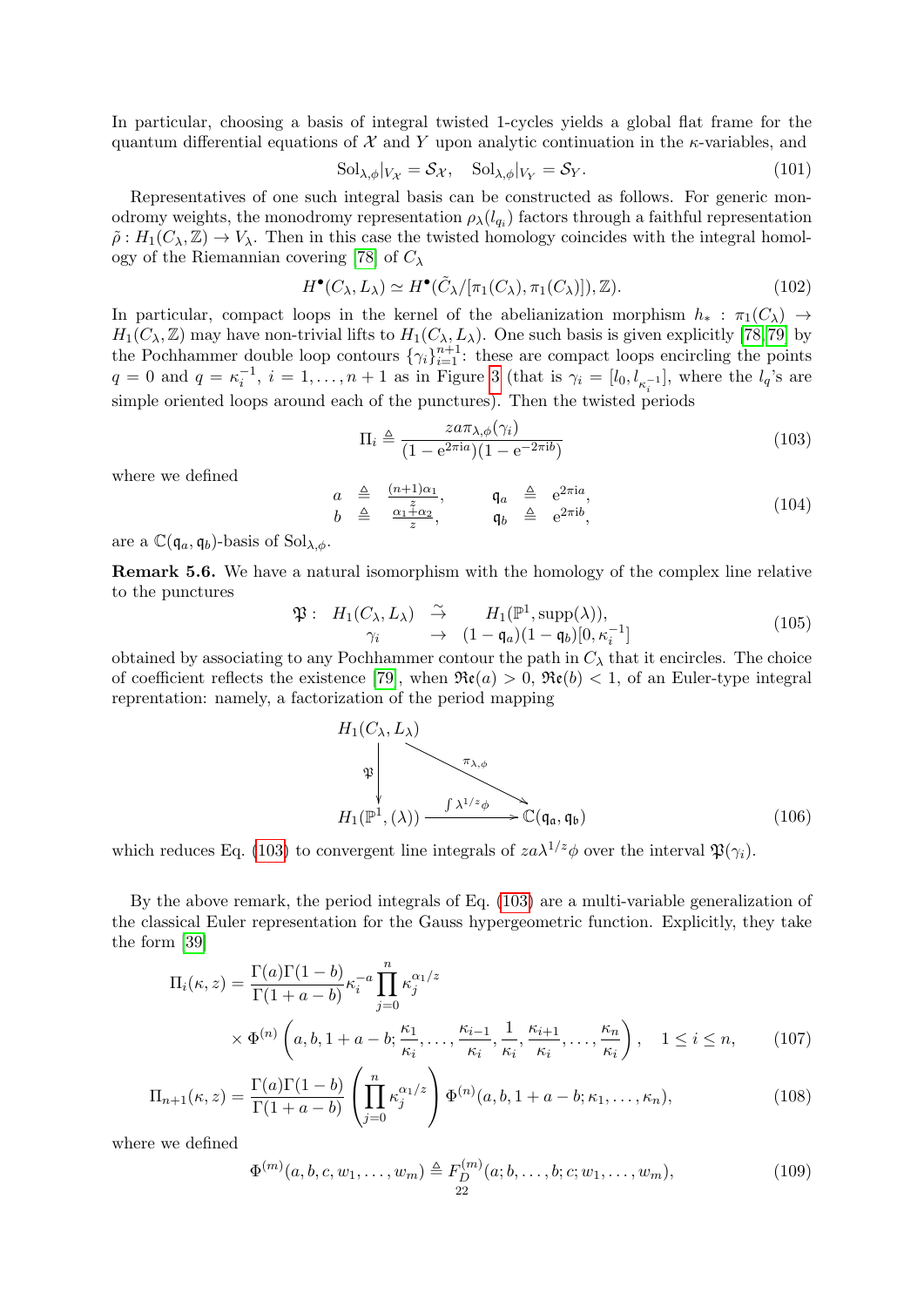In particular, choosing a basis of integral twisted 1-cycles yields a global flat frame for the quantum differential equations of $\mathcal{X}$ and $Y$ upon analytic continuation in the $\kappa$-variables, and

$$
\mathrm{Sol}_{\lambda,\phi}|_{V_{\mathcal{X}}} = \mathcal{S}_{\mathcal{X}}, \quad \mathrm{Sol}_{\lambda,\phi}|_{V_Y} = \mathcal{S}_Y. \tag{101}
$$

Representatives of one such integral basis can be constructed as follows. For generic monodromy weights, the monodromy representation $\rho_\lambda(l_{q_i})$ factors through a faithful representation $\tilde\rho : H_1(C_\lambda, \mathbb{Z}) \to V_\lambda$. Then in this case the twisted homology coincides with the integral homology of the Riemannian covering [78] of $C_\lambda$

$$
H^\bullet(C_\lambda, L_\lambda) \simeq H^\bullet(\tilde C_\lambda/[\pi_1(C_\lambda), \pi_1(C_\lambda)]), \mathbb{Z}). \tag{102}
$$

In particular, compact loops in the kernel of the abelianization morphism $h_* : \pi_1(C_\lambda) \to H_1(C_\lambda, \mathbb{Z})$ may have non-trivial lifts to $H_1(C_\lambda, L_\lambda)$. One such basis is given explicitly [78, 79] by the Pochhammer double loop contours $\{\gamma_i\}_{i=1}^{n+1}$: these are compact loops encircling the points $q = 0$ and $q = \kappa_i^{-1}$, $i = 1, \dots, n+1$ as in Figure 3 (that is $\gamma_i = [l_0, l_{\kappa_i^{-1}}]$, where the $l_q$'s are simple oriented loops around each of the punctures). Then the twisted periods

$$
\Pi_i \triangleq \frac{z a \pi_{\lambda,\phi}(\gamma_i)}{(1 - \mathrm{e}^{2\pi \mathrm{i} a})(1 - \mathrm{e}^{-2\pi \mathrm{i} b})} \tag{103}
$$

where we defined

$$
\begin{array}{rclcrcl}
a & \triangleq & \frac{(n+1)\alpha_1}{z}, & \qquad & \mathfrak{q}_a & \triangleq & \mathrm{e}^{2\pi \mathrm{i} a}, \\
b & \triangleq & \frac{\alpha_1 + \alpha_2}{z}, & \qquad & \mathfrak{q}_b & \triangleq & \mathrm{e}^{2\pi \mathrm{i} b},
\end{array} \tag{104}
$$

are a $\mathbb{C}(\mathfrak{q}_a, \mathfrak{q}_b)$-basis of $\mathrm{Sol}_{\lambda,\phi}$.

**Remark 5.6.** We have a natural isomorphism with the homology of the complex line relative to the punctures

$$
\begin{array}{rccc}
\mathfrak{P} : & H_1(C_\lambda, L_\lambda) & \xrightarrow{\sim} & H_1(\mathbb{P}^1, \mathrm{supp}(\lambda)), \\
& \gamma_i & \to & (1 - \mathfrak{q}_a)(1 - \mathfrak{q}_b)[0, \kappa_i^{-1}]
\end{array} \tag{105}
$$

obtained by associating to any Pochhammer contour the path in $C_\lambda$ that it encircles. The choice of coefficient reflects the existence [79], when $\mathfrak{Re}(a) > 0$, $\mathfrak{Re}(b) < 1$, of an Euler-type integral reprentation: namely, a factorization of the period mapping

$$
\begin{array}{ccc}
H_1(C_\lambda, L_\lambda) & & \\
\big\downarrow \mathfrak{P} & \searrow^{\pi_{\lambda,\phi}} & \\
H_1(\mathbb{P}^1, (\lambda)) & \xrightarrow{\int \lambda^{1/z}\phi} & \mathbb{C}(\mathfrak{q}_a, \mathfrak{q}_b)
\end{array} \tag{106}
$$

which reduces Eq. (103) to convergent line integrals of $za\lambda^{1/z}\phi$ over the interval $\mathfrak{P}(\gamma_i)$.

By the above remark, the period integrals of Eq. (103) are a multi-variable generalization of the classical Euler representation for the Gauss hypergeometric function. Explicitly, they take the form [39]

$$
\begin{aligned}
\Pi_i(\kappa, z) = & \frac{\Gamma(a)\Gamma(1-b)}{\Gamma(1+a-b)} \kappa_i^{-a} \prod_{j=0}^{n} \kappa_j^{\alpha_1/z} \\
& \times \Phi^{(n)}\left(a, b, 1+a-b; \frac{\kappa_1}{\kappa_i}, \dots, \frac{\kappa_{i-1}}{\kappa_i}, \frac{1}{\kappa_i}, \frac{\kappa_{i+1}}{\kappa_i}, \dots, \frac{\kappa_n}{\kappa_i}\right), \quad 1 \le i \le n,
\end{aligned} \tag{107}
$$

$$
\Pi_{n+1}(\kappa, z) = \frac{\Gamma(a)\Gamma(1-b)}{\Gamma(1+a-b)} \left(\prod_{j=0}^{n} \kappa_j^{\alpha_1/z}\right) \Phi^{(n)}(a, b, 1+a-b; \kappa_1, \dots, \kappa_n), \tag{108}
$$

where we defined

$$
\Phi^{(m)}(a, b, c, w_1, \dots, w_m) \triangleq F_D^{(m)}(a; b, \dots, b; c; w_1, \dots, w_m), \tag{109}
$$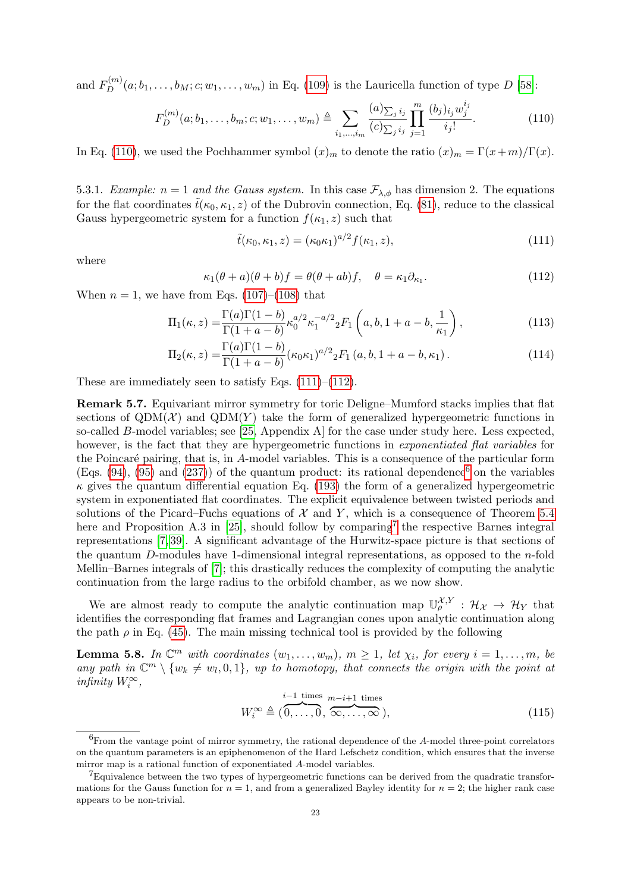and $F_D^{(m)}(a; b_1, \dots, b_M; c; w_1, \dots, w_m)$ in Eq. (109) is the Lauricella function of type $D$ [58]:

$$F_D^{(m)}(a; b_1, \dots, b_m; c; w_1, \dots, w_m) \triangleq \sum_{i_1, \dots, i_m} \frac{(a)_{\sum_j i_j}}{(c)_{\sum_j i_j}} \prod_{j=1}^{m} \frac{(b_j)_{i_j} w_j^{i_j}}{i_j!}. \tag{110}$$

In Eq. (110), we used the Pochhammer symbol $(x)_m$ to denote the ratio $(x)_m = \Gamma(x+m)/\Gamma(x)$.

5.3.1. *Example: $n = 1$ and the Gauss system.* In this case $\mathcal{F}_{\lambda,\phi}$ has dimension 2. The equations for the flat coordinates $\tilde{t}(\kappa_0, \kappa_1, z)$ of the Dubrovin connection, Eq. (81), reduce to the classical Gauss hypergeometric system for a function $f(\kappa_1, z)$ such that

$$\tilde{t}(\kappa_0, \kappa_1, z) = (\kappa_0 \kappa_1)^{a/2} f(\kappa_1, z), \tag{111}$$

where

$$\kappa_1 (\theta + a)(\theta + b) f = \theta(\theta + ab) f, \quad \theta = \kappa_1 \partial_{\kappa_1}. \tag{112}$$

When $n = 1$, we have from Eqs. (107)–(108) that

$$\Pi_1(\kappa, z) = \frac{\Gamma(a)\Gamma(1-b)}{\Gamma(1+a-b)} \kappa_0^{a/2} \kappa_1^{-a/2} {}_2F_1\left(a, b, 1+a-b, \frac{1}{\kappa_1}\right), \tag{113}$$

$$\Pi_2(\kappa, z) = \frac{\Gamma(a)\Gamma(1-b)}{\Gamma(1+a-b)} (\kappa_0 \kappa_1)^{a/2} {}_2F_1\left(a, b, 1+a-b, \kappa_1\right). \tag{114}$$

These are immediately seen to satisfy Eqs. (111)–(112).

**Remark 5.7.** Equivariant mirror symmetry for toric Deligne–Mumford stacks implies that flat sections of $\mathrm{QDM}(\mathcal{X})$ and $\mathrm{QDM}(Y)$ take the form of generalized hypergeometric functions in so-called $B$-model variables; see [25, Appendix A] for the case under study here. Less expected, however, is the fact that they are hypergeometric functions in *exponentiated flat variables* for the Poincaré pairing, that is, in $A$-model variables. This is a consequence of the particular form (Eqs. (94), (95) and (237)) of the quantum product: its rational dependence[6] on the variables $\kappa$ gives the quantum differential equation Eq. (193) the form of a generalized hypergeometric system in exponentiated flat coordinates. The explicit equivalence between twisted periods and solutions of the Picard–Fuchs equations of $\mathcal{X}$ and $Y$, which is a consequence of Theorem 5.4 here and Proposition A.3 in [25], should follow by comparing[7] the respective Barnes integral representations [7, 39]. A significant advantage of the Hurwitz-space picture is that sections of the quantum $D$-modules have 1-dimensional integral representations, as opposed to the $n$-fold Mellin–Barnes integrals of [7]; this drastically reduces the complexity of computing the analytic continuation from the large radius to the orbifold chamber, as we now show.

We are almost ready to compute the analytic continuation map $\mathbb{U}_\rho^{\mathcal{X},Y} : \mathcal{H}_\mathcal{X} \to \mathcal{H}_Y$ that identifies the corresponding flat frames and Lagrangian cones upon analytic continuation along the path $\rho$ in Eq. (45). The main missing technical tool is provided by the following

**Lemma 5.8.** *In $\mathbb{C}^m$ with coordinates $(w_1, \dots, w_m)$, $m \geq 1$, let $\chi_i$, for every $i = 1, \dots, m$, be any path in $\mathbb{C}^m \setminus \{w_k \neq w_l, 0, 1\}$, up to homotopy, that connects the origin with the point at infinity $W_i^\infty$,*

$$W_i^\infty \triangleq (\overbrace{0, \dots, 0}^{i-1 \text{ times}}, \overbrace{\infty, \dots, \infty}^{m-i+1 \text{ times}}), \tag{115}$$

---

[6] From the vantage point of mirror symmetry, the rational dependence of the $A$-model three-point correlators on the quantum parameters is an epiphenomenon of the Hard Lefschetz condition, which ensures that the inverse mirror map is a rational function of exponentiated $A$-model variables.

[7] Equivalence between the two types of hypergeometric functions can be derived from the quadratic transformations for the Gauss function for $n = 1$, and from a generalized Bayley identity for $n = 2$; the higher rank case appears to be non-trivial.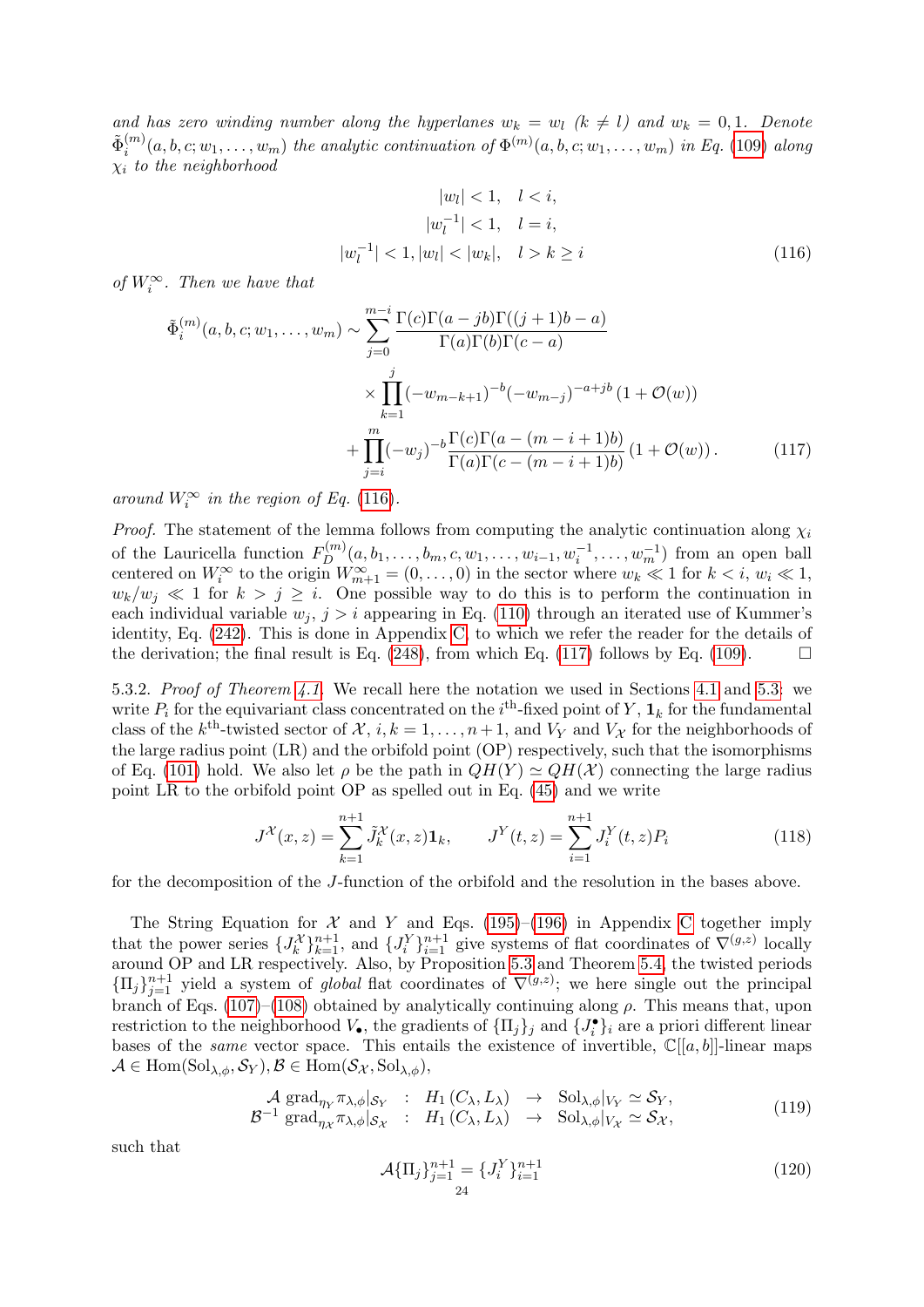*and has zero winding number along the hyperlanes $w_k = w_l$ $(k \neq l)$ and $w_k = 0, 1$. Denote $\tilde{\Phi}_i^{(m)}(a, b, c; w_1, \dots, w_m)$ the analytic continuation of $\Phi^{(m)}(a, b, c; w_1, \dots, w_m)$ in Eq. (109) along $\chi_i$ to the neighborhood*

$$
\begin{aligned}
|w_l| < 1, \quad & l < i, \\
|w_l^{-1}| < 1, \quad & l = i, \\
|w_l^{-1}| < 1, |w_l| < |w_k|, \quad & l > k \geq i
\end{aligned} \tag{116}
$$

*of $W_i^\infty$. Then we have that*

$$
\begin{aligned}
\tilde{\Phi}_i^{(m)}(a, b, c; w_1, \dots, w_m) \sim & \sum_{j=0}^{m-i} \frac{\Gamma(c)\Gamma(a - jb)\Gamma((j+1)b - a)}{\Gamma(a)\Gamma(b)\Gamma(c-a)} \\
& \times \prod_{k=1}^{j} (-w_{m-k+1})^{-b} (-w_{m-j})^{-a+jb} \left(1 + \mathcal{O}(w)\right) \\
& + \prod_{j=i}^{m} (-w_j)^{-b} \frac{\Gamma(c)\Gamma(a - (m-i+1)b)}{\Gamma(a)\Gamma(c - (m-i+1)b)} \left(1 + \mathcal{O}(w)\right).
\end{aligned} \tag{117}
$$

*around $W_i^\infty$ in the region of Eq. (116).*

*Proof.* The statement of the lemma follows from computing the analytic continuation along $\chi_i$ of the Lauricella function $F_D^{(m)}(a, b_1, \dots, b_m, c, w_1, \dots, w_{i-1}, w_i^{-1}, \dots, w_m^{-1})$ from an open ball centered on $W_i^\infty$ to the origin $W_{m+1}^\infty = (0, \dots, 0)$ in the sector where $w_k \ll 1$ for $k < i$, $w_i \ll 1$, $w_k/w_j \ll 1$ for $k > j \geq i$. One possible way to do this is to perform the continuation in each individual variable $w_j$, $j > i$ appearing in Eq. (110) through an iterated use of Kummer's identity, Eq. (242). This is done in Appendix C, to which we refer the reader for the details of the derivation; the final result is Eq. (248), from which Eq. (117) follows by Eq. (109). □

5.3.2. *Proof of Theorem 4.1.* We recall here the notation we used in Sections 4.1 and 5.3: we write $P_i$ for the equivariant class concentrated on the $i^{\text{th}}$-fixed point of $Y$, $\mathbf{1}_k$ for the fundamental class of the $k^{\text{th}}$-twisted sector of $\mathcal{X}$, $i, k = 1, \dots, n+1$, and $V_Y$ and $V_{\mathcal{X}}$ for the neighborhoods of the large radius point (LR) and the orbifold point (OP) respectively, such that the isomorphisms of Eq. (101) hold. We also let $\rho$ be the path in $QH(Y) \simeq QH(\mathcal{X})$ connecting the large radius point LR to the orbifold point OP as spelled out in Eq. (45) and we write

$$
J^{\mathcal{X}}(x, z) = \sum_{k=1}^{n+1} \tilde{J}_k^{\mathcal{X}}(x, z)\mathbf{1}_k, \qquad J^Y(t, z) = \sum_{i=1}^{n+1} J_i^Y(t, z) P_i \tag{118}
$$

for the decomposition of the $J$-function of the orbifold and the resolution in the bases above.

The String Equation for $\mathcal{X}$ and $Y$ and Eqs. (195)–(196) in Appendix C together imply that the power series $\{J_k^{\mathcal{X}}\}_{k=1}^{n+1}$, and $\{J_i^Y\}_{i=1}^{n+1}$ give systems of flat coordinates of $\nabla^{(g,z)}$ locally around OP and LR respectively. Also, by Proposition 5.3 and Theorem 5.4, the twisted periods $\{\Pi_j\}_{j=1}^{n+1}$ yield a system of *global* flat coordinates of $\nabla^{(g,z)}$; we here single out the principal branch of Eqs. (107)–(108) obtained by analytically continuing along $\rho$. This means that, upon restriction to the neighborhood $V_\bullet$, the gradients of $\{\Pi_j\}_j$ and $\{J_i^\bullet\}_i$ are a priori different linear bases of the *same* vector space. This entails the existence of invertible, $\mathbb{C}[[a, b]]$-linear maps $\mathcal{A} \in \mathrm{Hom}(\mathrm{Sol}_{\lambda,\phi}, \mathcal{S}_Y), \mathcal{B} \in \mathrm{Hom}(\mathcal{S}_{\mathcal{X}}, \mathrm{Sol}_{\lambda,\phi})$,

$$
\begin{array}{rcl}
\mathcal{A}\ \mathrm{grad}_{\eta_Y} \pi_{\lambda,\phi}|_{\mathcal{S}_Y} & : & H_1(C_\lambda, L_\lambda) \rightarrow \mathrm{Sol}_{\lambda,\phi}|_{V_Y} \simeq \mathcal{S}_Y, \\
\mathcal{B}^{-1}\ \mathrm{grad}_{\eta_{\mathcal{X}}} \pi_{\lambda,\phi}|_{\mathcal{S}_{\mathcal{X}}} & : & H_1(C_\lambda, L_\lambda) \rightarrow \mathrm{Sol}_{\lambda,\phi}|_{V_{\mathcal{X}}} \simeq \mathcal{S}_{\mathcal{X}},
\end{array} \tag{119}
$$

such that

$$
\mathcal{A}\{\Pi_j\}_{j=1}^{n+1} = \{J_i^Y\}_{i=1}^{n+1} \tag{120}
$$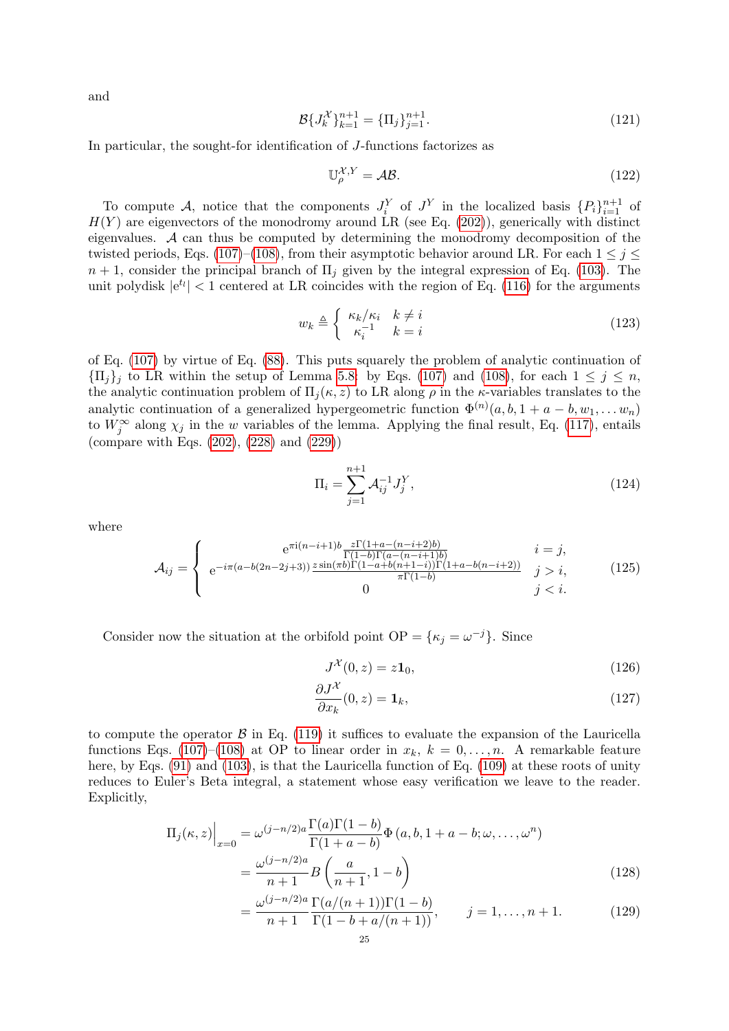and

$$\mathcal{B}\{J_k^{\mathcal{X}}\}_{k=1}^{n+1} = \{\Pi_j\}_{j=1}^{n+1}. \tag{121}$$

In particular, the sought-for identification of $J$-functions factorizes as

$$\mathbb{U}_\rho^{\mathcal{X},Y} = \mathcal{A}\mathcal{B}. \tag{122}$$

To compute $\mathcal{A}$, notice that the components $J_i^Y$ of $J^Y$ in the localized basis $\{P_i\}_{i=1}^{n+1}$ of $H(Y)$ are eigenvectors of the monodromy around LR (see Eq. (202)), generically with distinct eigenvalues. $\mathcal{A}$ can thus be computed by determining the monodromy decomposition of the twisted periods, Eqs. (107)–(108), from their asymptotic behavior around LR. For each $1 \le j \le n+1$, consider the principal branch of $\Pi_j$ given by the integral expression of Eq. (103). The unit polydisk $|\mathrm{e}^{t_l}| < 1$ centered at LR coincides with the region of Eq. (116) for the arguments

$$w_k \triangleq \left\{ \begin{array}{ll} \kappa_k/\kappa_i & k \neq i \\ \kappa_i^{-1} & k = i \end{array} \right. \tag{123}$$

of Eq. (107) by virtue of Eq. (88). This puts squarely the problem of analytic continuation of $\{\Pi_j\}_j$ to LR within the setup of Lemma 5.8: by Eqs. (107) and (108), for each $1 \le j \le n$, the analytic continuation problem of $\Pi_j(\kappa, z)$ to LR along $\rho$ in the $\kappa$-variables translates to the analytic continuation of a generalized hypergeometric function $\Phi^{(n)}(a, b, 1+a-b, w_1, \dots w_n)$ to $W_j^\infty$ along $\chi_j$ in the $w$ variables of the lemma. Applying the final result, Eq. (117), entails (compare with Eqs. (202), (228) and (229))

$$\Pi_i = \sum_{j=1}^{n+1} \mathcal{A}_{ij}^{-1} J_j^Y, \tag{124}$$

where

$$\mathcal{A}_{ij} = \left\{ \begin{array}{cl} \mathrm{e}^{\pi \mathrm{i}(n-i+1)b} \frac{z\Gamma(1+a-(n-i+2)b)}{\Gamma(1-b)\Gamma(a-(n-i+1)b)} & i = j, \\ \mathrm{e}^{-i\pi(a-b(2n-2j+3))} \frac{z \sin(\pi b)\Gamma(1-a+b(n+1-i))\Gamma(1+a-b(n-i+2))}{\pi\Gamma(1-b)} & j > i, \\ 0 & j < i. \end{array} \right. \tag{125}$$

Consider now the situation at the orbifold point $\mathrm{OP} = \{\kappa_j = \omega^{-j}\}$. Since

$$J^{\mathcal{X}}(0, z) = z\mathbf{1}_0, \tag{126}$$

$$\frac{\partial J^{\mathcal{X}}}{\partial x_k}(0, z) = \mathbf{1}_k, \tag{127}$$

to compute the operator $\mathcal{B}$ in Eq. (119) it suffices to evaluate the expansion of the Lauricella functions Eqs. (107)–(108) at OP to linear order in $x_k$, $k = 0, \dots, n$. A remarkable feature here, by Eqs. (91) and (103), is that the Lauricella function of Eq. (109) at these roots of unity reduces to Euler's Beta integral, a statement whose easy verification we leave to the reader. Explicitly,

$$\begin{aligned} \Pi_j(\kappa, z)\Big|_{x=0} &= \omega^{(j-n/2)a} \frac{\Gamma(a)\Gamma(1-b)}{\Gamma(1+a-b)} \Phi\left(a, b, 1+a-b; \omega, \dots, \omega^n\right) \\ &= \frac{\omega^{(j-n/2)a}}{n+1} B\left(\frac{a}{n+1}, 1-b\right) \qquad (128) \\ &= \frac{\omega^{(j-n/2)a}}{n+1} \frac{\Gamma(a/(n+1))\Gamma(1-b)}{\Gamma(1-b+a/(n+1))}, \qquad j = 1, \dots, n+1. \qquad (129) \end{aligned}$$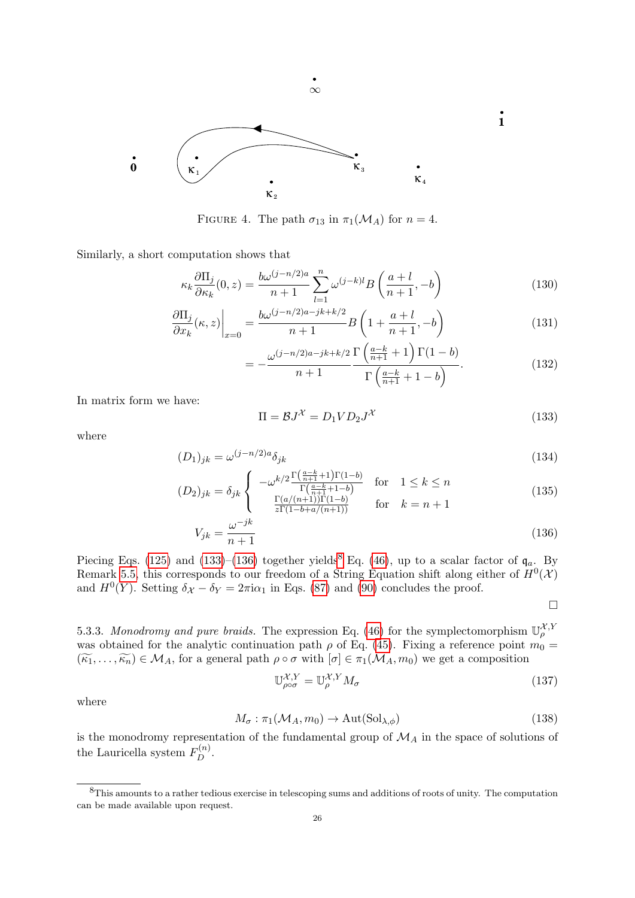FIGURE 4. The path $\sigma_{13}$ in $\pi_1(\mathcal{M}_A)$ for $n=4$.

Similarly, a short computation shows that

$$\kappa_k \frac{\partial \Pi_j}{\partial \kappa_k}(0,z) = \frac{b\omega^{(j-n/2)a}}{n+1}\sum_{l=1}^{n}\omega^{(j-k)l} B\left(\frac{a+l}{n+1}, -b\right) \tag{130}$$

$$\left.\frac{\partial \Pi_j}{\partial x_k}(\kappa,z)\right|_{x=0} = \frac{b\omega^{(j-n/2)a-jk+k/2}}{n+1} B\left(1+\frac{a+l}{n+1}, -b\right) \tag{131}$$

$$= -\frac{\omega^{(j-n/2)a-jk+k/2}}{n+1}\frac{\Gamma\left(\frac{a-k}{n+1}+1\right)\Gamma(1-b)}{\Gamma\left(\frac{a-k}{n+1}+1-b\right)}. \tag{132}$$

In matrix form we have:

$$\Pi = \mathcal{B}J^{\mathcal{X}} = D_1 V D_2 J^{\mathcal{X}} \tag{133}$$

where

$$(D_1)_{jk} = \omega^{(j-n/2)a}\delta_{jk} \tag{134}$$

$$(D_2)_{jk} = \delta_{jk}\left\{ \begin{array}{ll} -\omega^{k/2}\frac{\Gamma\left(\frac{a-k}{n+1}+1\right)\Gamma(1-b)}{\Gamma\left(\frac{a-k}{n+1}+1-b\right)} & \text{for} \quad 1\leq k\leq n \\ \frac{\Gamma(a/(n+1))\Gamma(1-b)}{z\Gamma(1-b+a/(n+1))} & \text{for} \quad k=n+1 \end{array}\right. \tag{135}$$

$$V_{jk} = \frac{\omega^{-jk}}{n+1} \tag{136}$$

Piecing Eqs. (125) and (133)–(136) together yields[8] Eq. (46), up to a scalar factor of $\mathfrak{q}_a$. By Remark 5.5, this corresponds to our freedom of a String Equation shift along either of $H^0(\mathcal{X})$ and $H^0(Y)$. Setting $\delta_{\mathcal{X}} - \delta_Y = 2\pi \mathrm{i}\alpha_1$ in Eqs. (87) and (90) concludes the proof.

□

5.3.3. *Monodromy and pure braids.* The expression Eq. (46) for the symplectomorphism $\mathbb{U}_\rho^{\mathcal{X},Y}$ was obtained for the analytic continuation path $\rho$ of Eq. (45). Fixing a reference point $m_0 = (\widetilde{\kappa_1},\dots,\widetilde{\kappa_n}) \in \mathcal{M}_A$, for a general path $\rho\circ\sigma$ with $[\sigma]\in\pi_1(\mathcal{M}_A,m_0)$ we get a composition

$$\mathbb{U}_{\rho\circ\sigma}^{\mathcal{X},Y} = \mathbb{U}_\rho^{\mathcal{X},Y} M_\sigma \tag{137}$$

where

$$M_\sigma : \pi_1(\mathcal{M}_A, m_0) \to \mathrm{Aut}(\mathrm{Sol}_{\lambda,\phi}) \tag{138}$$

is the monodromy representation of the fundamental group of $\mathcal{M}_A$ in the space of solutions of the Lauricella system $F_D^{(n)}$.

[8] This amounts to a rather tedious exercise in telescoping sums and additions of roots of unity. The computation can be made available upon request.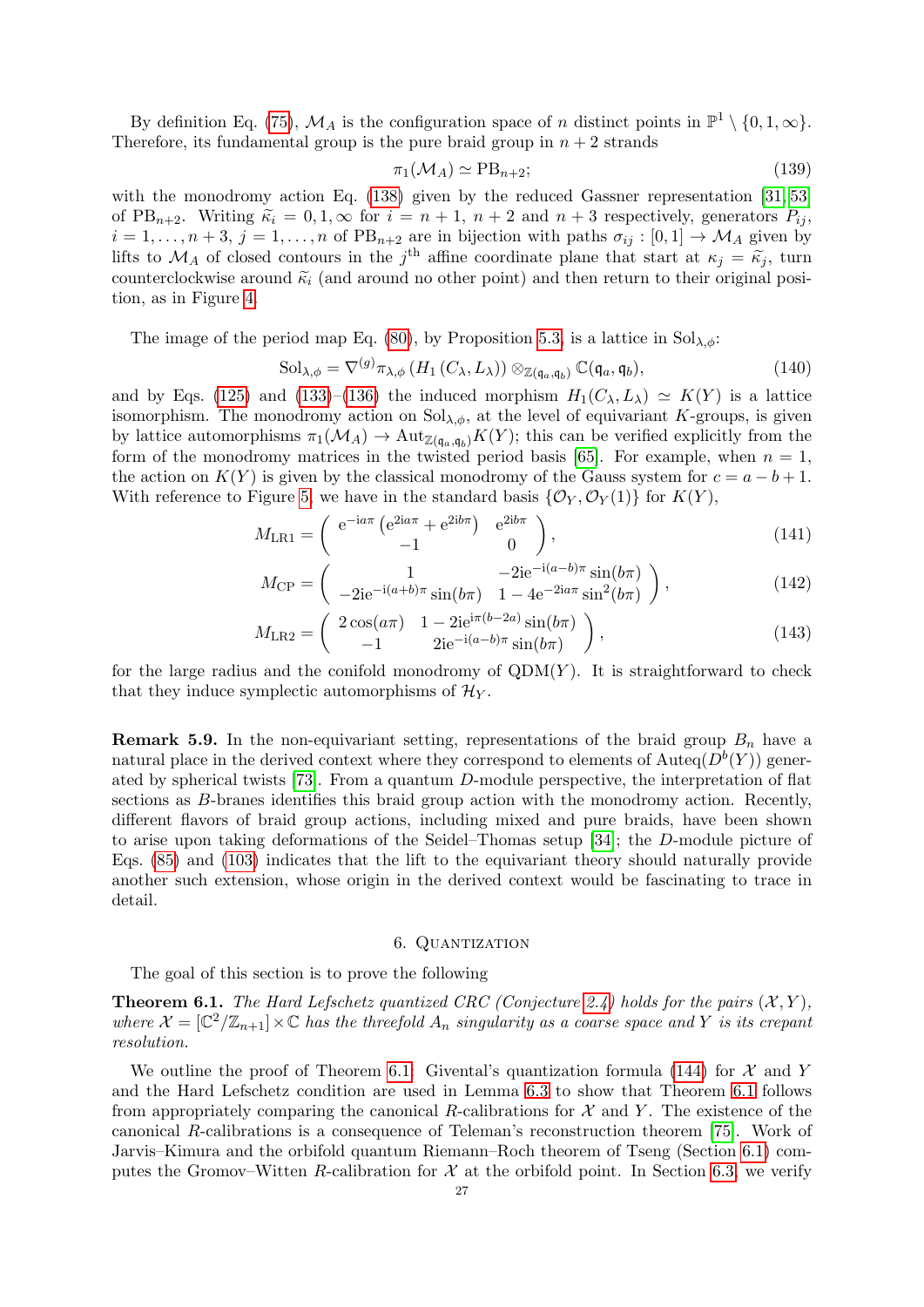By definition Eq. (75), $\mathcal{M}_A$ is the configuration space of $n$ distinct points in $\mathbb{P}^1 \setminus \{0, 1, \infty\}$. Therefore, its fundamental group is the pure braid group in $n+2$ strands

$$\pi_1(\mathcal{M}_A) \simeq \mathrm{PB}_{n+2}; \tag{139}$$

with the monodromy action Eq. (138) given by the reduced Gassner representation [31, 53] of $\mathrm{PB}_{n+2}$. Writing $\widetilde{\kappa}_i = 0, 1, \infty$ for $i = n+1$, $n+2$ and $n+3$ respectively, generators $P_{ij}$, $i = 1, \dots, n+3$, $j = 1, \dots, n$ of $\mathrm{PB}_{n+2}$ are in bijection with paths $\sigma_{ij} : [0, 1] \to \mathcal{M}_A$ given by lifts to $\mathcal{M}_A$ of closed contours in the $j^{\text{th}}$ affine coordinate plane that start at $\kappa_j = \widetilde{\kappa}_j$, turn counterclockwise around $\widetilde{\kappa}_i$ (and around no other point) and then return to their original position, as in Figure 4.

The image of the period map Eq. (80), by Proposition 5.3, is a lattice in $\mathrm{Sol}_{\lambda,\phi}$:

$$\mathrm{Sol}_{\lambda,\phi} = \nabla^{(g)} \pi_{\lambda,\phi} \left( H_1 \left( C_\lambda, L_\lambda \right) \right) \otimes_{\mathbb{Z}(\mathfrak{q}_a, \mathfrak{q}_b)} \mathbb{C}(\mathfrak{q}_a, \mathfrak{q}_b), \tag{140}$$

and by Eqs. (125) and (133)–(136) the induced morphism $H_1(C_\lambda, L_\lambda) \simeq K(Y)$ is a lattice isomorphism. The monodromy action on $\mathrm{Sol}_{\lambda,\phi}$, at the level of equivariant $K$-groups, is given by lattice automorphisms $\pi_1(\mathcal{M}_A) \to \mathrm{Aut}_{\mathbb{Z}(\mathfrak{q}_a, \mathfrak{q}_b)} K(Y)$; this can be verified explicitly from the form of the monodromy matrices in the twisted period basis [65]. For example, when $n = 1$, the action on $K(Y)$ is given by the classical monodromy of the Gauss system for $c = a - b + 1$. With reference to Figure 5, we have in the standard basis $\{\mathcal{O}_Y, \mathcal{O}_Y(1)\}$ for $K(Y)$,

$$M_{\mathrm{LR1}} = \begin{pmatrix} \mathrm{e}^{-\mathrm{i}a\pi} \left( \mathrm{e}^{2\mathrm{i}a\pi} + \mathrm{e}^{2\mathrm{i}b\pi} \right) & \mathrm{e}^{2\mathrm{i}b\pi} \\ -1 & 0 \end{pmatrix}, \tag{141}$$

$$M_{\mathrm{CP}} = \begin{pmatrix} 1 & -2\mathrm{i}\mathrm{e}^{-\mathrm{i}(a-b)\pi} \sin(b\pi) \\ -2\mathrm{i}\mathrm{e}^{-\mathrm{i}(a+b)\pi} \sin(b\pi) & 1 - 4\mathrm{e}^{-2\mathrm{i}a\pi} \sin^2(b\pi) \end{pmatrix}, \tag{142}$$

$$M_{\mathrm{LR2}} = \begin{pmatrix} 2\cos(a\pi) & 1 - 2\mathrm{i}\mathrm{e}^{\mathrm{i}\pi(b-2a)} \sin(b\pi) \\ -1 & 2\mathrm{i}\mathrm{e}^{-\mathrm{i}(a-b)\pi} \sin(b\pi) \end{pmatrix}, \tag{143}$$

for the large radius and the conifold monodromy of $\mathrm{QDM}(Y)$. It is straightforward to check that they induce symplectic automorphisms of $\mathcal{H}_Y$.

**Remark 5.9.** In the non-equivariant setting, representations of the braid group $B_n$ have a natural place in the derived context where they correspond to elements of $\mathrm{Auteq}(D^b(Y))$ generated by spherical twists [73]. From a quantum $D$-module perspective, the interpretation of flat sections as $B$-branes identifies this braid group action with the monodromy action. Recently, different flavors of braid group actions, including mixed and pure braids, have been shown to arise upon taking deformations of the Seidel–Thomas setup [34]; the $D$-module picture of Eqs. (85) and (103) indicates that the lift to the equivariant theory should naturally provide another such extension, whose origin in the derived context would be fascinating to trace in detail.

## 6. Quantization

The goal of this section is to prove the following

**Theorem 6.1.** *The Hard Lefschetz quantized CRC (Conjecture 2.4) holds for the pairs $(\mathcal{X}, Y)$, where $\mathcal{X} = [\mathbb{C}^2/\mathbb{Z}_{n+1}] \times \mathbb{C}$ has the threefold $A_n$ singularity as a coarse space and $Y$ is its crepant resolution.*

We outline the proof of Theorem 6.1. Givental's quantization formula (144) for $\mathcal{X}$ and $Y$ and the Hard Lefschetz condition are used in Lemma 6.3 to show that Theorem 6.1 follows from appropriately comparing the canonical $R$-calibrations for $\mathcal{X}$ and $Y$. The existence of the canonical $R$-calibrations is a consequence of Teleman's reconstruction theorem [75]. Work of Jarvis–Kimura and the orbifold quantum Riemann–Roch theorem of Tseng (Section 6.1) computes the Gromov–Witten $R$-calibration for $\mathcal{X}$ at the orbifold point. In Section 6.3, we verify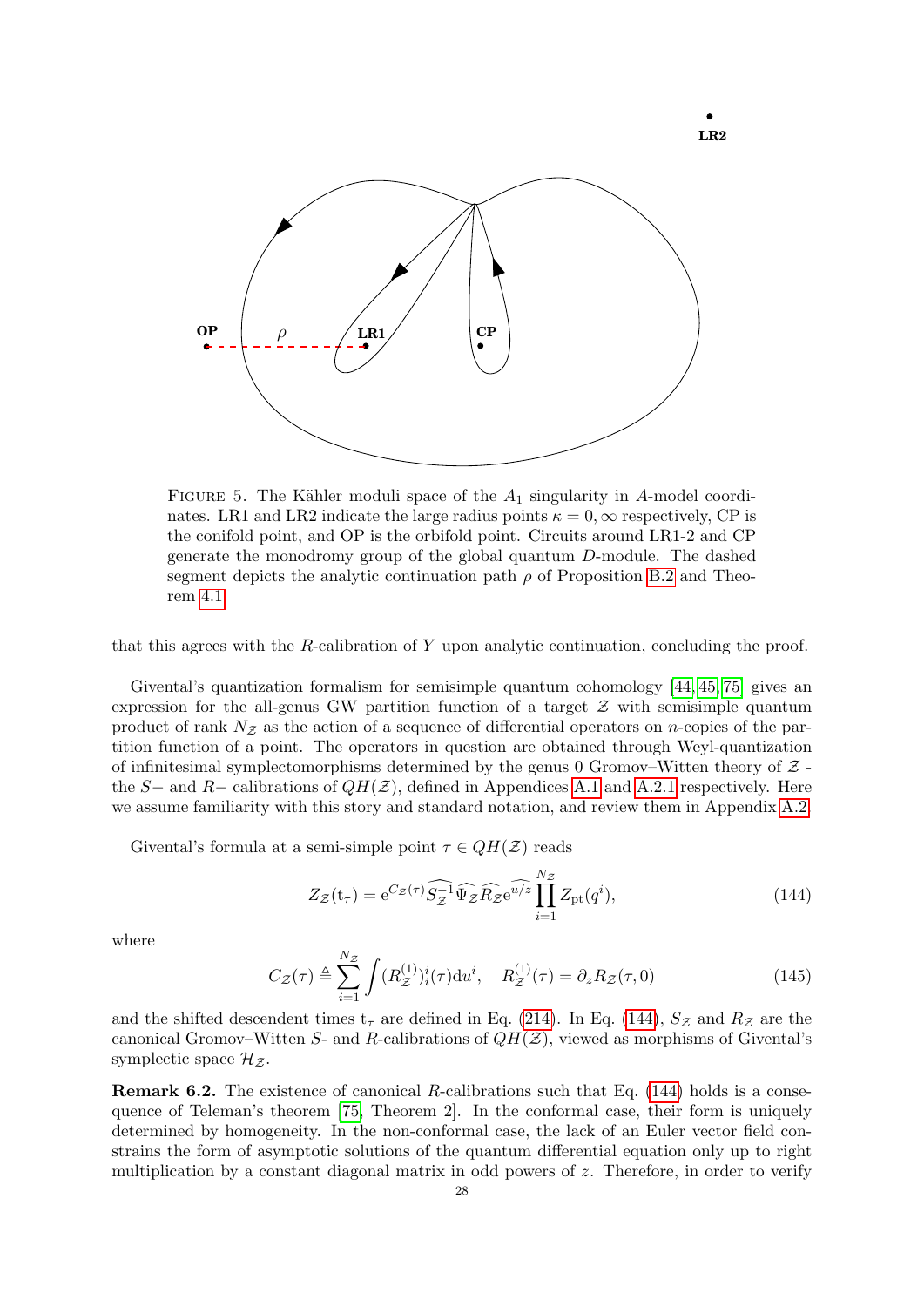FIGURE 5. The Kähler moduli space of the $A_1$ singularity in $A$-model coordinates. LR1 and LR2 indicate the large radius points $\kappa = 0, \infty$ respectively, CP is the conifold point, and OP is the orbifold point. Circuits around LR1-2 and CP generate the monodromy group of the global quantum $D$-module. The dashed segment depicts the analytic continuation path $\rho$ of Proposition B.2 and Theorem 4.1.

that this agrees with the $R$-calibration of $Y$ upon analytic continuation, concluding the proof.

Givental's quantization formalism for semisimple quantum cohomology [44, 45, 75] gives an expression for the all-genus GW partition function of a target $\mathcal{Z}$ with semisimple quantum product of rank $N_{\mathcal{Z}}$ as the action of a sequence of differential operators on $n$-copies of the partition function of a point. The operators in question are obtained through Weyl-quantization of infinitesimal symplectomorphisms determined by the genus 0 Gromov–Witten theory of $\mathcal{Z}$ - the $S-$ and $R-$ calibrations of $QH(\mathcal{Z})$, defined in Appendices A.1 and A.2.1 respectively. Here we assume familiarity with this story and standard notation, and review them in Appendix A.2.

Givental's formula at a semi-simple point $\tau \in QH(\mathcal{Z})$ reads

$$Z_{\mathcal{Z}}(\mathrm{t}_\tau) = \mathrm{e}^{C_{\mathcal{Z}}(\tau)} \widehat{S_{\mathcal{Z}}^{-1}} \widehat{\Psi}_{\mathcal{Z}} \widehat{R}_{\mathcal{Z}} \widehat{\mathrm{e}^{u/z}} \prod_{i=1}^{N_{\mathcal{Z}}} Z_{\mathrm{pt}}(q^i), \tag{144}$$

where

$$C_{\mathcal{Z}}(\tau) \triangleq \sum_{i=1}^{N_{\mathcal{Z}}} \int (R_{\mathcal{Z}}^{(1)})_i^i(\tau) \mathrm{d}u^i, \quad R_{\mathcal{Z}}^{(1)}(\tau) = \partial_z R_{\mathcal{Z}}(\tau, 0) \tag{145}$$

and the shifted descendent times $\mathrm{t}_\tau$ are defined in Eq. (214). In Eq. (144), $S_{\mathcal{Z}}$ and $R_{\mathcal{Z}}$ are the canonical Gromov–Witten $S$- and $R$-calibrations of $QH(\mathcal{Z})$, viewed as morphisms of Givental's symplectic space $\mathcal{H}_{\mathcal{Z}}$.

**Remark 6.2.** The existence of canonical $R$-calibrations such that Eq. (144) holds is a consequence of Teleman's theorem [75, Theorem 2]. In the conformal case, their form is uniquely determined by homogeneity. In the non-conformal case, the lack of an Euler vector field constrains the form of asymptotic solutions of the quantum differential equation only up to right multiplication by a constant diagonal matrix in odd powers of $z$. Therefore, in order to verify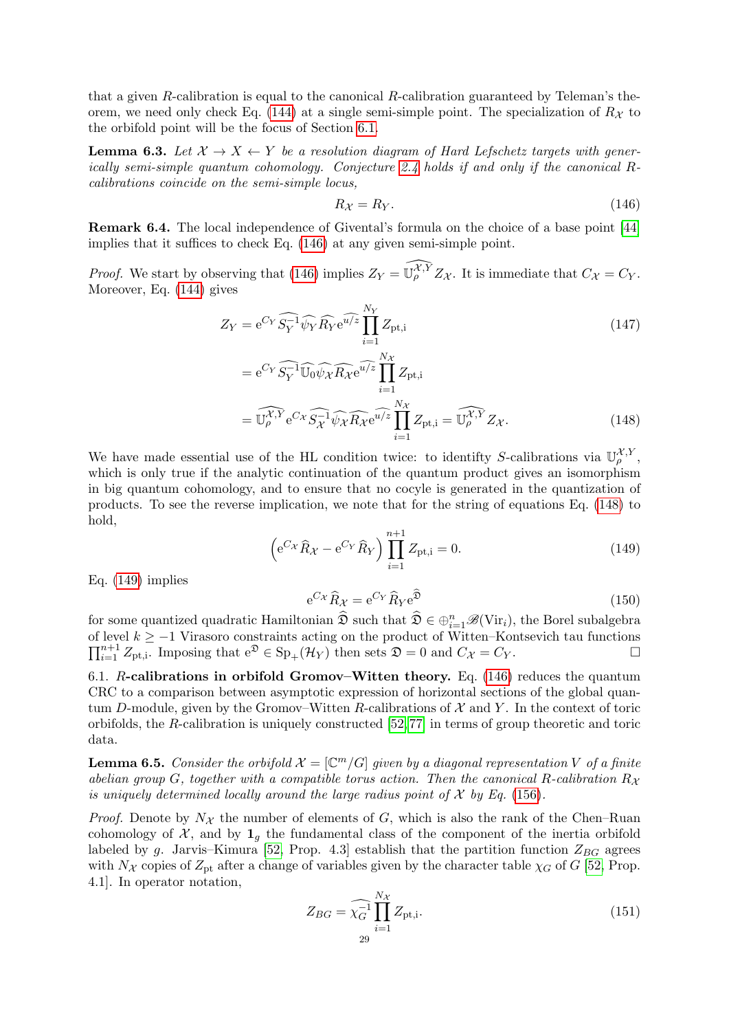that a given $R$-calibration is equal to the canonical $R$-calibration guaranteed by Teleman's theorem, we need only check Eq. (144) at a single semi-simple point. The specialization of $R_{\mathcal{X}}$ to the orbifold point will be the focus of Section 6.1.

**Lemma 6.3.** *Let $\mathcal{X} \to X \leftarrow Y$ be a resolution diagram of Hard Lefschetz targets with generically semi-simple quantum cohomology. Conjecture 2.4 holds if and only if the canonical $R$-calibrations coincide on the semi-simple locus,*

$$R_{\mathcal{X}} = R_Y. \tag{146}$$

**Remark 6.4.** The local independence of Givental's formula on the choice of a base point [44] implies that it suffices to check Eq. (146) at any given semi-simple point.

*Proof.* We start by observing that (146) implies $Z_Y = \widehat{\mathbb{U}_\rho^{\mathcal{X},Y}} Z_{\mathcal{X}}$. It is immediate that $C_{\mathcal{X}} = C_Y$. Moreover, Eq. (144) gives

$$
\begin{aligned}
Z_Y &= \mathrm{e}^{C_Y} \widehat{S_Y^{-1}} \widehat{\psi_Y} \widehat{R_Y} \widehat{\mathrm{e}^{u/z}} \prod_{i=1}^{N_Y} Z_{\mathrm{pt,i}} &(147)\\
&= \mathrm{e}^{C_Y} \widehat{S_Y^{-1}} \widehat{\mathbb{U}_0} \widehat{\psi_{\mathcal{X}}} \widehat{R_{\mathcal{X}}} \widehat{\mathrm{e}^{u/z}} \prod_{i=1}^{N_{\mathcal{X}}} Z_{\mathrm{pt,i}} \\
&= \widehat{\mathbb{U}_\rho^{\mathcal{X},Y}} \mathrm{e}^{C_{\mathcal{X}}} \widehat{S_{\mathcal{X}}^{-1}} \widehat{\psi_{\mathcal{X}}} \widehat{R_{\mathcal{X}}} \widehat{\mathrm{e}^{u/z}} \prod_{i=1}^{N_{\mathcal{X}}} Z_{\mathrm{pt,i}} = \widehat{\mathbb{U}_\rho^{\mathcal{X},Y}} Z_{\mathcal{X}}. &(148)
\end{aligned}
$$

We have made essential use of the HL condition twice: to identity $S$-calibrations via $\mathbb{U}_\rho^{\mathcal{X},Y}$, which is only true if the analytic continuation of the quantum product gives an isomorphism in big quantum cohomology, and to ensure that no cocyle is generated in the quantization of products. To see the reverse implication, we note that for the string of equations Eq. (148) to hold,

$$\left(\mathrm{e}^{C_{\mathcal{X}}} \widehat{R}_{\mathcal{X}} - \mathrm{e}^{C_Y} \widehat{R}_Y\right) \prod_{i=1}^{n+1} Z_{\mathrm{pt,i}} = 0. \tag{149}$$

Eq. (149) implies

$$\mathrm{e}^{C_{\mathcal{X}}} \widehat{R}_{\mathcal{X}} = \mathrm{e}^{C_Y} \widehat{R}_Y \mathrm{e}^{\widehat{\mathfrak{D}}} \tag{150}$$

for some quantized quadratic Hamiltonian $\widehat{\mathfrak{D}}$ such that $\widehat{\mathfrak{D}} \in \oplus_{i=1}^n \mathscr{B}(\mathrm{Vir}_i)$, the Borel subalgebra of level $k \geq -1$ Virasoro constraints acting on the product of Witten–Kontsevich tau functions $\prod_{i=1}^{n+1} Z_{\mathrm{pt,i}}$. Imposing that $\mathrm{e}^{\mathfrak{D}} \in \mathrm{Sp}_+(\mathcal{H}_Y)$ then sets $\mathfrak{D} = 0$ and $C_{\mathcal{X}} = C_Y$. ☐

6.1. ***R*-calibrations in orbifold Gromov–Witten theory.** Eq. (146) reduces the quantum CRC to a comparison between asymptotic expression of horizontal sections of the global quantum $D$-module, given by the Gromov–Witten $R$-calibrations of $\mathcal{X}$ and $Y$. In the context of toric orbifolds, the $R$-calibration is uniquely constructed [52, 77] in terms of group theoretic and toric data.

**Lemma 6.5.** *Consider the orbifold $\mathcal{X} = [\mathbb{C}^m/G]$ given by a diagonal representation $V$ of a finite abelian group $G$, together with a compatible torus action. Then the canonical $R$-calibration $R_{\mathcal{X}}$ is uniquely determined locally around the large radius point of $\mathcal{X}$ by Eq. (156).*

*Proof.* Denote by $N_{\mathcal{X}}$ the number of elements of $G$, which is also the rank of the Chen–Ruan cohomology of $\mathcal{X}$, and by $\mathbf{1}_g$ the fundamental class of the component of the inertia orbifold labeled by $g$. Jarvis–Kimura [52, Prop. 4.3] establish that the partition function $Z_{BG}$ agrees with $N_{\mathcal{X}}$ copies of $Z_{\mathrm{pt}}$ after a change of variables given by the character table $\chi_G$ of $G$ [52, Prop. 4.1]. In operator notation,

$$Z_{BG} = \widehat{\chi_G^{-1}} \prod_{i=1}^{N_{\mathcal{X}}} Z_{\mathrm{pt,i}}. \tag{151}$$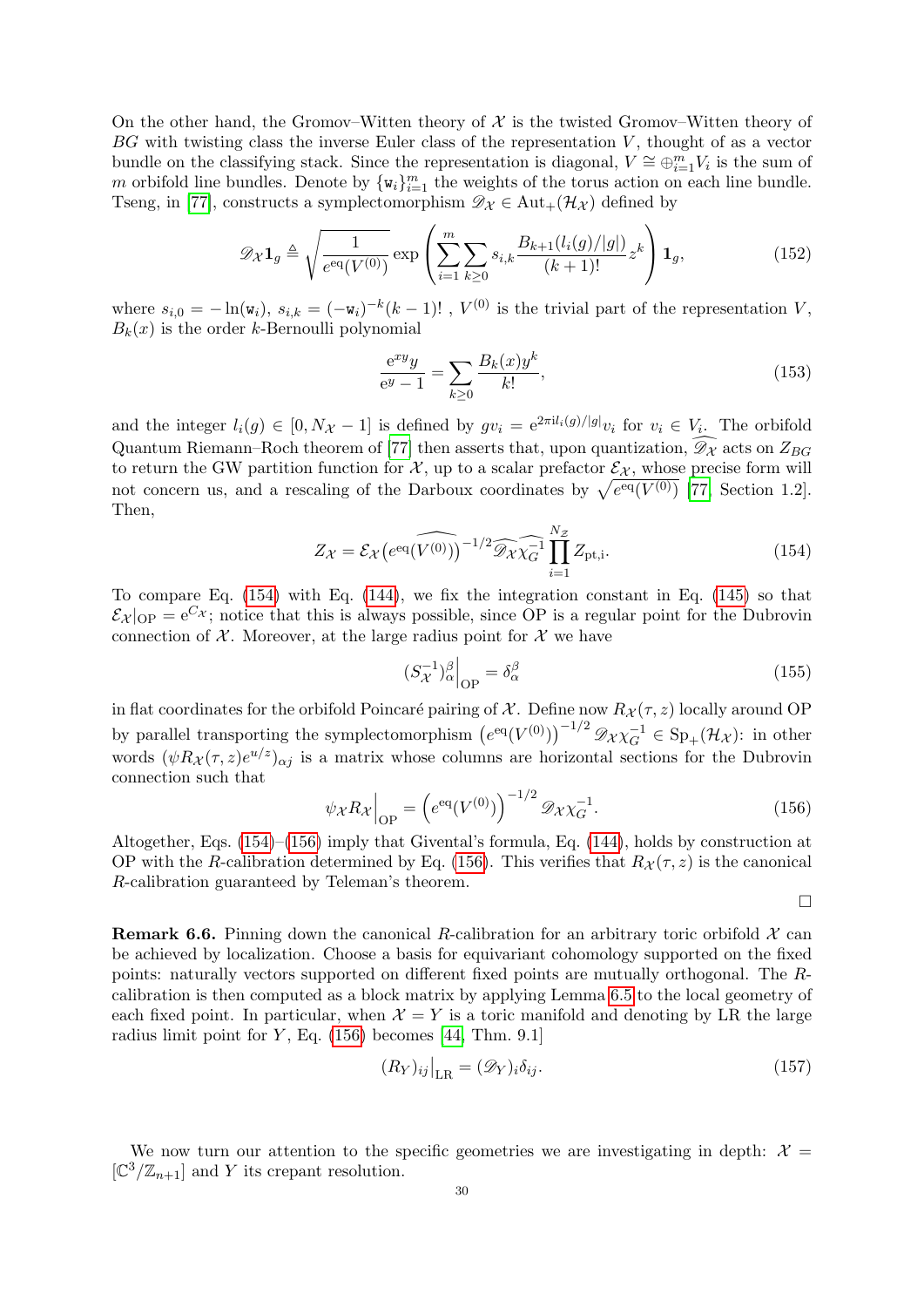On the other hand, the Gromov–Witten theory of $\mathcal{X}$ is the twisted Gromov–Witten theory of $BG$ with twisting class the inverse Euler class of the representation $V$, thought of as a vector bundle on the classifying stack. Since the representation is diagonal, $V \cong \oplus_{i=1}^m V_i$ is the sum of $m$ orbifold line bundles. Denote by $\{\mathtt{w}_i\}_{i=1}^m$ the weights of the torus action on each line bundle. Tseng, in [77], constructs a symplectomorphism $\mathscr{D}_\mathcal{X} \in \mathrm{Aut}_+(\mathcal{H}_\mathcal{X})$ defined by

$$\mathscr{D}_\mathcal{X} \mathbf{1}_g \triangleq \sqrt{\frac{1}{e^{\mathrm{eq}}(V^{(0)})}} \exp\left( \sum_{i=1}^m \sum_{k \geq 0} s_{i,k} \frac{B_{k+1}(l_i(g)/|g|)}{(k+1)!} z^k \right) \mathbf{1}_g, \tag{152}$$

where $s_{i,0} = -\ln(\mathtt{w}_i)$, $s_{i,k} = (-\mathtt{w}_i)^{-k}(k-1)!$ , $V^{(0)}$ is the trivial part of the representation $V$, $B_k(x)$ is the order $k$-Bernoulli polynomial

$$\frac{\mathrm{e}^{xy} y}{\mathrm{e}^y - 1} = \sum_{k \geq 0} \frac{B_k(x) y^k}{k!}, \tag{153}$$

and the integer $l_i(g) \in [0, N_\mathcal{X} - 1]$ is defined by $g v_i = \mathrm{e}^{2\pi \mathrm{i} l_i(g)/|g|} v_i$ for $v_i \in V_i$. The orbifold Quantum Riemann–Roch theorem of [77] then asserts that, upon quantization, $\widehat{\mathscr{D}_\mathcal{X}}$ acts on $Z_{BG}$ to return the GW partition function for $\mathcal{X}$, up to a scalar prefactor $\mathcal{E}_\mathcal{X}$, whose precise form will not concern us, and a rescaling of the Darboux coordinates by $\sqrt{e^{\mathrm{eq}}(V^{(0)})}$ [77, Section 1.2]. Then,

$$Z_\mathcal{X} = \mathcal{E}_\mathcal{X} \left( e^{\mathrm{eq}}\widehat{(V^{(0)})} \right)^{-1/2} \widehat{\mathscr{D}_\mathcal{X}} \widehat{\chi_G^{-1}} \prod_{i=1}^{N_\mathcal{Z}} Z_{\mathrm{pt,i}}. \tag{154}$$

To compare Eq. (154) with Eq. (144), we fix the integration constant in Eq. (145) so that $\mathcal{E}_\mathcal{X}|_{\mathrm{OP}} = \mathrm{e}^{C_\mathcal{X}}$; notice that this is always possible, since OP is a regular point for the Dubrovin connection of $\mathcal{X}$. Moreover, at the large radius point for $\mathcal{X}$ we have

$$(S_\mathcal{X}^{-1})_\alpha^\beta \Big|_{\mathrm{OP}} = \delta_\alpha^\beta \tag{155}$$

in flat coordinates for the orbifold Poincaré pairing of $\mathcal{X}$. Define now $R_\mathcal{X}(\tau, z)$ locally around OP by parallel transporting the symplectomorphism $\left(e^{\mathrm{eq}}(V^{(0)})\right)^{-1/2} \mathscr{D}_\mathcal{X} \chi_G^{-1} \in \mathrm{Sp}_+(\mathcal{H}_\mathcal{X})$: in other words $(\psi R_\mathcal{X}(\tau, z) e^{u/z})_{\alpha j}$ is a matrix whose columns are horizontal sections for the Dubrovin connection such that

$$\psi_\mathcal{X} R_\mathcal{X} \Big|_{\mathrm{OP}} = \left( e^{\mathrm{eq}}(V^{(0)}) \right)^{-1/2} \mathscr{D}_\mathcal{X} \chi_G^{-1}. \tag{156}$$

Altogether, Eqs. (154)–(156) imply that Givental's formula, Eq. (144), holds by construction at OP with the $R$-calibration determined by Eq. (156). This verifies that $R_\mathcal{X}(\tau, z)$ is the canonical $R$-calibration guaranteed by Teleman's theorem.

□

**Remark 6.6.** Pinning down the canonical $R$-calibration for an arbitrary toric orbifold $\mathcal{X}$ can be achieved by localization. Choose a basis for equivariant cohomology supported on the fixed points: naturally vectors supported on different fixed points are mutually orthogonal. The $R$-calibration is then computed as a block matrix by applying Lemma 6.5 to the local geometry of each fixed point. In particular, when $\mathcal{X} = Y$ is a toric manifold and denoting by LR the large radius limit point for $Y$, Eq. (156) becomes [44, Thm. 9.1]

$$(R_Y)_{ij} \Big|_{\mathrm{LR}} = (\mathscr{D}_Y)_i \delta_{ij}. \tag{157}$$

We now turn our attention to the specific geometries we are investigating in depth: $\mathcal{X} = [\mathbb{C}^3/\mathbb{Z}_{n+1}]$ and $Y$ its crepant resolution.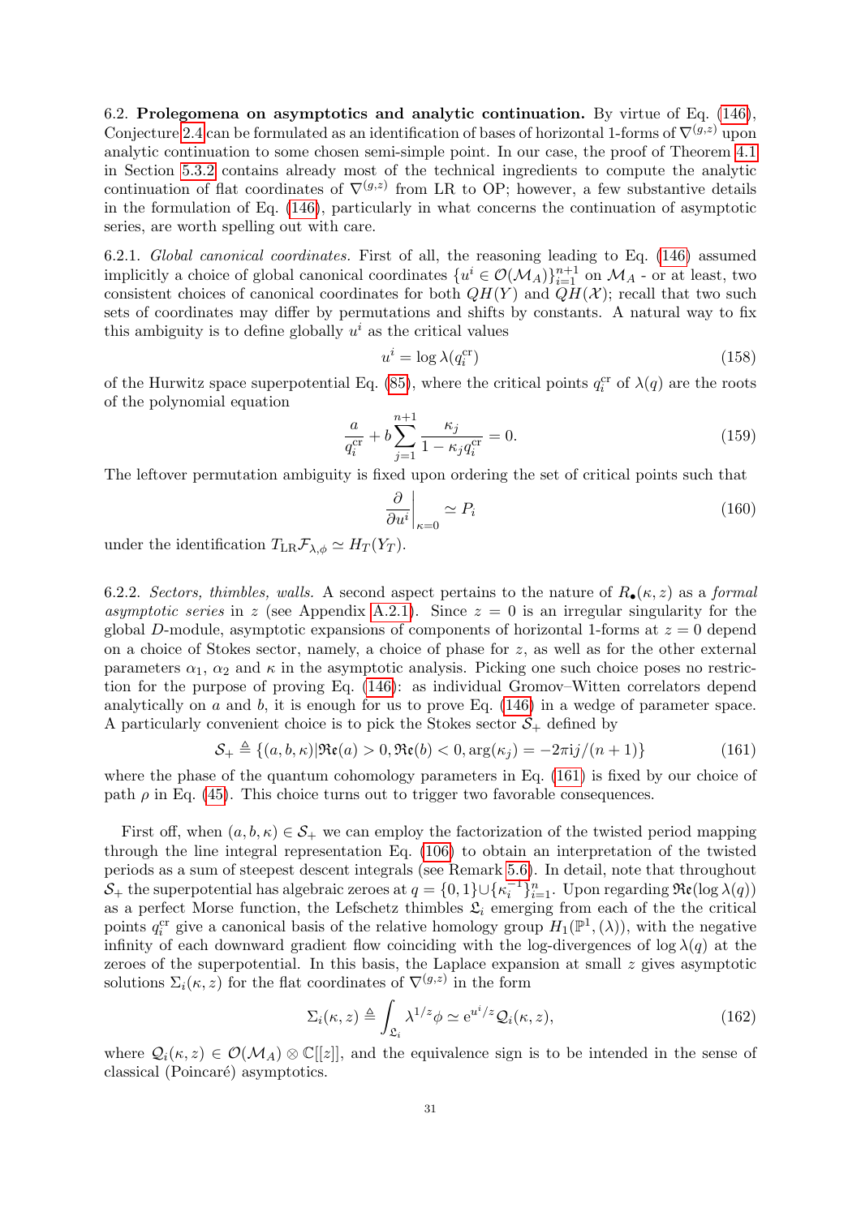6.2. **Prolegomena on asymptotics and analytic continuation.** By virtue of Eq. (146), Conjecture 2.4 can be formulated as an identification of bases of horizontal 1-forms of $\nabla^{(g,z)}$ upon analytic continuation to some chosen semi-simple point. In our case, the proof of Theorem 4.1 in Section 5.3.2 contains already most of the technical ingredients to compute the analytic continuation of flat coordinates of $\nabla^{(g,z)}$ from LR to OP; however, a few substantive details in the formulation of Eq. (146), particularly in what concerns the continuation of asymptotic series, are worth spelling out with care.

6.2.1. *Global canonical coordinates.* First of all, the reasoning leading to Eq. (146) assumed implicitly a choice of global canonical coordinates $\{u^i \in \mathcal{O}(\mathcal{M}_A)\}_{i=1}^{n+1}$ on $\mathcal{M}_A$ - or at least, two consistent choices of canonical coordinates for both $QH(Y)$ and $QH(\mathcal{X})$; recall that two such sets of coordinates may differ by permutations and shifts by constants. A natural way to fix this ambiguity is to define globally $u^i$ as the critical values

$$u^i = \log \lambda(q_i^{\rm cr}) \tag{158}$$

of the Hurwitz space superpotential Eq. (85), where the critical points $q_i^{\rm cr}$ of $\lambda(q)$ are the roots of the polynomial equation

$$\frac{a}{q_i^{\rm cr}} + b\sum_{j=1}^{n+1} \frac{\kappa_j}{1-\kappa_j q_i^{\rm cr}} = 0. \tag{159}$$

The leftover permutation ambiguity is fixed upon ordering the set of critical points such that

$$\left.\frac{\partial}{\partial u^i}\right|_{\kappa=0} \simeq P_i \tag{160}$$

under the identification $T_{\rm LR}\mathcal{F}_{\lambda,\phi} \simeq H_T(Y_T)$.

6.2.2. *Sectors, thimbles, walls.* A second aspect pertains to the nature of $R_\bullet(\kappa, z)$ as a *formal asymptotic series* in $z$ (see Appendix A.2.1). Since $z = 0$ is an irregular singularity for the global $D$-module, asymptotic expansions of components of horizontal 1-forms at $z = 0$ depend on a choice of Stokes sector, namely, a choice of phase for $z$, as well as for the other external parameters $\alpha_1$, $\alpha_2$ and $\kappa$ in the asymptotic analysis. Picking one such choice poses no restriction for the purpose of proving Eq. (146): as individual Gromov–Witten correlators depend analytically on $a$ and $b$, it is enough for us to prove Eq. (146) in a wedge of parameter space. A particularly convenient choice is to pick the Stokes sector $\mathcal{S}_+$ defined by

$$\mathcal{S}_+ \triangleq \{(a,b,\kappa) | \mathfrak{Re}(a) > 0, \mathfrak{Re}(b) < 0, \arg(\kappa_j) = -2\pi \mathrm{i} j/(n+1)\} \tag{161}$$

where the phase of the quantum cohomology parameters in Eq. (161) is fixed by our choice of path $\rho$ in Eq. (45). This choice turns out to trigger two favorable consequences.

First off, when $(a, b, \kappa) \in \mathcal{S}_+$ we can employ the factorization of the twisted period mapping through the line integral representation Eq. (106) to obtain an interpretation of the twisted periods as a sum of steepest descent integrals (see Remark 5.6). In detail, note that throughout $\mathcal{S}_+$ the superpotential has algebraic zeroes at $q = \{0, 1\} \cup \{\kappa_i^{-1}\}_{i=1}^n$. Upon regarding $\mathfrak{Re}(\log \lambda(q))$ as a perfect Morse function, the Lefschetz thimbles $\mathfrak{L}_i$ emerging from each of the the critical points $q_i^{\rm cr}$ give a canonical basis of the relative homology group $H_1(\mathbb{P}^1, (\lambda))$, with the negative infinity of each downward gradient flow coinciding with the log-divergences of $\log \lambda(q)$ at the zeroes of the superpotential. In this basis, the Laplace expansion at small $z$ gives asymptotic solutions $\Sigma_i(\kappa, z)$ for the flat coordinates of $\nabla^{(g,z)}$ in the form

$$\Sigma_i(\kappa, z) \triangleq \int_{\mathfrak{L}_i} \lambda^{1/z}\phi \simeq \mathrm{e}^{u^i/z}\mathcal{Q}_i(\kappa, z), \tag{162}$$

where $\mathcal{Q}_i(\kappa, z) \in \mathcal{O}(\mathcal{M}_A) \otimes \mathbb{C}[[z]]$, and the equivalence sign is to be intended in the sense of classical (Poincaré) asymptotics.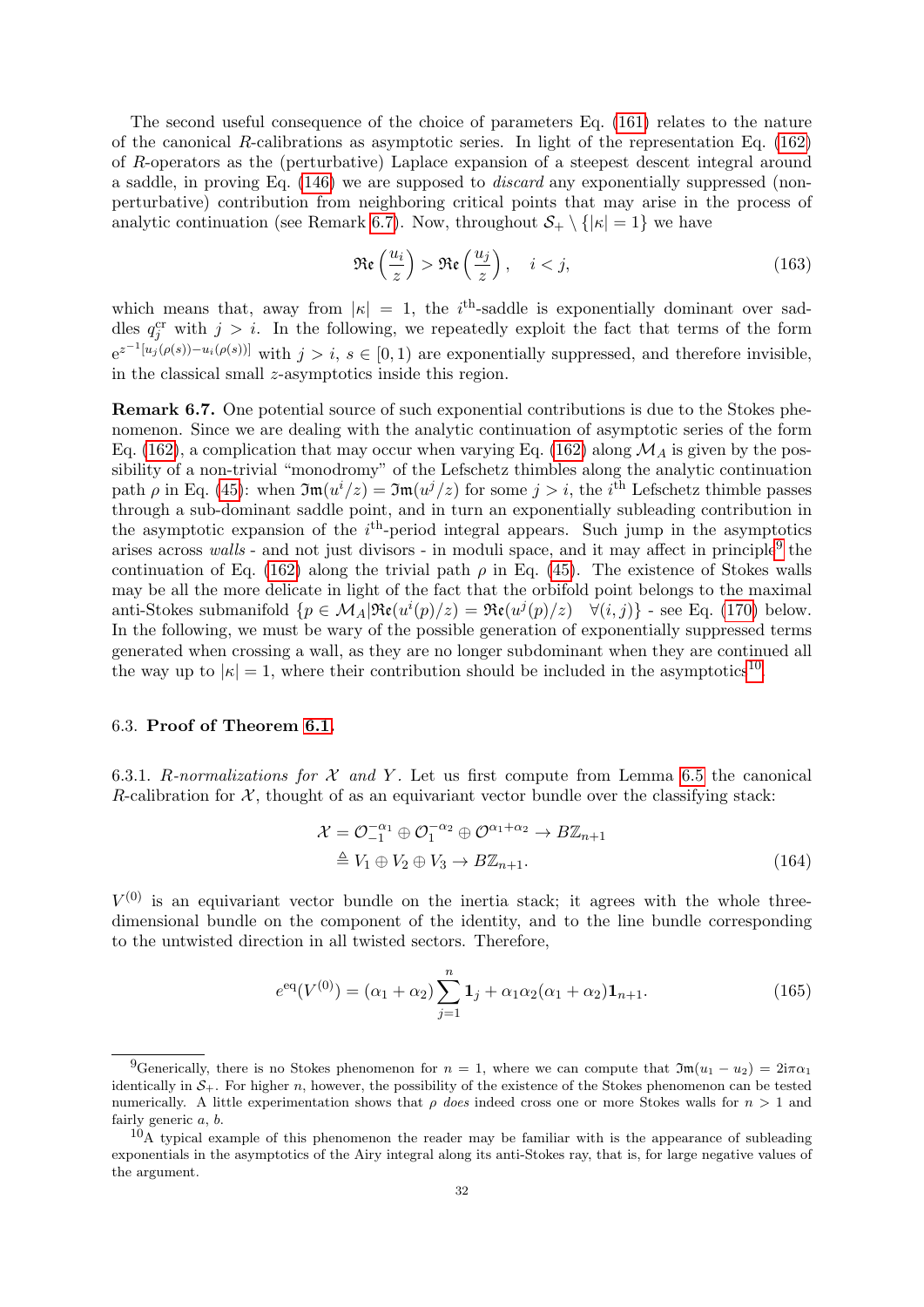The second useful consequence of the choice of parameters Eq. (161) relates to the nature of the canonical $R$-calibrations as asymptotic series. In light of the representation Eq. (162) of $R$-operators as the (perturbative) Laplace expansion of a steepest descent integral around a saddle, in proving Eq. (146) we are supposed to *discard* any exponentially suppressed (non-perturbative) contribution from neighboring critical points that may arise in the process of analytic continuation (see Remark 6.7). Now, throughout $\mathcal{S}_+ \setminus \{|\kappa| = 1\}$ we have

$$\mathfrak{Re}\left(\frac{u_i}{z}\right) > \mathfrak{Re}\left(\frac{u_j}{z}\right), \quad i < j, \tag{163}$$

which means that, away from $|\kappa| = 1$, the $i^{\text{th}}$-saddle is exponentially dominant over saddles $q_j^{\text{cr}}$ with $j > i$. In the following, we repeatedly exploit the fact that terms of the form $e^{z^{-1}[u_j(\rho(s)) - u_i(\rho(s))]}$ with $j > i$, $s \in [0, 1)$ are exponentially suppressed, and therefore invisible, in the classical small $z$-asymptotics inside this region.

**Remark 6.7.** One potential source of such exponential contributions is due to the Stokes phenomenon. Since we are dealing with the analytic continuation of asymptotic series of the form Eq. (162), a complication that may occur when varying Eq. (162) along $\mathcal{M}_A$ is given by the possibility of a non-trivial "monodromy" of the Lefschetz thimbles along the analytic continuation path $\rho$ in Eq. (45): when $\mathfrak{Im}(u^i/z) = \mathfrak{Im}(u^j/z)$ for some $j > i$, the $i^{\text{th}}$ Lefschetz thimble passes through a sub-dominant saddle point, and in turn an exponentially subleading contribution in the asymptotic expansion of the $i^{\text{th}}$-period integral appears. Such jump in the asymptotics arises across *walls* - and not just divisors - in moduli space, and it may affect in principle[9] the continuation of Eq. (162) along the trivial path $\rho$ in Eq. (45). The existence of Stokes walls may be all the more delicate in light of the fact that the orbifold point belongs to the maximal anti-Stokes submanifold $\{p \in \mathcal{M}_A | \mathfrak{Re}(u^i(p)/z) = \mathfrak{Re}(u^j(p)/z) \quad \forall (i,j)\}$ - see Eq. (170) below. In the following, we must be wary of the possible generation of exponentially suppressed terms generated when crossing a wall, as they are no longer subdominant when they are continued all the way up to $|\kappa| = 1$, where their contribution should be included in the asymptotics[10].

### 6.3. Proof of Theorem 6.1.

6.3.1. *$R$-normalizations for $\mathcal{X}$ and $Y$.* Let us first compute from Lemma 6.5 the canonical $R$-calibration for $\mathcal{X}$, thought of as an equivariant vector bundle over the classifying stack:

$$\begin{aligned}\mathcal{X} &= \mathcal{O}_{-1}^{-\alpha_1} \oplus \mathcal{O}_{1}^{-\alpha_2} \oplus \mathcal{O}^{\alpha_1+\alpha_2} \to B\mathbb{Z}_{n+1} \\ &\triangleq V_1 \oplus V_2 \oplus V_3 \to B\mathbb{Z}_{n+1}.\end{aligned} \tag{164}$$

$V^{(0)}$ is an equivariant vector bundle on the inertia stack; it agrees with the whole three-dimensional bundle on the component of the identity, and to the line bundle corresponding to the untwisted direction in all twisted sectors. Therefore,

$$e^{\text{eq}}(V^{(0)}) = (\alpha_1 + \alpha_2) \sum_{j=1}^{n} \mathbf{1}_j + \alpha_1\alpha_2(\alpha_1 + \alpha_2)\mathbf{1}_{n+1}. \tag{165}$$

---

[9] Generically, there is no Stokes phenomenon for $n = 1$, where we can compute that $\mathfrak{Im}(u_1 - u_2) = 2i\pi\alpha_1$ identically in $\mathcal{S}_+$. For higher $n$, however, the possibility of the existence of the Stokes phenomenon can be tested numerically. A little experimentation shows that $\rho$ *does* indeed cross one or more Stokes walls for $n > 1$ and fairly generic $a$, $b$.

[10] A typical example of this phenomenon the reader may be familiar with is the appearance of subleading exponentials in the asymptotics of the Airy integral along its anti-Stokes ray, that is, for large negative values of the argument.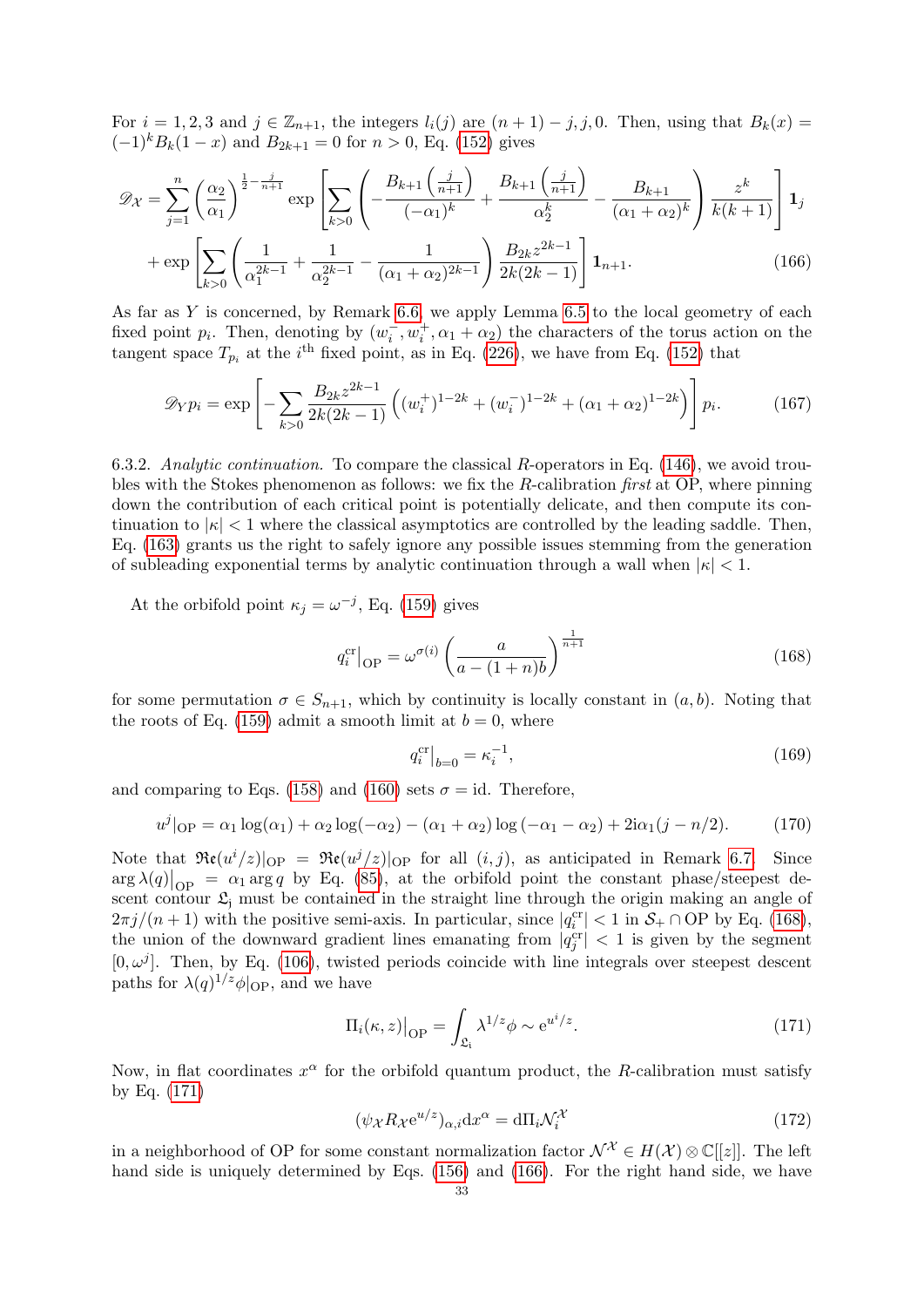For $i = 1, 2, 3$ and $j \in \mathbb{Z}_{n+1}$, the integers $l_i(j)$ are $(n+1) - j, j, 0$. Then, using that $B_k(x) = (-1)^k B_k(1-x)$ and $B_{2k+1} = 0$ for $n > 0$, Eq. (152) gives

$$\mathscr{D}_{\mathcal{X}} = \sum_{j=1}^{n} \left(\frac{\alpha_2}{\alpha_1}\right)^{\frac{1}{2} - \frac{j}{n+1}} \exp\left[\sum_{k>0} \left( -\frac{B_{k+1}\left(\frac{j}{n+1}\right)}{(-\alpha_1)^k} + \frac{B_{k+1}\left(\frac{j}{n+1}\right)}{\alpha_2^k} - \frac{B_{k+1}}{(\alpha_1+\alpha_2)^k} \right) \frac{z^k}{k(k+1)} \right] \mathbf{1}_j$$
$$+ \exp\left[\sum_{k>0} \left( \frac{1}{\alpha_1^{2k-1}} + \frac{1}{\alpha_2^{2k-1}} - \frac{1}{(\alpha_1+\alpha_2)^{2k-1}} \right) \frac{B_{2k} z^{2k-1}}{2k(2k-1)} \right] \mathbf{1}_{n+1}. \tag{166}$$

As far as $Y$ is concerned, by Remark 6.6, we apply Lemma 6.5 to the local geometry of each fixed point $p_i$. Then, denoting by $(w_i^-, w_i^+, \alpha_1 + \alpha_2)$ the characters of the torus action on the tangent space $T_{p_i}$ at the $i^{\text{th}}$ fixed point, as in Eq. (226), we have from Eq. (152) that

$$\mathscr{D}_Y p_i = \exp\left[ -\sum_{k>0} \frac{B_{2k} z^{2k-1}}{2k(2k-1)} \left( (w_i^+)^{1-2k} + (w_i^-)^{1-2k} + (\alpha_1+\alpha_2)^{1-2k} \right) \right] p_i. \tag{167}$$

6.3.2. *Analytic continuation.* To compare the classical $R$-operators in Eq. (146), we avoid troubles with the Stokes phenomenon as follows: we fix the $R$-calibration *first* at OP, where pinning down the contribution of each critical point is potentially delicate, and then compute its continuation to $|\kappa| < 1$ where the classical asymptotics are controlled by the leading saddle. Then, Eq. (163) grants us the right to safely ignore any possible issues stemming from the generation of subleading exponential terms by analytic continuation through a wall when $|\kappa| < 1$.

At the orbifold point $\kappa_j = \omega^{-j}$, Eq. (159) gives

$$q_i^{\rm cr}\big|_{\rm OP} = \omega^{\sigma(i)} \left( \frac{a}{a - (1+n)b} \right)^{\frac{1}{n+1}} \tag{168}$$

for some permutation $\sigma \in S_{n+1}$, which by continuity is locally constant in $(a, b)$. Noting that the roots of Eq. (159) admit a smooth limit at $b = 0$, where

$$q_i^{\rm cr}\big|_{b=0} = \kappa_i^{-1}, \tag{169}$$

and comparing to Eqs. (158) and (160) sets $\sigma = \text{id}$. Therefore,

$$u^j|_{\rm OP} = \alpha_1 \log(\alpha_1) + \alpha_2 \log(-\alpha_2) - (\alpha_1 + \alpha_2) \log(-\alpha_1 - \alpha_2) + 2\mathrm{i}\alpha_1 (j - n/2). \tag{170}$$

Note that $\mathfrak{Re}(u^i/z)|_{\rm OP} = \mathfrak{Re}(u^j/z)|_{\rm OP}$ for all $(i, j)$, as anticipated in Remark 6.7. Since $\arg \lambda(q)\big|_{\rm OP} = \alpha_1 \arg q$ by Eq. (85), at the orbifold point the constant phase/steepest descent contour $\mathfrak{L}_j$ must be contained in the straight line through the origin making an angle of $2\pi j/(n+1)$ with the positive semi-axis. In particular, since $|q_i^{\rm cr}| < 1$ in $\mathcal{S}_+ \cap \text{OP}$ by Eq. (168), the union of the downward gradient lines emanating from $|q_j^{\rm cr}| < 1$ is given by the segment $[0, \omega^j]$. Then, by Eq. (106), twisted periods coincide with line integrals over steepest descent paths for $\lambda(q)^{1/z}\phi|_{\rm OP}$, and we have

$$\Pi_i(\kappa, z)\big|_{\rm OP} = \int_{\mathfrak{L}_i} \lambda^{1/z} \phi \sim \mathrm{e}^{u^i/z}. \tag{171}$$

Now, in flat coordinates $x^\alpha$ for the orbifold quantum product, the $R$-calibration must satisfy by Eq. (171)

$$(\psi_{\mathcal{X}} R_{\mathcal{X}} \mathrm{e}^{u/z})_{\alpha,i} \mathrm{d}x^\alpha = \mathrm{d}\Pi_i \mathcal{N}_i^{\mathcal{X}} \tag{172}$$

in a neighborhood of OP for some constant normalization factor $\mathcal{N}^{\mathcal{X}} \in H(\mathcal{X}) \otimes \mathbb{C}[[z]]$. The left hand side is uniquely determined by Eqs. (156) and (166). For the right hand side, we have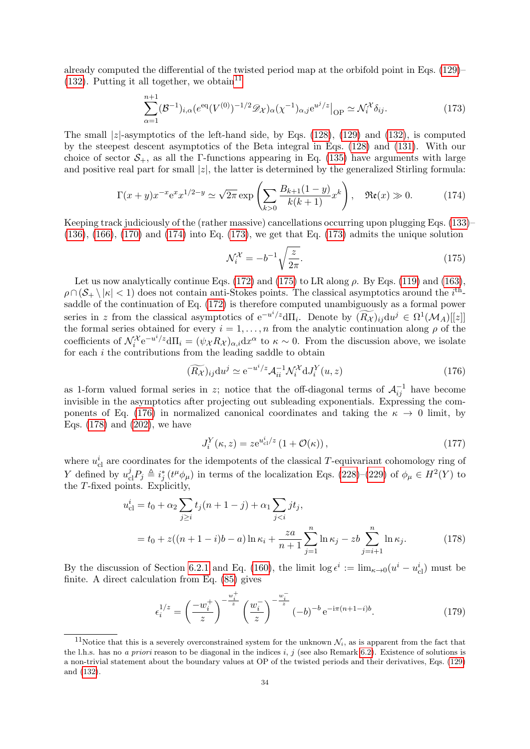already computed the differential of the twisted period map at the orbifold point in Eqs. (129)–(132). Putting it all together, we obtain[11]

$$\sum_{\alpha=1}^{n+1} (\mathcal{B}^{-1})_{i,\alpha} (\mathrm{e}^{\mathrm{eq}}(V^{(0)})^{-1/2} \mathscr{D}_{\mathcal{X}})_\alpha (\chi^{-1})_{\alpha,j} \mathrm{e}^{u^j/z}\big|_{\mathrm{OP}} \simeq \mathcal{N}_i^{\mathcal{X}} \delta_{ij}. \tag{173}$$

The small $|z|$-asymptotics of the left-hand side, by Eqs. (128), (129) and (132), is computed by the steepest descent asymptotics of the Beta integral in Eqs. (128) and (131). With our choice of sector $\mathcal{S}_+$, as all the $\Gamma$-functions appearing in Eq. (135) have arguments with large and positive real part for small $|z|$, the latter is determined by the generalized Stirling formula:

$$\Gamma(x+y)x^{-x}\mathrm{e}^x x^{1/2-y} \simeq \sqrt{2\pi}\exp\left(\sum_{k>0} \frac{B_{k+1}(1-y)}{k(k+1)} x^k\right), \quad \mathfrak{Re}(x) \gg 0. \tag{174}$$

Keeping track judiciously of the (rather massive) cancellations occurring upon plugging Eqs. (133)–(136), (166), (170) and (174) into Eq. (173), we get that Eq. (173) admits the unique solution

$$\mathcal{N}_i^{\mathcal{X}} = -b^{-1}\sqrt{\frac{z}{2\pi}}. \tag{175}$$

Let us now analytically continue Eqs. (172) and (175) to LR along $\rho$. By Eqs. (119) and (163), $\rho \cap (\mathcal{S}_+ \setminus |\kappa| < 1)$ does not contain anti-Stokes points. The classical asymptotics around the $i^{\text{th}}$-saddle of the continuation of Eq. (172) is therefore computed unambiguously as a formal power series in $z$ from the classical asymptotics of $\mathrm{e}^{-u^i/z}\mathrm{d}\Pi_i$. Denote by $\widetilde{(R_{\mathcal{X}})}_{ij}\mathrm{d}u^j \in \Omega^1(\mathcal{M}_A)[[z]]$ the formal series obtained for every $i=1,\dots,n$ from the analytic continuation along $\rho$ of the coefficients of $\mathcal{N}_i^{\mathcal{X}}\mathrm{e}^{-u^i/z}\mathrm{d}\Pi_i = (\psi_{\mathcal{X}} R_{\mathcal{X}})_{\alpha,i}\mathrm{d}x^\alpha$ to $\kappa \sim 0$. From the discussion above, we isolate for each $i$ the contributions from the leading saddle to obtain

$$\widetilde{(R_{\mathcal{X}})}_{ij}\mathrm{d}u^j \simeq \mathrm{e}^{-u^i/z}\mathcal{A}_{ii}^{-1}\mathcal{N}_i^{\mathcal{X}}\mathrm{d}J_i^Y(u,z) \tag{176}$$

as 1-form valued formal series in $z$; notice that the off-diagonal terms of $\mathcal{A}_{ij}^{-1}$ have become invisible in the asymptotics after projecting out subleading exponentials. Expressing the components of Eq. (176) in normalized canonical coordinates and taking the $\kappa \to 0$ limit, by Eqs. (178) and (202), we have

$$J_i^Y(\kappa,z) = z\mathrm{e}^{u_{\mathrm{cl}}^i/z}\left(1+\mathcal{O}(\kappa)\right), \tag{177}$$

where $u_{\mathrm{cl}}^i$ are coordinates for the idempotents of the classical $T$-equivariant cohomology ring of $Y$ defined by $u_{\mathrm{cl}}^j P_j \triangleq i_j^*(t^\mu\phi_\mu)$ in terms of the localization Eqs. (228)–(229) of $\phi_\mu \in H^2(Y)$ to the $T$-fixed points. Explicitly,

$$\begin{aligned} u_{\mathrm{cl}}^i &= t_0 + \alpha_2\sum_{j\geq i} t_j(n+1-j) + \alpha_1\sum_{j<i} jt_j, \\ &= t_0 + z((n+1-i)b-a)\ln\kappa_i + \frac{za}{n+1}\sum_{j=1}^n \ln\kappa_j - zb\sum_{j=i+1}^n \ln\kappa_j. \end{aligned} \tag{178}$$

By the discussion of Section 6.2.1 and Eq. (160), the limit $\log\epsilon^i := \lim_{\kappa\to 0}(u^i - u_{\mathrm{cl}}^i)$ must be finite. A direct calculation from Eq. (85) gives

$$\epsilon_i^{1/z} = \left(\frac{-w_i^+}{z}\right)^{-\frac{w_i^+}{z}}\left(\frac{w_i^-}{z}\right)^{-\frac{w_i^-}{z}}(-b)^{-b}\,\mathrm{e}^{-\mathrm{i}\pi(n+1-i)b}. \tag{179}$$

[11]Notice that this is a severely overconstrained system for the unknown $\mathcal{N}_i$, as is apparent from the fact that the l.h.s. has no *a priori* reason to be diagonal in the indices $i$, $j$ (see also Remark 6.2). Existence of solutions is a non-trivial statement about the boundary values at OP of the twisted periods and their derivatives, Eqs. (129) and (132).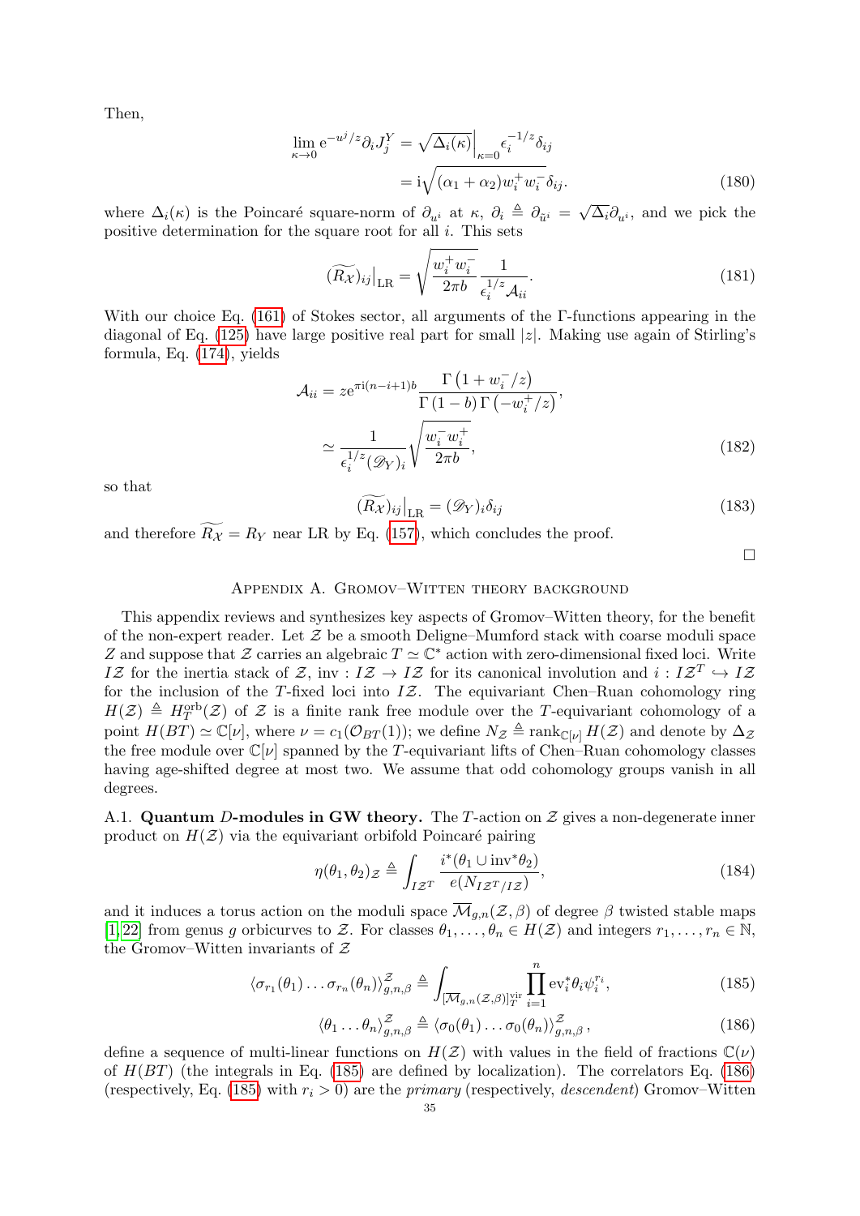Then,

$$\lim_{\kappa\to 0} \mathrm{e}^{-u^j/z}\partial_i J_j^Y = \sqrt{\Delta_i(\kappa)}\Big|_{\kappa=0}\epsilon_i^{-1/z}\delta_{ij} \\ = \mathrm{i}\sqrt{(\alpha_1+\alpha_2)w_i^+ w_i^-}\,\delta_{ij}. \tag{180}$$

where $\Delta_i(\kappa)$ is the Poincaré square-norm of $\partial_{u^i}$ at $\kappa$, $\partial_i \triangleq \partial_{\tilde{u}^i} = \sqrt{\Delta_i}\partial_{u^i}$, and we pick the positive determination for the square root for all $i$. This sets

$$(\widetilde{R_{\mathcal{X}}})_{ij}\big|_{\mathrm{LR}} = \sqrt{\frac{w_i^+ w_i^-}{2\pi b}}\frac{1}{\epsilon_i^{1/z}\mathcal{A}_{ii}}. \tag{181}$$

With our choice Eq. (161) of Stokes sector, all arguments of the Γ-functions appearing in the diagonal of Eq. (125) have large positive real part for small $|z|$. Making use again of Stirling's formula, Eq. (174), yields

$$\mathcal{A}_{ii} = z\mathrm{e}^{\pi\mathrm{i}(n-i+1)b}\frac{\Gamma\left(1+w_i^-/z\right)}{\Gamma\left(1-b\right)\Gamma\left(-w_i^+/z\right)}, \\ \simeq \frac{1}{\epsilon_i^{1/z}(\mathscr{D}_Y)_i}\sqrt{\frac{w_i^- w_i^+}{2\pi b}}, \tag{182}$$

so that

$$(\widetilde{R_{\mathcal{X}}})_{ij}\big|_{\mathrm{LR}} = (\mathscr{D}_Y)_i\delta_{ij} \tag{183}$$

and therefore $\widetilde{R_{\mathcal{X}}} = R_Y$ near LR by Eq. (157), which concludes the proof.

□

## Appendix A. Gromov–Witten theory background

This appendix reviews and synthesizes key aspects of Gromov–Witten theory, for the benefit of the non-expert reader. Let $\mathcal{Z}$ be a smooth Deligne–Mumford stack with coarse moduli space $Z$ and suppose that $\mathcal{Z}$ carries an algebraic $T \simeq \mathbb{C}^*$ action with zero-dimensional fixed loci. Write $I\mathcal{Z}$ for the inertia stack of $\mathcal{Z}$, $\mathrm{inv}: I\mathcal{Z} \to I\mathcal{Z}$ for its canonical involution and $i: I\mathcal{Z}^T \hookrightarrow I\mathcal{Z}$ for the inclusion of the $T$-fixed loci into $I\mathcal{Z}$. The equivariant Chen–Ruan cohomology ring $H(\mathcal{Z}) \triangleq H_T^{\mathrm{orb}}(\mathcal{Z})$ of $\mathcal{Z}$ is a finite rank free module over the $T$-equivariant cohomology of a point $H(BT) \simeq \mathbb{C}[\nu]$, where $\nu = c_1(\mathcal{O}_{BT}(1))$; we define $N_{\mathcal{Z}} \triangleq \mathrm{rank}_{\mathbb{C}[\nu]} H(\mathcal{Z})$ and denote by $\Delta_{\mathcal{Z}}$ the free module over $\mathbb{C}[\nu]$ spanned by the $T$-equivariant lifts of Chen–Ruan cohomology classes having age-shifted degree at most two. We assume that odd cohomology groups vanish in all degrees.

A.1. **Quantum $D$-modules in GW theory.** The $T$-action on $\mathcal{Z}$ gives a non-degenerate inner product on $H(\mathcal{Z})$ via the equivariant orbifold Poincaré pairing

$$\eta(\theta_1,\theta_2)_{\mathcal{Z}} \triangleq \int_{I\mathcal{Z}^T}\frac{i^*(\theta_1\cup\mathrm{inv}^*\theta_2)}{e(N_{I\mathcal{Z}^T/I\mathcal{Z}})}, \tag{184}$$

and it induces a torus action on the moduli space $\overline{\mathcal{M}}_{g,n}(\mathcal{Z},\beta)$ of degree $\beta$ twisted stable maps [1, 22] from genus $g$ orbicurves to $\mathcal{Z}$. For classes $\theta_1,\ldots,\theta_n \in H(\mathcal{Z})$ and integers $r_1,\ldots,r_n \in \mathbb{N}$, the Gromov–Witten invariants of $\mathcal{Z}$

$$\langle\sigma_{r_1}(\theta_1)\ldots\sigma_{r_n}(\theta_n)\rangle_{g,n,\beta}^{\mathcal{Z}} \triangleq \int_{[\overline{\mathcal{M}}_{g,n}(\mathcal{Z},\beta)]_T^{\mathrm{vir}}}\prod_{i=1}^n \mathrm{ev}_i^*\theta_i\psi_i^{r_i}, \tag{185}$$

$$\langle\theta_1\ldots\theta_n\rangle_{g,n,\beta}^{\mathcal{Z}} \triangleq \langle\sigma_0(\theta_1)\ldots\sigma_0(\theta_n)\rangle_{g,n,\beta}^{\mathcal{Z}}, \tag{186}$$

define a sequence of multi-linear functions on $H(\mathcal{Z})$ with values in the field of fractions $\mathbb{C}(\nu)$ of $H(BT)$ (the integrals in Eq. (185) are defined by localization). The correlators Eq. (186) (respectively, Eq. (185) with $r_i > 0$) are the *primary* (respectively, *descendent*) Gromov–Witten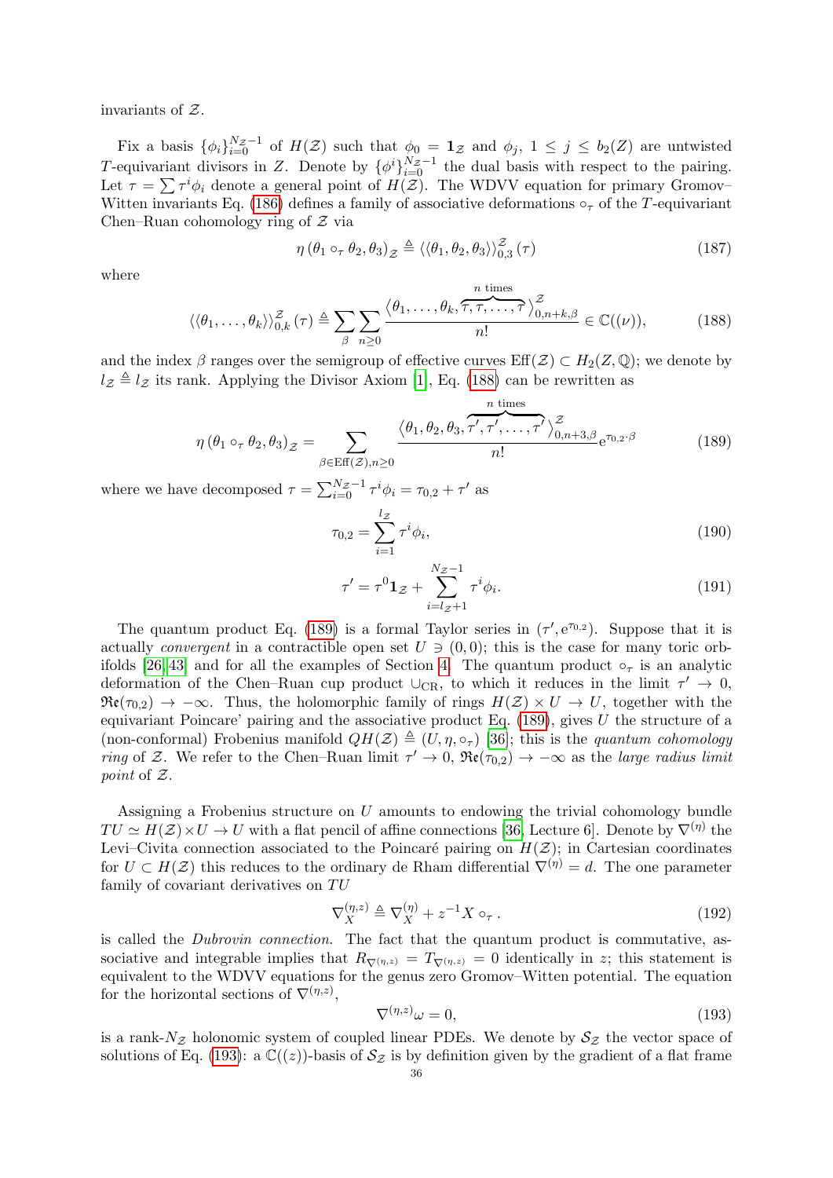invariants of $\mathcal{Z}$.

Fix a basis $\{\phi_i\}_{i=0}^{N_\mathcal{Z}-1}$ of $H(\mathcal{Z})$ such that $\phi_0 = \mathbf{1}_\mathcal{Z}$ and $\phi_j$, $1 \leq j \leq b_2(Z)$ are untwisted $T$-equivariant divisors in $Z$. Denote by $\{\phi^i\}_{i=0}^{N_\mathcal{Z}-1}$ the dual basis with respect to the pairing. Let $\tau = \sum \tau^i \phi_i$ denote a general point of $H(\mathcal{Z})$. The WDVV equation for primary Gromov–Witten invariants Eq. (186) defines a family of associative deformations $\circ_\tau$ of the $T$-equivariant Chen–Ruan cohomology ring of $\mathcal{Z}$ via

$$\eta\left(\theta_1 \circ_\tau \theta_2, \theta_3\right)_\mathcal{Z} \triangleq \langle\langle \theta_1, \theta_2, \theta_3 \rangle\rangle_{0,3}^{\mathcal{Z}}(\tau) \tag{187}$$

where

$$\langle\langle \theta_1, \dots, \theta_k \rangle\rangle_{0,k}^{\mathcal{Z}}(\tau) \triangleq \sum_\beta \sum_{n\geq 0} \frac{\big\langle \theta_1, \dots, \theta_k, \overbrace{\tau, \tau, \dots, \tau}^{n \text{ times}} \big\rangle_{0,n+k,\beta}^{\mathcal{Z}}}{n!} \in \mathbb{C}((\nu)), \tag{188}$$

and the index $\beta$ ranges over the semigroup of effective curves $\mathrm{Eff}(\mathcal{Z}) \subset H_2(Z, \mathbb{Q})$; we denote by $l_\mathcal{Z} \triangleq l_Z$ its rank. Applying the Divisor Axiom [1], Eq. (188) can be rewritten as

$$\eta\left(\theta_1 \circ_\tau \theta_2, \theta_3\right)_\mathcal{Z} = \sum_{\beta \in \mathrm{Eff}(\mathcal{Z}), n \geq 0} \frac{\big\langle \theta_1, \theta_2, \theta_3, \overbrace{\tau', \tau', \dots, \tau'}^{n \text{ times}} \big\rangle_{0,n+3,\beta}^{\mathcal{Z}}}{n!} \mathrm{e}^{\tau_{0,2}\cdot\beta} \tag{189}$$

where we have decomposed $\tau = \sum_{i=0}^{N_\mathcal{Z}-1} \tau^i \phi_i = \tau_{0,2} + \tau'$ as

$$\tau_{0,2} = \sum_{i=1}^{l_\mathcal{Z}} \tau^i \phi_i, \tag{190}$$

$$\tau' = \tau^0 \mathbf{1}_\mathcal{Z} + \sum_{i=l_\mathcal{Z}+1}^{N_\mathcal{Z}-1} \tau^i \phi_i. \tag{191}$$

The quantum product Eq. (189) is a formal Taylor series in $(\tau', \mathrm{e}^{\tau_{0,2}})$. Suppose that it is actually *convergent* in a contractible open set $U \ni (0,0)$; this is the case for many toric orbifolds [26, 43] and for all the examples of Section 4. The quantum product $\circ_\tau$ is an analytic deformation of the Chen–Ruan cup product $\cup_{\mathrm{CR}}$, to which it reduces in the limit $\tau' \to 0$, $\mathfrak{Re}(\tau_{0,2}) \to -\infty$. Thus, the holomorphic family of rings $H(\mathcal{Z}) \times U \to U$, together with the equivariant Poincare' pairing and the associative product Eq. (189), gives $U$ the structure of a (non-conformal) Frobenius manifold $QH(\mathcal{Z}) \triangleq (U, \eta, \circ_\tau)$ [36]; this is the *quantum cohomology ring* of $\mathcal{Z}$. We refer to the Chen–Ruan limit $\tau' \to 0$, $\mathfrak{Re}(\tau_{0,2}) \to -\infty$ as the *large radius limit point* of $\mathcal{Z}$.

Assigning a Frobenius structure on $U$ amounts to endowing the trivial cohomology bundle $TU \simeq H(\mathcal{Z}) \times U \to U$ with a flat pencil of affine connections [36, Lecture 6]. Denote by $\nabla^{(\eta)}$ the Levi–Civita connection associated to the Poincaré pairing on $H(\mathcal{Z})$; in Cartesian coordinates for $U \subset H(\mathcal{Z})$ this reduces to the ordinary de Rham differential $\nabla^{(\eta)} = d$. The one parameter family of covariant derivatives on $TU$

$$\nabla_X^{(\eta,z)} \triangleq \nabla_X^{(\eta)} + z^{-1} X \circ_\tau . \tag{192}$$

is called the *Dubrovin connection*. The fact that the quantum product is commutative, associative and integrable implies that $R_{\nabla^{(\eta,z)}} = T_{\nabla^{(\eta,z)}} = 0$ identically in $z$; this statement is equivalent to the WDVV equations for the genus zero Gromov–Witten potential. The equation for the horizontal sections of $\nabla^{(\eta,z)}$,

$$\nabla^{(\eta,z)}\omega = 0, \tag{193}$$

is a rank-$N_\mathcal{Z}$ holonomic system of coupled linear PDEs. We denote by $\mathcal{S}_\mathcal{Z}$ the vector space of solutions of Eq. (193): a $\mathbb{C}((z))$-basis of $\mathcal{S}_\mathcal{Z}$ is by definition given by the gradient of a flat frame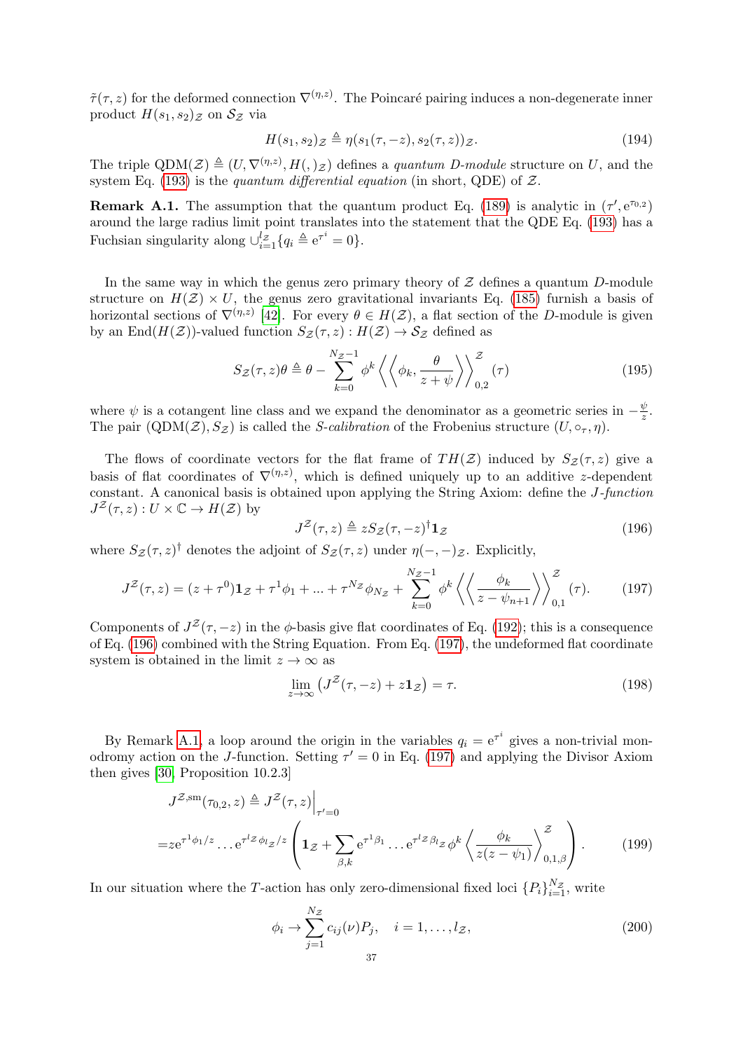$\tilde{\tau}(\tau, z)$ for the deformed connection $\nabla^{(\eta,z)}$. The Poincaré pairing induces a non-degenerate inner product $H(s_1, s_2)_{\mathcal{Z}}$ on $\mathcal{S}_{\mathcal{Z}}$ via

$$H(s_1, s_2)_{\mathcal{Z}} \triangleq \eta(s_1(\tau, -z), s_2(\tau, z))_{\mathcal{Z}}. \tag{194}$$

The triple $\mathrm{QDM}(\mathcal{Z}) \triangleq (U, \nabla^{(\eta,z)}, H(,)_{\mathcal{Z}})$ defines a *quantum D-module* structure on $U$, and the system Eq. (193) is the *quantum differential equation* (in short, QDE) of $\mathcal{Z}$.

**Remark A.1.** The assumption that the quantum product Eq. (189) is analytic in $(\tau', \mathrm{e}^{\tau_{0,2}})$ around the large radius limit point translates into the statement that the QDE Eq. (193) has a Fuchsian singularity along $\cup_{i=1}^{l_{\mathcal{Z}}} \{q_i \triangleq \mathrm{e}^{\tau^i} = 0\}$.

In the same way in which the genus zero primary theory of $\mathcal{Z}$ defines a quantum $D$-module structure on $H(\mathcal{Z}) \times U$, the genus zero gravitational invariants Eq. (185) furnish a basis of horizontal sections of $\nabla^{(\eta,z)}$ [42]. For every $\theta \in H(\mathcal{Z})$, a flat section of the $D$-module is given by an $\mathrm{End}(H(\mathcal{Z}))$-valued function $S_{\mathcal{Z}}(\tau, z) : H(\mathcal{Z}) \to \mathcal{S}_{\mathcal{Z}}$ defined as

$$S_{\mathcal{Z}}(\tau, z)\theta \triangleq \theta - \sum_{k=0}^{N_{\mathcal{Z}}-1} \phi^k \left\langle\left\langle \phi_k, \frac{\theta}{z+\psi} \right\rangle\right\rangle_{0,2}^{\mathcal{Z}}(\tau) \tag{195}$$

where $\psi$ is a cotangent line class and we expand the denominator as a geometric series in $-\frac{\psi}{z}$. The pair $(\mathrm{QDM}(\mathcal{Z}), S_{\mathcal{Z}})$ is called the *S-calibration* of the Frobenius structure $(U, \circ_\tau, \eta)$.

The flows of coordinate vectors for the flat frame of $TH(\mathcal{Z})$ induced by $S_{\mathcal{Z}}(\tau, z)$ give a basis of flat coordinates of $\nabla^{(\eta,z)}$, which is defined uniquely up to an additive $z$-dependent constant. A canonical basis is obtained upon applying the String Axiom: define the *J-function* $J^{\mathcal{Z}}(\tau, z) : U \times \mathbb{C} \to H(\mathcal{Z})$ by

$$J^{\mathcal{Z}}(\tau, z) \triangleq z S_{\mathcal{Z}}(\tau, -z)^\dagger \mathbf{1}_{\mathcal{Z}} \tag{196}$$

where $S_{\mathcal{Z}}(\tau, z)^\dagger$ denotes the adjoint of $S_{\mathcal{Z}}(\tau, z)$ under $\eta(-,-)_{\mathcal{Z}}$. Explicitly,

$$J^{\mathcal{Z}}(\tau, z) = (z + \tau^0)\mathbf{1}_{\mathcal{Z}} + \tau^1\phi_1 + \ldots + \tau^{N_{\mathcal{Z}}}\phi_{N_{\mathcal{Z}}} + \sum_{k=0}^{N_{\mathcal{Z}}-1} \phi^k \left\langle\left\langle \frac{\phi_k}{z - \psi_{n+1}} \right\rangle\right\rangle_{0,1}^{\mathcal{Z}}(\tau). \tag{197}$$

Components of $J^{\mathcal{Z}}(\tau, -z)$ in the $\phi$-basis give flat coordinates of Eq. (192); this is a consequence of Eq. (196) combined with the String Equation. From Eq. (197), the undeformed flat coordinate system is obtained in the limit $z \to \infty$ as

$$\lim_{z\to\infty} \left(J^{\mathcal{Z}}(\tau, -z) + z\mathbf{1}_{\mathcal{Z}}\right) = \tau. \tag{198}$$

By Remark A.1, a loop around the origin in the variables $q_i = \mathrm{e}^{\tau^i}$ gives a non-trivial monodromy action on the $J$-function. Setting $\tau' = 0$ in Eq. (197) and applying the Divisor Axiom then gives [30, Proposition 10.2.3]

$$\begin{aligned} J^{\mathcal{Z},\mathrm{sm}}(\tau_{0,2}, z) &\triangleq J^{\mathcal{Z}}(\tau, z)\Big|_{\tau'=0} \\ &= z\mathrm{e}^{\tau^1\phi_1/z} \ldots \mathrm{e}^{\tau^{l_{\mathcal{Z}}}\phi_{l_{\mathcal{Z}}}/z} \left(\mathbf{1}_{\mathcal{Z}} + \sum_{\beta,k} \mathrm{e}^{\tau^1\beta_1} \ldots \mathrm{e}^{\tau^{l_{\mathcal{Z}}}\beta_{l_{\mathcal{Z}}}} \phi^k \left\langle \frac{\phi_k}{z(z-\psi_1)} \right\rangle_{0,1,\beta}^{\mathcal{Z}}\right). \end{aligned} \tag{199}$$

In our situation where the $T$-action has only zero-dimensional fixed loci $\{P_i\}_{i=1}^{N_{\mathcal{Z}}}$, write

$$\phi_i \to \sum_{j=1}^{N_{\mathcal{Z}}} c_{ij}(\nu) P_j, \quad i = 1, \ldots, l_{\mathcal{Z}}, \tag{200}$$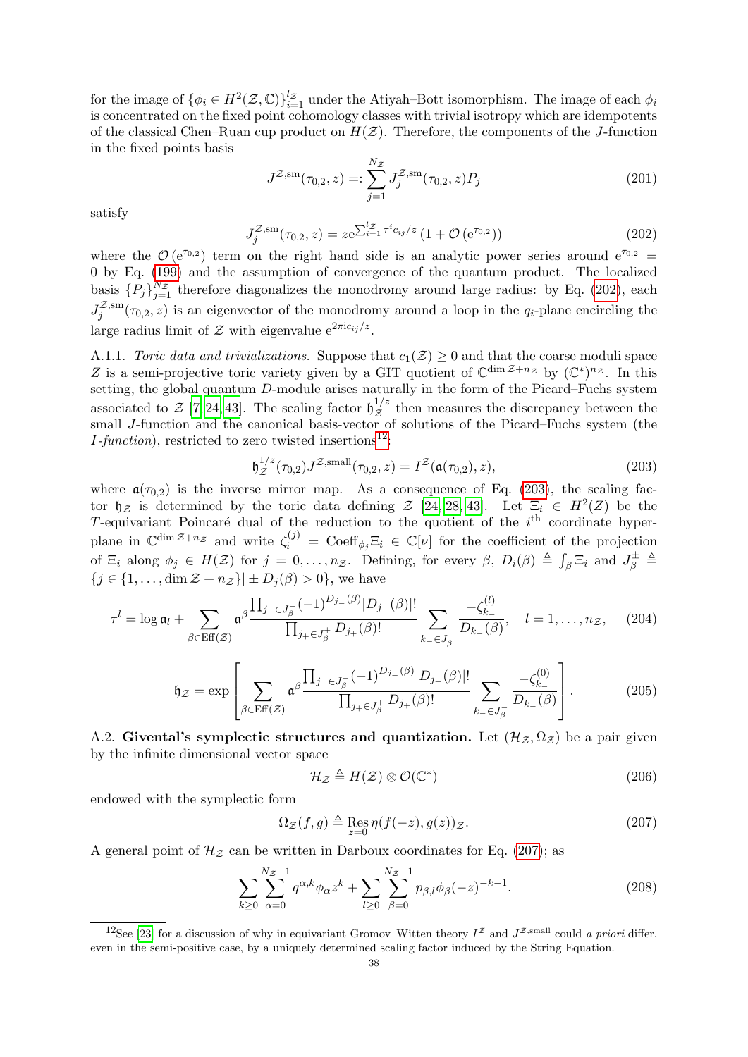for the image of $\{\phi_i \in H^2(\mathcal{Z}, \mathbb{C})\}_{i=1}^{l_\mathcal{Z}}$ under the Atiyah–Bott isomorphism. The image of each $\phi_i$ is concentrated on the fixed point cohomology classes with trivial isotropy which are idempotents of the classical Chen–Ruan cup product on $H(\mathcal{Z})$. Therefore, the components of the $J$-function in the fixed points basis

$$J^{\mathcal{Z},\mathrm{sm}}(\tau_{0,2}, z) =: \sum_{j=1}^{N_\mathcal{Z}} J_j^{\mathcal{Z},\mathrm{sm}}(\tau_{0,2}, z) P_j \tag{201}$$

satisfy

$$J_j^{\mathcal{Z},\mathrm{sm}}(\tau_{0,2}, z) = z \mathrm{e}^{\sum_{i=1}^{l_\mathcal{Z}} \tau^i c_{ij}/z} \left(1 + \mathcal{O}\left(\mathrm{e}^{\tau_{0,2}}\right)\right) \tag{202}$$

where the $\mathcal{O}(\mathrm{e}^{\tau_{0,2}})$ term on the right hand side is an analytic power series around $\mathrm{e}^{\tau_{0,2}} = 0$ by Eq. (199) and the assumption of convergence of the quantum product. The localized basis $\{P_j\}_{j=1}^{N_\mathcal{Z}}$ therefore diagonalizes the monodromy around large radius: by Eq. (202), each $J_j^{\mathcal{Z},\mathrm{sm}}(\tau_{0,2}, z)$ is an eigenvector of the monodromy around a loop in the $q_i$-plane encircling the large radius limit of $\mathcal{Z}$ with eigenvalue $\mathrm{e}^{2\pi \mathrm{i} c_{ij}/z}$.

A.1.1. *Toric data and trivializations.* Suppose that $c_1(\mathcal{Z}) \geq 0$ and that the coarse moduli space $Z$ is a semi-projective toric variety given by a GIT quotient of $\mathbb{C}^{\dim \mathcal{Z} + n_\mathcal{Z}}$ by $(\mathbb{C}^*)^{n_\mathcal{Z}}$. In this setting, the global quantum $D$-module arises naturally in the form of the Picard–Fuchs system associated to $\mathcal{Z}$ [7, 24, 43]. The scaling factor $\mathfrak{h}_\mathcal{Z}^{1/z}$ then measures the discrepancy between the small $J$-function and the canonical basis-vector of solutions of the Picard–Fuchs system (the *I-function*), restricted to zero twisted insertions[12]:

$$\mathfrak{h}_\mathcal{Z}^{1/z}(\tau_{0,2}) J^{\mathcal{Z},\mathrm{small}}(\tau_{0,2}, z) = I^\mathcal{Z}(\mathfrak{a}(\tau_{0,2}), z), \tag{203}$$

where $\mathfrak{a}(\tau_{0,2})$ is the inverse mirror map. As a consequence of Eq. (203), the scaling factor $\mathfrak{h}_\mathcal{Z}$ is determined by the toric data defining $\mathcal{Z}$ [24, 28, 43]. Let $\Xi_i \in H^2(Z)$ be the $T$-equivariant Poincaré dual of the reduction to the quotient of the $i^{\text{th}}$ coordinate hyperplane in $\mathbb{C}^{\dim \mathcal{Z} + n_\mathcal{Z}}$ and write $\zeta_i^{(j)} = \mathrm{Coeff}_{\phi_j} \Xi_i \in \mathbb{C}[\nu]$ for the coefficient of the projection of $\Xi_i$ along $\phi_j \in H(\mathcal{Z})$ for $j = 0, \ldots, n_\mathcal{Z}$. Defining, for every $\beta$, $D_i(\beta) \triangleq \int_\beta \Xi_i$ and $J_\beta^\pm \triangleq \{j \in \{1, \ldots, \dim \mathcal{Z} + n_\mathcal{Z}\} | \pm D_j(\beta) > 0\}$, we have

$$\tau^l = \log \mathfrak{a}_l + \sum_{\beta \in \mathrm{Eff}(\mathcal{Z})} \mathfrak{a}^\beta \frac{\prod_{j_- \in J_\beta^-} (-1)^{D_{j_-}(\beta)} |D_{j_-}(\beta)|!}{\prod_{j_+ \in J_\beta^+} D_{j_+}(\beta)!} \sum_{k_- \in J_\beta^-} \frac{-\zeta_{k_-}^{(l)}}{D_{k_-}(\beta)}, \quad l = 1, \ldots, n_\mathcal{Z}, \tag{204}$$

$$\mathfrak{h}_\mathcal{Z} = \exp\left[\sum_{\beta \in \mathrm{Eff}(\mathcal{Z})} \mathfrak{a}^\beta \frac{\prod_{j_- \in J_\beta^-} (-1)^{D_{j_-}(\beta)} |D_{j_-}(\beta)|!}{\prod_{j_+ \in J_\beta^+} D_{j_+}(\beta)!} \sum_{k_- \in J_\beta^-} \frac{-\zeta_{k_-}^{(0)}}{D_{k_-}(\beta)}\right]. \tag{205}$$

A.2. **Givental's symplectic structures and quantization.** Let $(\mathcal{H}_\mathcal{Z}, \Omega_\mathcal{Z})$ be a pair given by the infinite dimensional vector space

$$\mathcal{H}_\mathcal{Z} \triangleq H(\mathcal{Z}) \otimes \mathcal{O}(\mathbb{C}^*) \tag{206}$$

endowed with the symplectic form

$$\Omega_\mathcal{Z}(f, g) \triangleq \operatorname*{Res}_{z=0} \eta(f(-z), g(z))_\mathcal{Z}. \tag{207}$$

A general point of $\mathcal{H}_\mathcal{Z}$ can be written in Darboux coordinates for Eq. (207); as

$$\sum_{k \geq 0} \sum_{\alpha=0}^{N_\mathcal{Z}-1} q^{\alpha,k} \phi_\alpha z^k + \sum_{l \geq 0} \sum_{\beta=0}^{N_\mathcal{Z}-1} p_{\beta,l} \phi_\beta (-z)^{-k-1}. \tag{208}$$

[12] See [23] for a discussion of why in equivariant Gromov–Witten theory $I^\mathcal{Z}$ and $J^{\mathcal{Z},\mathrm{small}}$ could *a priori* differ, even in the semi-positive case, by a uniquely determined scaling factor induced by the String Equation.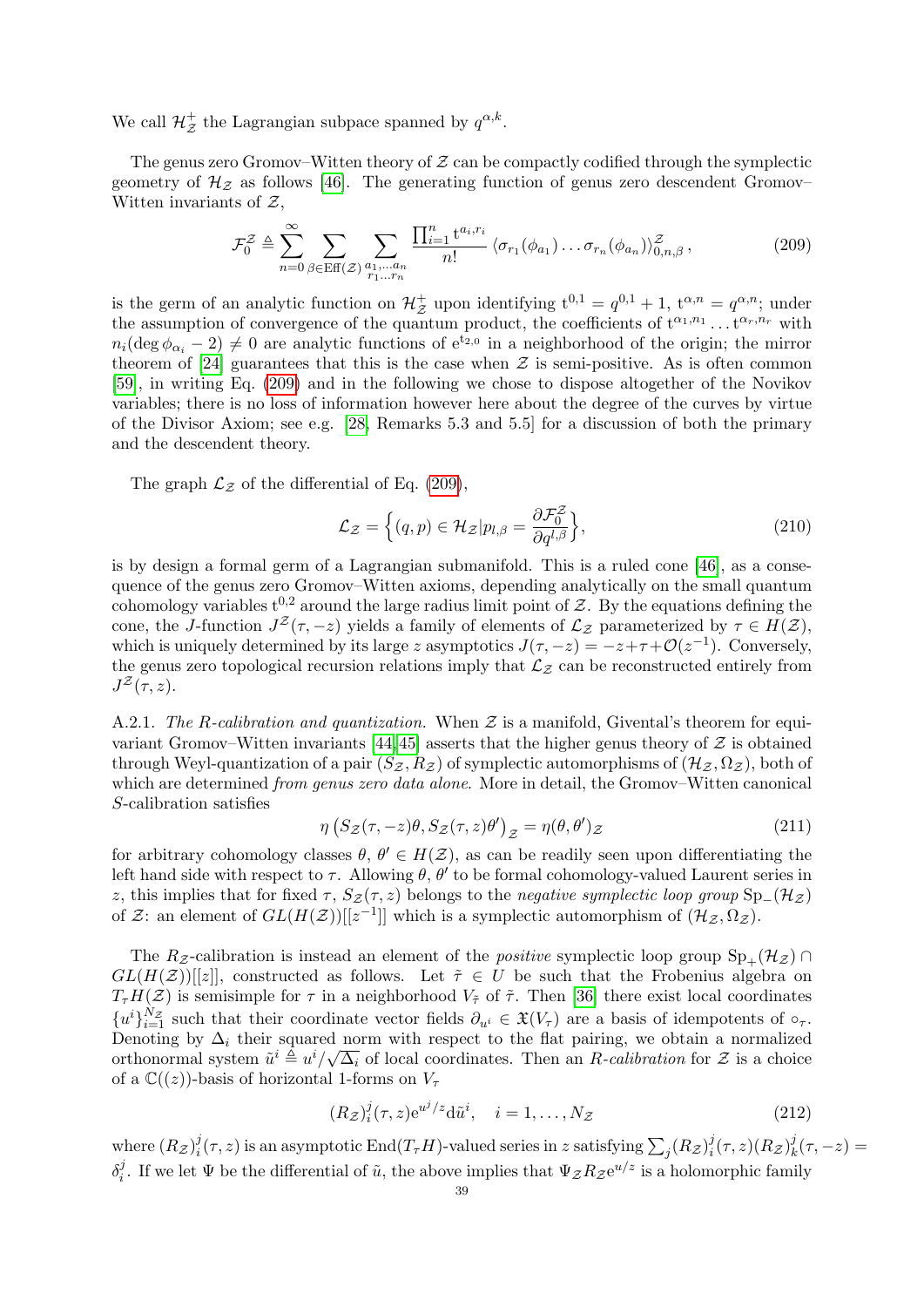We call $\mathcal{H}_{\mathcal{Z}}^{+}$ the Lagrangian subpace spanned by $q^{\alpha,k}$.

The genus zero Gromov–Witten theory of $\mathcal{Z}$ can be compactly codified through the symplectic geometry of $\mathcal{H}_{\mathcal{Z}}$ as follows [46]. The generating function of genus zero descendent Gromov–Witten invariants of $\mathcal{Z}$,

$$\mathcal{F}_0^{\mathcal{Z}} \triangleq \sum_{n=0}^{\infty} \sum_{\beta\in \mathrm{Eff}(\mathcal{Z})} \sum_{\substack{a_1,\dots a_n \\ r_1\dots r_n}} \frac{\prod_{i=1}^n \mathrm{t}^{a_i,r_i}}{n!} \left\langle \sigma_{r_1}(\phi_{a_1})\dots\sigma_{r_n}(\phi_{a_n})\right\rangle_{0,n,\beta}^{\mathcal{Z}}, \tag{209}$$

is the germ of an analytic function on $\mathcal{H}_{\mathcal{Z}}^{+}$ upon identifying $\mathrm{t}^{0,1}=q^{0,1}+1$, $\mathrm{t}^{\alpha,n}=q^{\alpha,n}$; under the assumption of convergence of the quantum product, the coefficients of $\mathrm{t}^{\alpha_1,n_1}\dots\mathrm{t}^{\alpha_r,n_r}$ with $n_i(\deg\phi_{\alpha_i}-2)\neq 0$ are analytic functions of $\mathrm{e}^{\mathrm{t}_{2,0}}$ in a neighborhood of the origin; the mirror theorem of [24] guarantees that this is the case when $\mathcal{Z}$ is semi-positive. As is often common [59], in writing Eq. (209) and in the following we chose to dispose altogether of the Novikov variables; there is no loss of information however here about the degree of the curves by virtue of the Divisor Axiom; see e.g. [28, Remarks 5.3 and 5.5] for a discussion of both the primary and the descendent theory.

The graph $\mathcal{L}_{\mathcal{Z}}$ of the differential of Eq. (209),

$$\mathcal{L}_{\mathcal{Z}} = \Big\{(q,p)\in \mathcal{H}_{\mathcal{Z}} | p_{l,\beta} = \frac{\partial \mathcal{F}_0^{\mathcal{Z}}}{\partial q^{l,\beta}}\Big\}, \tag{210}$$

is by design a formal germ of a Lagrangian submanifold. This is a ruled cone [46], as a consequence of the genus zero Gromov–Witten axioms, depending analytically on the small quantum cohomology variables $\mathrm{t}^{0,2}$ around the large radius limit point of $\mathcal{Z}$. By the equations defining the cone, the $J$-function $J^{\mathcal{Z}}(\tau,-z)$ yields a family of elements of $\mathcal{L}_{\mathcal{Z}}$ parameterized by $\tau\in H(\mathcal{Z})$, which is uniquely determined by its large $z$ asymptotics $J(\tau,-z)=-z+\tau+\mathcal{O}(z^{-1})$. Conversely, the genus zero topological recursion relations imply that $\mathcal{L}_{\mathcal{Z}}$ can be reconstructed entirely from $J^{\mathcal{Z}}(\tau,z)$.

A.2.1. *The R-calibration and quantization.* When $\mathcal{Z}$ is a manifold, Givental's theorem for equivariant Gromov–Witten invariants [44,45] asserts that the higher genus theory of $\mathcal{Z}$ is obtained through Weyl-quantization of a pair $(S_{\mathcal{Z}},R_{\mathcal{Z}})$ of symplectic automorphisms of $(\mathcal{H}_{\mathcal{Z}},\Omega_{\mathcal{Z}})$, both of which are determined *from genus zero data alone*. More in detail, the Gromov–Witten canonical $S$-calibration satisfies

$$\eta\left(S_{\mathcal{Z}}(\tau,-z)\theta, S_{\mathcal{Z}}(\tau,z)\theta'\right)_{\mathcal{Z}} = \eta(\theta,\theta')_{\mathcal{Z}} \tag{211}$$

for arbitrary cohomology classes $\theta$, $\theta'\in H(\mathcal{Z})$, as can be readily seen upon differentiating the left hand side with respect to $\tau$. Allowing $\theta$, $\theta'$ to be formal cohomology-valued Laurent series in $z$, this implies that for fixed $\tau$, $S_{\mathcal{Z}}(\tau,z)$ belongs to the *negative symplectic loop group* $\mathrm{Sp}_-(\mathcal{H}_{\mathcal{Z}})$ of $\mathcal{Z}$: an element of $GL(H(\mathcal{Z}))[[z^{-1}]]$ which is a symplectic automorphism of $(\mathcal{H}_{\mathcal{Z}},\Omega_{\mathcal{Z}})$.

The $R_{\mathcal{Z}}$-calibration is instead an element of the *positive* symplectic loop group $\mathrm{Sp}_+(\mathcal{H}_{\mathcal{Z}})\cap GL(H(\mathcal{Z}))[[z]]$, constructed as follows. Let $\tilde\tau\in U$ be such that the Frobenius algebra on $T_\tau H(\mathcal{Z})$ is semisimple for $\tau$ in a neighborhood $V_{\tilde\tau}$ of $\tilde\tau$. Then [36] there exist local coordinates $\{u^i\}_{i=1}^{N_{\mathcal{Z}}}$ such that their coordinate vector fields $\partial_{u^i}\in\mathfrak{X}(V_\tau)$ are a basis of idempotents of $\circ_\tau$. Denoting by $\Delta_i$ their squared norm with respect to the flat pairing, we obtain a normalized orthonormal system $\tilde u^i \triangleq u^i/\sqrt{\Delta_i}$ of local coordinates. Then an *R-calibration* for $\mathcal{Z}$ is a choice of a $\mathbb{C}((z))$-basis of horizontal 1-forms on $V_\tau$

$$(R_{\mathcal{Z}})_i^j(\tau,z)\mathrm{e}^{u^j/z}\mathrm{d}\tilde u^i, \quad i=1,\dots,N_{\mathcal{Z}} \tag{212}$$

where $(R_{\mathcal{Z}})_i^j(\tau,z)$ is an asymptotic $\mathrm{End}(T_\tau H)$-valued series in $z$ satisfying $\sum_j (R_{\mathcal{Z}})_i^j(\tau,z)(R_{\mathcal{Z}})_k^j(\tau,-z)=\delta_i^j$. If we let $\Psi$ be the differential of $\tilde u$, the above implies that $\Psi_{\mathcal{Z}}R_{\mathcal{Z}}\mathrm{e}^{u/z}$ is a holomorphic family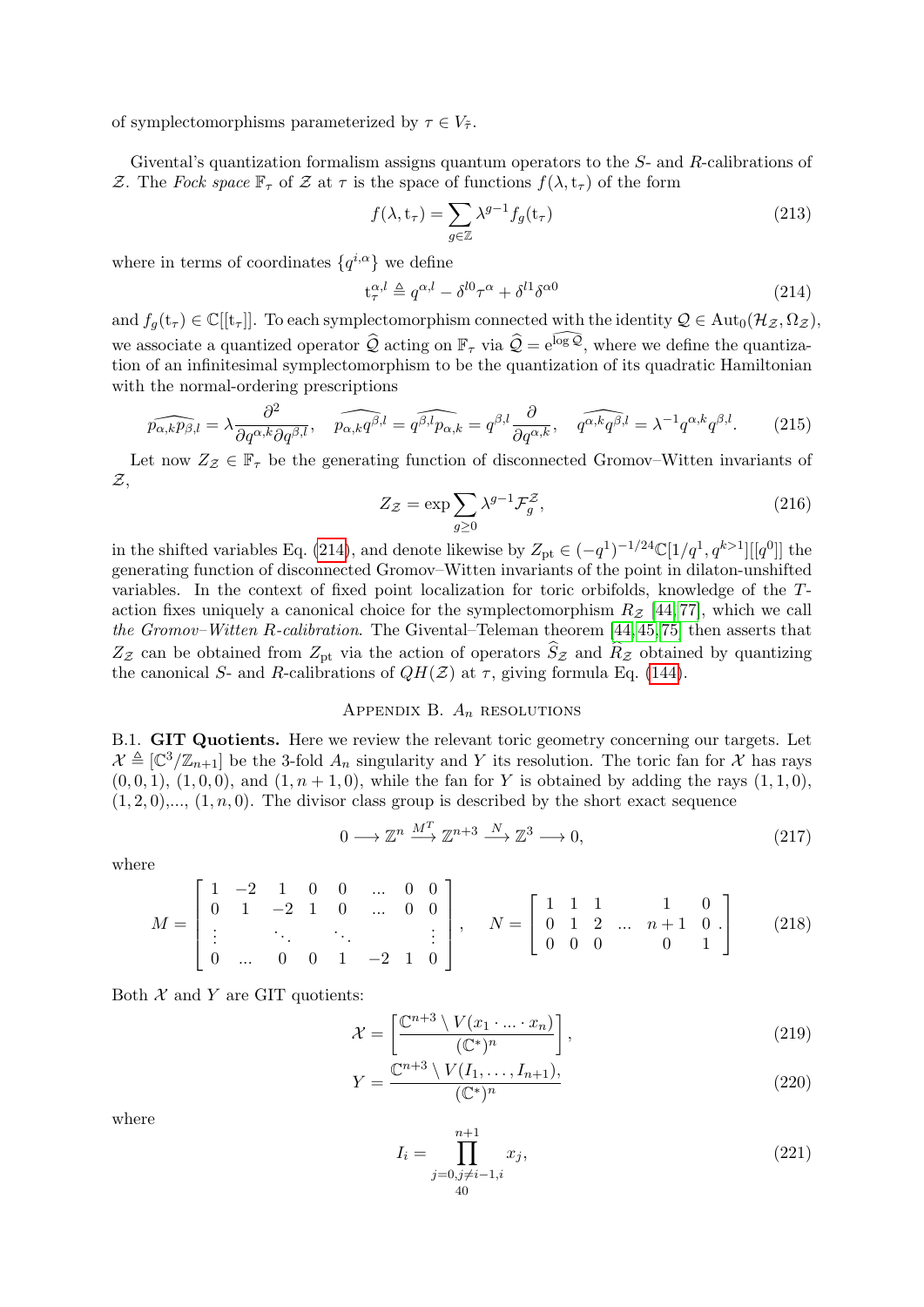of symplectomorphisms parameterized by $\tau \in V_{\tilde{\tau}}$.

Givental's quantization formalism assigns quantum operators to the $S$- and $R$-calibrations of $\mathcal{Z}$. The *Fock space* $\mathbb{F}_\tau$ of $\mathcal{Z}$ at $\tau$ is the space of functions $f(\lambda, \mathrm{t}_\tau)$ of the form

$$f(\lambda, \mathrm{t}_\tau) = \sum_{g \in \mathbb{Z}} \lambda^{g-1} f_g(\mathrm{t}_\tau) \tag{213}$$

where in terms of coordinates $\{q^{i,\alpha}\}$ we define

$$\mathrm{t}_\tau^{\alpha,l} \triangleq q^{\alpha,l} - \delta^{l0}\tau^\alpha + \delta^{l1}\delta^{\alpha 0} \tag{214}$$

and $f_g(\mathrm{t}_\tau) \in \mathbb{C}[[\mathrm{t}_\tau]]$. To each symplectomorphism connected with the identity $\mathcal{Q} \in \mathrm{Aut}_0(\mathcal{H}_\mathcal{Z}, \Omega_\mathcal{Z})$, we associate a quantized operator $\widehat{\mathcal{Q}}$ acting on $\mathbb{F}_\tau$ via $\widehat{\mathcal{Q}} = \mathrm{e}^{\widehat{\log \mathcal{Q}}}$, where we define the quantization of an infinitesimal symplectomorphism to be the quantization of its quadratic Hamiltonian with the normal-ordering prescriptions

$$\widehat{p_{\alpha,k}p_{\beta,l}} = \lambda \frac{\partial^2}{\partial q^{\alpha,k}\partial q^{\beta,l}}, \quad \widehat{p_{\alpha,k}q^{\beta,l}} = \widehat{q^{\beta,l}p_{\alpha,k}} = q^{\beta,l}\frac{\partial}{\partial q^{\alpha,k}}, \quad \widehat{q^{\alpha,k}q^{\beta,l}} = \lambda^{-1}q^{\alpha,k}q^{\beta,l}. \tag{215}$$

Let now $Z_\mathcal{Z} \in \mathbb{F}_\tau$ be the generating function of disconnected Gromov–Witten invariants of $\mathcal{Z}$,

$$Z_\mathcal{Z} = \exp \sum_{g \geq 0} \lambda^{g-1} \mathcal{F}_g^\mathcal{Z}, \tag{216}$$

in the shifted variables Eq. (214), and denote likewise by $Z_{\mathrm{pt}} \in (-q^1)^{-1/24}\mathbb{C}[1/q^1, q^{k>1}][[q^0]]$ the generating function of disconnected Gromov–Witten invariants of the point in dilaton-unshifted variables. In the context of fixed point localization for toric orbifolds, knowledge of the $T$-action fixes uniquely a canonical choice for the symplectomorphism $R_\mathcal{Z}$ [44, 77], which we call *the Gromov–Witten R-calibration*. The Givental–Teleman theorem [44, 45, 75] then asserts that $Z_\mathcal{Z}$ can be obtained from $Z_{\mathrm{pt}}$ via the action of operators $\widehat{S}_\mathcal{Z}$ and $\widehat{R}_\mathcal{Z}$ obtained by quantizing the canonical $S$- and $R$-calibrations of $QH(\mathcal{Z})$ at $\tau$, giving formula Eq. (144).

## Appendix B. $A_n$ resolutions

**B.1. GIT Quotients.** Here we review the relevant toric geometry concerning our targets. Let $\mathcal{X} \triangleq [\mathbb{C}^3/\mathbb{Z}_{n+1}]$ be the 3-fold $A_n$ singularity and $Y$ its resolution. The toric fan for $\mathcal{X}$ has rays $(0,0,1)$, $(1,0,0)$, and $(1,n+1,0)$, while the fan for $Y$ is obtained by adding the rays $(1,1,0)$, $(1,2,0)$,..., $(1,n,0)$. The divisor class group is described by the short exact sequence

$$0 \longrightarrow \mathbb{Z}^n \stackrel{M^T}{\longrightarrow} \mathbb{Z}^{n+3} \stackrel{N}{\longrightarrow} \mathbb{Z}^3 \longrightarrow 0, \tag{217}$$

where

$$M = \begin{bmatrix} 1 & -2 & 1 & 0 & 0 & \dots & 0 & 0 \\ 0 & 1 & -2 & 1 & 0 & \dots & 0 & 0 \\ \vdots & & \ddots & & \ddots & & & \vdots \\ 0 & \dots & 0 & 0 & 1 & -2 & 1 & 0 \end{bmatrix}, \quad N = \begin{bmatrix} 1 & 1 & 1 & & 1 & 0 \\ 0 & 1 & 2 & \dots & n+1 & 0 \\ 0 & 0 & 0 & & 0 & 1 \end{bmatrix}. \tag{218}$$

Both $\mathcal{X}$ and $Y$ are GIT quotients:

$$\mathcal{X} = \left[\frac{\mathbb{C}^{n+3} \setminus V(x_1 \cdot \ldots \cdot x_n)}{(\mathbb{C}^*)^n}\right], \tag{219}$$

$$Y = \frac{\mathbb{C}^{n+3} \setminus V(I_1, \ldots, I_{n+1})}{(\mathbb{C}^*)^n}, \tag{220}$$

where

$$I_i = \prod_{j=0, j \neq i-1, i}^{n+1} x_j, \tag{221}$$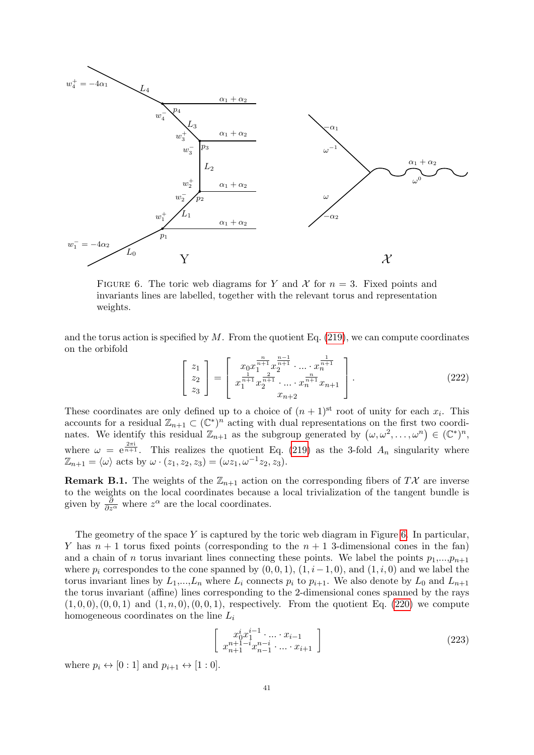FIGURE 6. The toric web diagrams for $Y$ and $\mathcal{X}$ for $n=3$. Fixed points and invariants lines are labelled, together with the relevant torus and representation weights.

and the torus action is specified by $M$. From the quotient Eq. (219), we can compute coordinates on the orbifold

$$\begin{bmatrix} z_1 \\ z_2 \\ z_3 \end{bmatrix} = \begin{bmatrix} x_0 x_1^{\frac{n}{n+1}} x_2^{\frac{n-1}{n+1}} \cdot \ldots \cdot x_n^{\frac{1}{n+1}} \\ x_1^{\frac{1}{n+1}} x_2^{\frac{2}{n+1}} \cdot \ldots \cdot x_n^{\frac{n}{n+1}} x_{n+1} \\ x_{n+2} \end{bmatrix}. \tag{222}$$

These coordinates are only defined up to a choice of $(n+1)^{\text{st}}$ root of unity for each $x_i$. This accounts for a residual $\mathbb{Z}_{n+1} \subset (\mathbb{C}^*)^n$ acting with dual representations on the first two coordinates. We identify this residual $\mathbb{Z}_{n+1}$ as the subgroup generated by $(\omega, \omega^2, \ldots, \omega^n) \in (\mathbb{C}^*)^n$, where $\omega = e^{\frac{2\pi i}{n+1}}$. This realizes the quotient Eq. (219) as the 3-fold $A_n$ singularity where $\mathbb{Z}_{n+1} = \langle \omega \rangle$ acts by $\omega \cdot (z_1, z_2, z_3) = (\omega z_1, \omega^{-1} z_2, z_3)$.

**Remark B.1.** The weights of the $\mathbb{Z}_{n+1}$ action on the corresponding fibers of $T\mathcal{X}$ are inverse to the weights on the local coordinates because a local trivialization of the tangent bundle is given by $\frac{\partial}{\partial z^\alpha}$ where $z^\alpha$ are the local coordinates.

The geometry of the space $Y$ is captured by the toric web diagram in Figure 6. In particular, $Y$ has $n+1$ torus fixed points (corresponding to the $n+1$ 3-dimensional cones in the fan) and a chain of $n$ torus invariant lines connecting these points. We label the points $p_1$,...,$p_{n+1}$ where $p_i$ correspondes to the cone spanned by $(0,0,1)$, $(1, i-1, 0)$, and $(1, i, 0)$ and we label the torus invariant lines by $L_1$,...,$L_n$ where $L_i$ connects $p_i$ to $p_{i+1}$. We also denote by $L_0$ and $L_{n+1}$ the torus invariant (affine) lines corresponding to the 2-dimensional cones spanned by the rays $(1,0,0), (0,0,1)$ and $(1,n,0), (0,0,1)$, respectively. From the quotient Eq. (220) we compute homogeneous coordinates on the line $L_i$

$$\begin{bmatrix} x_0^i x_1^{i-1} \cdot \ldots \cdot x_{i-1} \\ x_{n+1}^{n+1-i} x_{n-1}^{n-i} \cdot \ldots \cdot x_{i+1} \end{bmatrix} \tag{223}$$

where $p_i \leftrightarrow [0:1]$ and $p_{i+1} \leftrightarrow [1:0]$.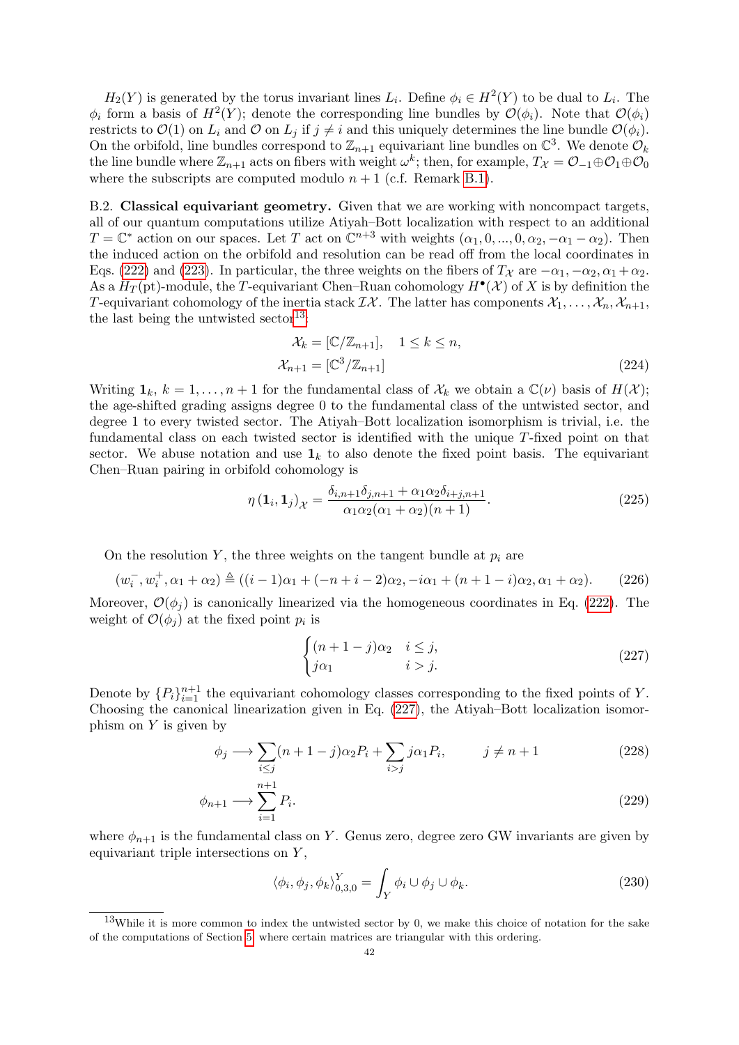$H_2(Y)$ is generated by the torus invariant lines $L_i$. Define $\phi_i \in H^2(Y)$ to be dual to $L_i$. The $\phi_i$ form a basis of $H^2(Y)$; denote the corresponding line bundles by $\mathcal{O}(\phi_i)$. Note that $\mathcal{O}(\phi_i)$ restricts to $\mathcal{O}(1)$ on $L_i$ and $\mathcal{O}$ on $L_j$ if $j \neq i$ and this uniquely determines the line bundle $\mathcal{O}(\phi_i)$. On the orbifold, line bundles correspond to $\mathbb{Z}_{n+1}$ equivariant line bundles on $\mathbb{C}^3$. We denote $\mathcal{O}_k$ the line bundle where $\mathbb{Z}_{n+1}$ acts on fibers with weight $\omega^k$; then, for example, $T_{\mathcal{X}} = \mathcal{O}_{-1} \oplus \mathcal{O}_1 \oplus \mathcal{O}_0$ where the subscripts are computed modulo $n+1$ (c.f. Remark B.1).

B.2. **Classical equivariant geometry.** Given that we are working with noncompact targets, all of our quantum computations utilize Atiyah–Bott localization with respect to an additional $T = \mathbb{C}^*$ action on our spaces. Let $T$ act on $\mathbb{C}^{n+3}$ with weights $(\alpha_1, 0, ..., 0, \alpha_2, -\alpha_1 - \alpha_2)$. Then the induced action on the orbifold and resolution can be read off from the local coordinates in Eqs. (222) and (223). In particular, the three weights on the fibers of $T_{\mathcal{X}}$ are $-\alpha_1, -\alpha_2, \alpha_1 + \alpha_2$. As a $H_T(\mathrm{pt})$-module, the $T$-equivariant Chen–Ruan cohomology $H^\bullet(\mathcal{X})$ of $X$ is by definition the $T$-equivariant cohomology of the inertia stack $\mathcal{IX}$. The latter has components $\mathcal{X}_1, \ldots, \mathcal{X}_n, \mathcal{X}_{n+1}$, the last being the untwisted sector[13]

$$
\begin{aligned}
\mathcal{X}_k &= [\mathbb{C}/\mathbb{Z}_{n+1}], \quad 1 \le k \le n, \\
\mathcal{X}_{n+1} &= [\mathbb{C}^3/\mathbb{Z}_{n+1}]
\end{aligned} \tag{224}
$$

Writing $\mathbf{1}_k$, $k = 1, \ldots, n+1$ for the fundamental class of $\mathcal{X}_k$ we obtain a $\mathbb{C}(\nu)$ basis of $H(\mathcal{X})$; the age-shifted grading assigns degree 0 to the fundamental class of the untwisted sector, and degree 1 to every twisted sector. The Atiyah–Bott localization isomorphism is trivial, i.e. the fundamental class on each twisted sector is identified with the unique $T$-fixed point on that sector. We abuse notation and use $\mathbf{1}_k$ to also denote the fixed point basis. The equivariant Chen–Ruan pairing in orbifold cohomology is

$$
\eta\left(\mathbf{1}_i, \mathbf{1}_j\right)_{\mathcal{X}} = \frac{\delta_{i,n+1}\delta_{j,n+1} + \alpha_1\alpha_2\delta_{i+j,n+1}}{\alpha_1\alpha_2(\alpha_1+\alpha_2)(n+1)}. \tag{225}
$$

On the resolution $Y$, the three weights on the tangent bundle at $p_i$ are

$$
(w_i^-, w_i^+, \alpha_1 + \alpha_2) \triangleq ((i-1)\alpha_1 + (-n+i-2)\alpha_2, -i\alpha_1 + (n+1-i)\alpha_2, \alpha_1+\alpha_2). \tag{226}
$$

Moreover, $\mathcal{O}(\phi_j)$ is canonically linearized via the homogeneous coordinates in Eq. (222). The weight of $\mathcal{O}(\phi_j)$ at the fixed point $p_i$ is

$$
\begin{cases}
(n+1-j)\alpha_2 & i \le j, \\
j\alpha_1 & i > j.
\end{cases} \tag{227}
$$

Denote by $\{P_i\}_{i=1}^{n+1}$ the equivariant cohomology classes corresponding to the fixed points of $Y$. Choosing the canonical linearization given in Eq. (227), the Atiyah–Bott localization isomorphism on $Y$ is given by

$$
\phi_j \longrightarrow \sum_{i \le j} (n+1-j)\alpha_2 P_i + \sum_{i>j} j\alpha_1 P_i, \qquad j \neq n+1 \tag{228}
$$

$$
\phi_{n+1} \longrightarrow \sum_{i=1}^{n+1} P_i. \tag{229}
$$

where $\phi_{n+1}$ is the fundamental class on $Y$. Genus zero, degree zero GW invariants are given by equivariant triple intersections on $Y$,

$$
\langle \phi_i, \phi_j, \phi_k \rangle_{0,3,0}^Y = \int_Y \phi_i \cup \phi_j \cup \phi_k. \tag{230}
$$

[13] While it is more common to index the untwisted sector by 0, we make this choice of notation for the sake of the computations of Section 5, where certain matrices are triangular with this ordering.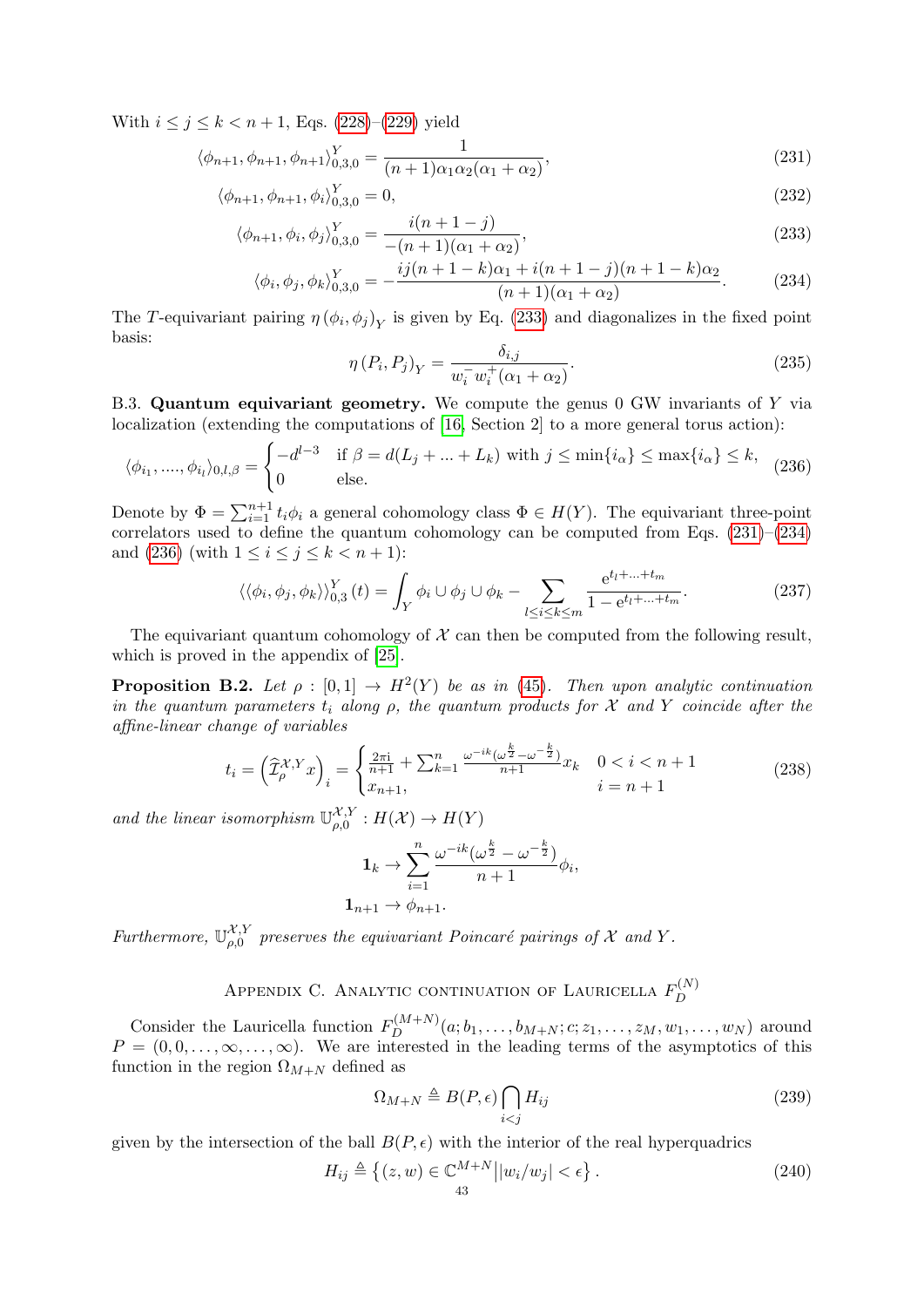With $i \leq j \leq k < n+1$, Eqs. (228)–(229) yield

$$\langle \phi_{n+1}, \phi_{n+1}, \phi_{n+1} \rangle^Y_{0,3,0} = \frac{1}{(n+1)\alpha_1 \alpha_2 (\alpha_1 + \alpha_2)}, \tag{231}$$

$$\langle \phi_{n+1}, \phi_{n+1}, \phi_i \rangle^Y_{0,3,0} = 0, \tag{232}$$

$$\langle \phi_{n+1}, \phi_i, \phi_j \rangle^Y_{0,3,0} = \frac{i(n+1-j)}{-(n+1)(\alpha_1 + \alpha_2)}, \tag{233}$$

$$\langle \phi_i, \phi_j, \phi_k \rangle^Y_{0,3,0} = -\frac{ij(n+1-k)\alpha_1 + i(n+1-j)(n+1-k)\alpha_2}{(n+1)(\alpha_1 + \alpha_2)}. \tag{234}$$

The $T$-equivariant pairing $\eta\,(\phi_i, \phi_j)_Y$ is given by Eq. (233) and diagonalizes in the fixed point basis:

$$\eta\,(P_i, P_j)_Y = \frac{\delta_{i,j}}{w_i^- w_i^+ (\alpha_1 + \alpha_2)}. \tag{235}$$

B.3. **Quantum equivariant geometry.** We compute the genus 0 GW invariants of $Y$ via localization (extending the computations of [16, Section 2] to a more general torus action):

$$\langle \phi_{i_1}, \ldots, \phi_{i_l} \rangle_{0,l,\beta} = \begin{cases} -d^{l-3} & \text{if } \beta = d(L_j + \ldots + L_k) \text{ with } j \leq \min\{i_\alpha\} \leq \max\{i_\alpha\} \leq k, \\ 0 & \text{else.} \end{cases} \tag{236}$$

Denote by $\Phi = \sum_{i=1}^{n+1} t_i \phi_i$ a general cohomology class $\Phi \in H(Y)$. The equivariant three-point correlators used to define the quantum cohomology can be computed from Eqs. (231)–(234) and (236) (with $1 \leq i \leq j \leq k < n+1$):

$$\langle\langle \phi_i, \phi_j, \phi_k \rangle\rangle^Y_{0,3}(t) = \int_Y \phi_i \cup \phi_j \cup \phi_k - \sum_{l \leq i \leq k \leq m} \frac{\mathrm{e}^{t_l + \ldots + t_m}}{1 - \mathrm{e}^{t_l + \ldots + t_m}}. \tag{237}$$

The equivariant quantum cohomology of $\mathcal{X}$ can then be computed from the following result, which is proved in the appendix of [25].

**Proposition B.2.** *Let $\rho : [0,1] \to H^2(Y)$ be as in (45). Then upon analytic continuation in the quantum parameters $t_i$ along $\rho$, the quantum products for $\mathcal{X}$ and $Y$ coincide after the affine-linear change of variables*

$$t_i = \left(\widehat{\mathcal{I}}^{\mathcal{X},Y}_\rho x\right)_i = \begin{cases} \frac{2\pi \mathrm{i}}{n+1} + \sum_{k=1}^n \frac{\omega^{-ik}(\omega^{\frac{k}{2}} - \omega^{-\frac{k}{2}})}{n+1} x_k & 0 < i < n+1 \\ x_{n+1}, & i = n+1 \end{cases} \tag{238}$$

*and the linear isomorphism $\mathbb{U}^{\mathcal{X},Y}_{\rho,0} : H(\mathcal{X}) \to H(Y)$*

$$\mathbf{1}_k \to \sum_{i=1}^n \frac{\omega^{-ik}(\omega^{\frac{k}{2}} - \omega^{-\frac{k}{2}})}{n+1} \phi_i,$$

$$\mathbf{1}_{n+1} \to \phi_{n+1}.$$

*Furthermore, $\mathbb{U}^{\mathcal{X},Y}_{\rho,0}$ preserves the equivariant Poincaré pairings of $\mathcal{X}$ and $Y$.*

## Appendix C. Analytic continuation of Lauricella $F_D^{(N)}$

Consider the Lauricella function $F_D^{(M+N)}(a; b_1, \ldots, b_{M+N}; c; z_1, \ldots, z_M, w_1, \ldots, w_N)$ around $P = (0, 0, \ldots, \infty, \ldots, \infty)$. We are interested in the leading terms of the asymptotics of this function in the region $\Omega_{M+N}$ defined as

$$\Omega_{M+N} \triangleq B(P, \epsilon) \bigcap_{i<j} H_{ij} \tag{239}$$

given by the intersection of the ball $B(P, \epsilon)$ with the interior of the real hyperquadrics

$$H_{ij} \triangleq \left\{ (z, w) \in \mathbb{C}^{M+N} \middle| |w_i / w_j| < \epsilon \right\}. \tag{240}$$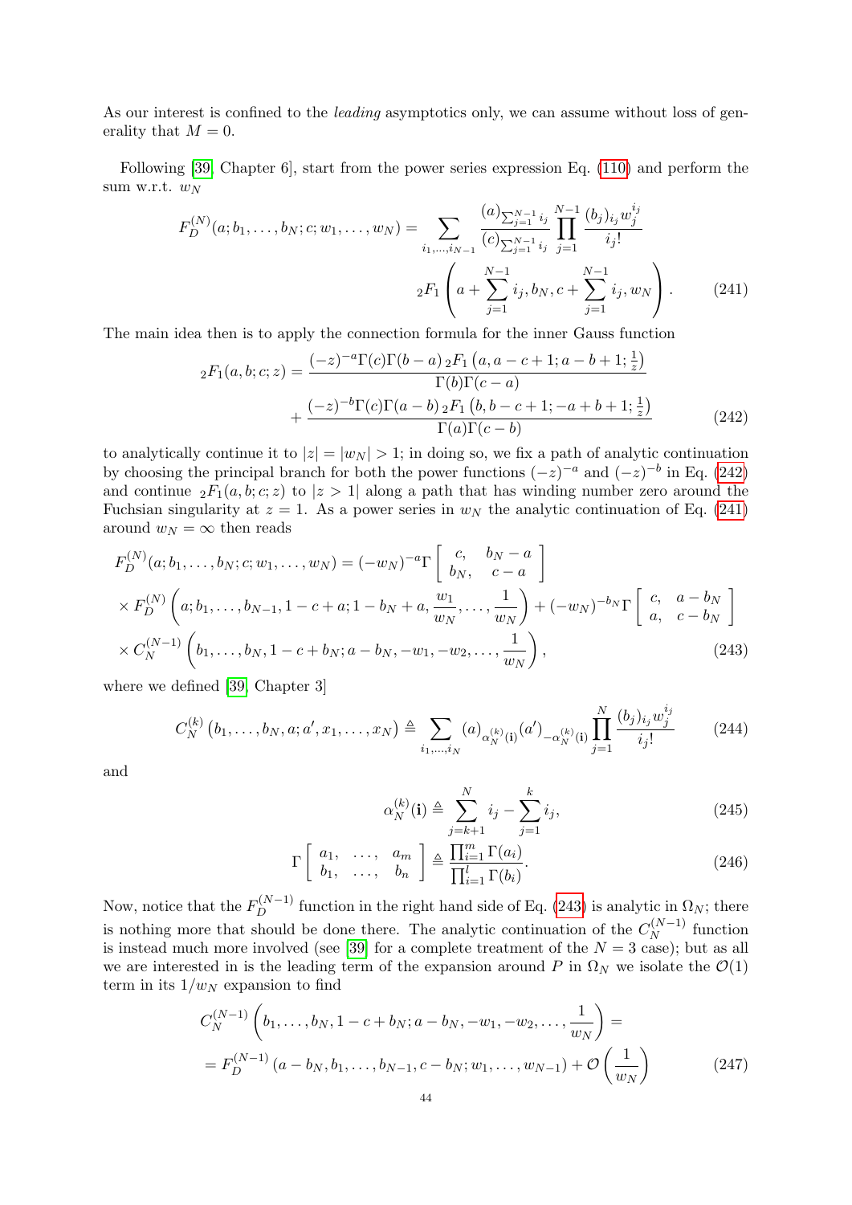As our interest is confined to the *leading* asymptotics only, we can assume without loss of generality that $M = 0$.

Following [39, Chapter 6], start from the power series expression Eq. (110) and perform the sum w.r.t. $w_N$

$$F_D^{(N)}(a; b_1, \ldots, b_N; c; w_1, \ldots, w_N) = \sum_{i_1,\ldots,i_{N-1}} \frac{(a)_{\sum_{j=1}^{N-1} i_j}}{(c)_{\sum_{j=1}^{N-1} i_j}} \prod_{j=1}^{N-1} \frac{(b_j)_{i_j} w_j^{i_j}}{i_j!} \\ {}_2F_1\left(a + \sum_{j=1}^{N-1} i_j, b_N, c + \sum_{j=1}^{N-1} i_j, w_N\right). \tag{241}$$

The main idea then is to apply the connection formula for the inner Gauss function

$$\begin{aligned} {}_2F_1(a, b; c; z) &= \frac{(-z)^{-a}\Gamma(c)\Gamma(b-a)\, {}_2F_1\left(a, a-c+1; a-b+1; \frac{1}{z}\right)}{\Gamma(b)\Gamma(c-a)} \\ &+ \frac{(-z)^{-b}\Gamma(c)\Gamma(a-b)\, {}_2F_1\left(b, b-c+1; -a+b+1; \frac{1}{z}\right)}{\Gamma(a)\Gamma(c-b)} \end{aligned} \tag{242}$$

to analytically continue it to $|z| = |w_N| > 1$; in doing so, we fix a path of analytic continuation by choosing the principal branch for both the power functions $(-z)^{-a}$ and $(-z)^{-b}$ in Eq. (242) and continue ${}_2F_1(a, b; c; z)$ to $|z > 1|$ along a path that has winding number zero around the Fuchsian singularity at $z = 1$. As a power series in $w_N$ the analytic continuation of Eq. (241) around $w_N = \infty$ then reads

$$\begin{aligned} &F_D^{(N)}(a; b_1, \ldots, b_N; c; w_1, \ldots, w_N) = (-w_N)^{-a} \Gamma\left[\begin{array}{cc} c, & b_N - a \\ b_N, & c - a \end{array}\right] \\ &\times F_D^{(N)}\left(a; b_1, \ldots, b_{N-1}, 1 - c + a; 1 - b_N + a, \frac{w_1}{w_N}, \ldots, \frac{1}{w_N}\right) + (-w_N)^{-b_N} \Gamma\left[\begin{array}{cc} c, & a - b_N \\ a, & c - b_N \end{array}\right] \\ &\times C_N^{(N-1)}\left(b_1, \ldots, b_N, 1 - c + b_N; a - b_N, -w_1, -w_2, \ldots, \frac{1}{w_N}\right), \end{aligned} \tag{243}$$

where we defined [39, Chapter 3]

$$C_N^{(k)}\left(b_1, \ldots, b_N, a; a', x_1, \ldots, x_N\right) \triangleq \sum_{i_1,\ldots,i_N} (a)_{\alpha_N^{(k)}(\mathbf{i})} (a')_{-\alpha_N^{(k)}(\mathbf{i})} \prod_{j=1}^{N} \frac{(b_j)_{i_j} w_j^{i_j}}{i_j!} \tag{244}$$

and

$$\alpha_N^{(k)}(\mathbf{i}) \triangleq \sum_{j=k+1}^{N} i_j - \sum_{j=1}^{k} i_j, \tag{245}$$

$$\Gamma\left[\begin{array}{ccc} a_1, & \ldots, & a_m \\ b_1, & \ldots, & b_n \end{array}\right] \triangleq \frac{\prod_{i=1}^{m} \Gamma(a_i)}{\prod_{i=1}^{l} \Gamma(b_i)}. \tag{246}$$

Now, notice that the $F_D^{(N-1)}$ function in the right hand side of Eq. (243) is analytic in $\Omega_N$; there is nothing more that should be done there. The analytic continuation of the $C_N^{(N-1)}$ function is instead much more involved (see [39] for a complete treatment of the $N = 3$ case); but as all we are interested in is the leading term of the expansion around $P$ in $\Omega_N$ we isolate the $\mathcal{O}(1)$ term in its $1/w_N$ expansion to find

$$\begin{aligned} &C_N^{(N-1)}\left(b_1, \ldots, b_N, 1 - c + b_N; a - b_N, -w_1, -w_2, \ldots, \frac{1}{w_N}\right) = \\ &= F_D^{(N-1)}\left(a - b_N, b_1, \ldots, b_{N-1}, c - b_N; w_1, \ldots, w_{N-1}\right) + \mathcal{O}\left(\frac{1}{w_N}\right) \end{aligned} \tag{247}$$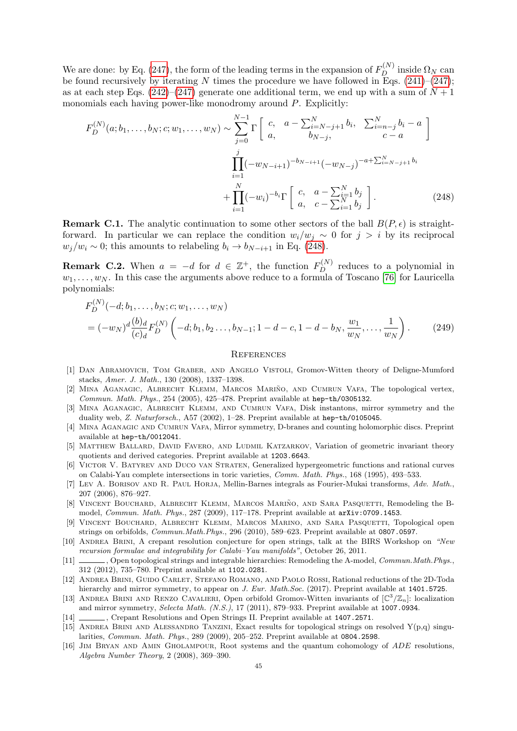We are done: by Eq. (247), the form of the leading terms in the expansion of $F_D^{(N)}$ inside $\Omega_N$ can be found recursively by iterating $N$ times the procedure we have followed in Eqs. (241)–(247); as at each step Eqs. (242)–(247) generate one additional term, we end up with a sum of $N+1$ monomials each having power-like monodromy around $P$. Explicitly:

$$
\begin{aligned}
F_D^{(N)}(a;b_1,\dots,b_N;c;w_1,\dots,w_N) \sim & \sum_{j=0}^{N-1} \Gamma\left[\begin{array}{lll} c, & a-\sum_{i=N-j+1}^N b_i, & \sum_{i=n-j}^N b_i - a \\ a, & b_{N-j}, & c-a \end{array}\right] \\
& \prod_{i=1}^{j} (-w_{N-i+1})^{-b_{N-i+1}} (-w_{N-j})^{-a+\sum_{i=N-j+1}^N b_i} \\
& + \prod_{i=1}^{N} (-w_i)^{-b_i} \Gamma\left[\begin{array}{ll} c, & a-\sum_{i=1}^N b_j \\ a, & c-\sum_{i=1}^N b_j \end{array}\right]. 
\end{aligned} \tag{248}
$$

**Remark C.1.** The analytic continuation to some other sectors of the ball $B(P,\epsilon)$ is straightforward. In particular we can replace the condition $w_i/w_j \sim 0$ for $j>i$ by its reciprocal $w_j/w_i \sim 0$; this amounts to relabeling $b_i \to b_{N-i+1}$ in Eq. (248).

**Remark C.2.** When $a=-d$ for $d \in \mathbb{Z}^+$, the function $F_D^{(N)}$ reduces to a polynomial in $w_1,\dots,w_N$. In this case the arguments above reduce to a formula of Toscano [76] for Lauricella polynomials:

$$
\begin{aligned}
& F_D^{(N)}(-d;b_1,\dots,b_N;c;w_1,\dots,w_N) \\
& = (-w_N)^d \frac{(b)_d}{(c)_d} F_D^{(N)}\left(-d; b_1, b_2 \dots, b_{N-1}; 1-d-c, 1-d-b_N, \frac{w_1}{w_N}, \dots, \frac{1}{w_N}\right).
\end{aligned} \tag{249}
$$

## References

[1] Dan Abramovich, Tom Graber, and Angelo Vistoli, Gromov-Witten theory of Deligne-Mumford stacks, *Amer. J. Math.*, 130 (2008), 1337–1398.

[2] Mina Aganagic, Albrecht Klemm, Marcos Mariño, and Cumrun Vafa, The topological vertex, *Commun. Math. Phys.*, 254 (2005), 425–478. Preprint available at hep-th/0305132.

[3] Mina Aganagic, Albrecht Klemm, and Cumrun Vafa, Disk instantons, mirror symmetry and the duality web, *Z. Naturforsch.*, A57 (2002), 1–28. Preprint available at hep-th/0105045.

[4] Mina Aganagic and Cumrun Vafa, Mirror symmetry, D-branes and counting holomorphic discs. Preprint available at hep-th/0012041.

[5] Matthew Ballard, David Favero, and Ludmil Katzarkov, Variation of geometric invariant theory quotients and derived categories. Preprint available at 1203.6643.

[6] Victor V. Batyrev and Duco van Straten, Generalized hypergeometric functions and rational curves on Calabi-Yau complete intersections in toric varieties, *Comm. Math. Phys.*, 168 (1995), 493–533.

[7] Lev A. Borisov and R. Paul Horja, Mellin-Barnes integrals as Fourier-Mukai transforms, *Adv. Math.*, 207 (2006), 876–927.

[8] Vincent Bouchard, Albrecht Klemm, Marcos Mariño, and Sara Pasquetti, Remodeling the B-model, *Commun. Math. Phys.*, 287 (2009), 117–178. Preprint available at arXiv:0709.1453.

[9] Vincent Bouchard, Albrecht Klemm, Marcos Marino, and Sara Pasquetti, Topological open strings on orbifolds, *Commun.Math.Phys.*, 296 (2010), 589–623. Preprint available at 0807.0597.

[10] Andrea Brini, A crepant resolution conjecture for open strings, talk at the BIRS Workshop on *"New recursion formulae and integrability for Calabi–Yau manifolds"*, October 26, 2011.

[11] ———, Open topological strings and integrable hierarchies: Remodeling the A-model, *Commun.Math.Phys.*, 312 (2012), 735–780. Preprint available at 1102.0281.

[12] Andrea Brini, Guido Carlet, Stefano Romano, and Paolo Rossi, Rational reductions of the 2D-Toda hierarchy and mirror symmetry, to appear on *J. Eur. Math.Soc.* (2017). Preprint available at 1401.5725.

[13] Andrea Brini and Renzo Cavalieri, Open orbifold Gromov-Witten invariants of $[\mathbb{C}^3/\mathbb{Z}_n]$: localization and mirror symmetry, *Selecta Math. (N.S.)*, 17 (2011), 879–933. Preprint available at 1007.0934.

[14] ———, Crepant Resolutions and Open Strings II. Preprint available at 1407.2571.

[15] Andrea Brini and Alessandro Tanzini, Exact results for topological strings on resolved Y(p,q) singularities, *Commun. Math. Phys.*, 289 (2009), 205–252. Preprint available at 0804.2598.

[16] Jim Bryan and Amin Gholampour, Root systems and the quantum cohomology of *ADE* resolutions, *Algebra Number Theory*, 2 (2008), 369–390.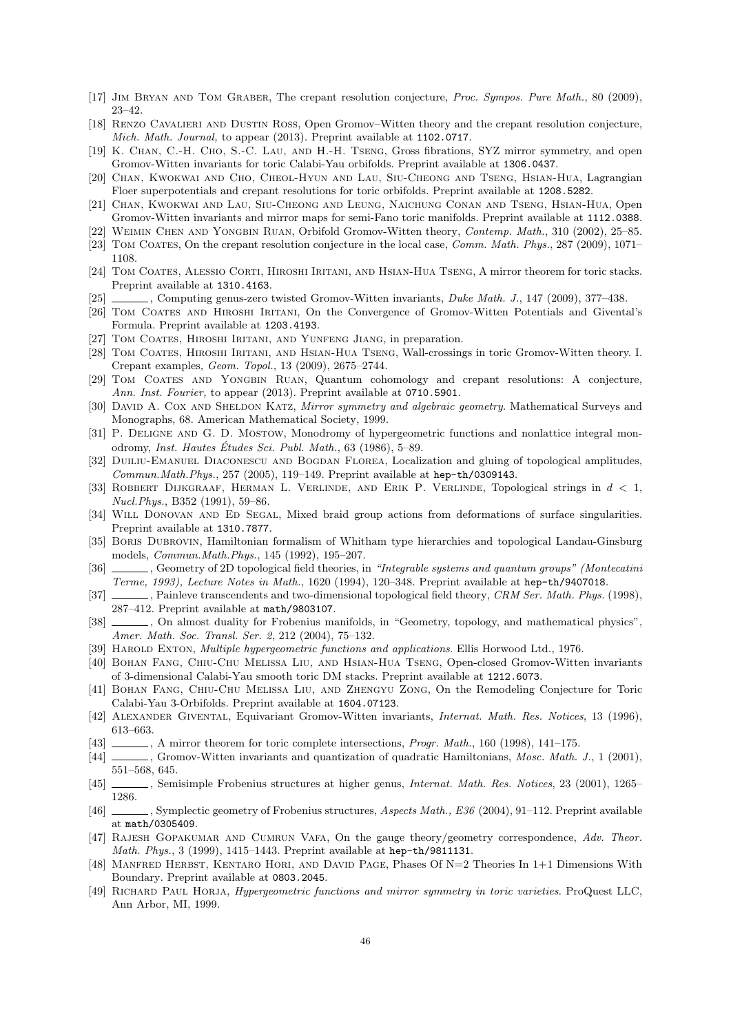[17] Jim Bryan and Tom Graber, The crepant resolution conjecture, *Proc. Sympos. Pure Math.*, 80 (2009), 23–42.

[18] Renzo Cavalieri and Dustin Ross, Open Gromov–Witten theory and the crepant resolution conjecture, *Mich. Math. Journal,* to appear (2013). Preprint available at 1102.0717.

[19] K. Chan, C.-H. Cho, S.-C. Lau, and H.-H. Tseng, Gross fibrations, SYZ mirror symmetry, and open Gromov-Witten invariants for toric Calabi-Yau orbifolds. Preprint available at 1306.0437.

[20] Chan, Kwokwai and Cho, Cheol-Hyun and Lau, Siu-Cheong and Tseng, Hsian-Hua, Lagrangian Floer superpotentials and crepant resolutions for toric orbifolds. Preprint available at 1208.5282.

[21] Chan, Kwokwai and Lau, Siu-Cheong and Leung, Naichung Conan and Tseng, Hsian-Hua, Open Gromov-Witten invariants and mirror maps for semi-Fano toric manifolds. Preprint available at 1112.0388.

[22] Weimin Chen and Yongbin Ruan, Orbifold Gromov-Witten theory, *Contemp. Math.*, 310 (2002), 25–85.

[23] Tom Coates, On the crepant resolution conjecture in the local case, *Comm. Math. Phys.*, 287 (2009), 1071–1108.

[24] Tom Coates, Alessio Corti, Hiroshi Iritani, and Hsian-Hua Tseng, A mirror theorem for toric stacks. Preprint available at 1310.4163.

[25] ______, Computing genus-zero twisted Gromov-Witten invariants, *Duke Math. J.*, 147 (2009), 377–438.

[26] Tom Coates and Hiroshi Iritani, On the Convergence of Gromov-Witten Potentials and Givental's Formula. Preprint available at 1203.4193.

[27] Tom Coates, Hiroshi Iritani, and Yunfeng Jiang, in preparation.

[28] Tom Coates, Hiroshi Iritani, and Hsian-Hua Tseng, Wall-crossings in toric Gromov-Witten theory. I. Crepant examples, *Geom. Topol.*, 13 (2009), 2675–2744.

[29] Tom Coates and Yongbin Ruan, Quantum cohomology and crepant resolutions: A conjecture, *Ann. Inst. Fourier,* to appear (2013). Preprint available at 0710.5901.

[30] David A. Cox and Sheldon Katz, *Mirror symmetry and algebraic geometry*. Mathematical Surveys and Monographs, 68. American Mathematical Society, 1999.

[31] P. Deligne and G. D. Mostow, Monodromy of hypergeometric functions and nonlattice integral monodromy, *Inst. Hautes Études Sci. Publ. Math.*, 63 (1986), 5–89.

[32] Duiliu-Emanuel Diaconescu and Bogdan Florea, Localization and gluing of topological amplitudes, *Commun.Math.Phys.*, 257 (2005), 119–149. Preprint available at hep-th/0309143.

[33] Robbert Dijkgraaf, Herman L. Verlinde, and Erik P. Verlinde, Topological strings in $d < 1$, *Nucl.Phys.*, B352 (1991), 59–86.

[34] Will Donovan and Ed Segal, Mixed braid group actions from deformations of surface singularities. Preprint available at 1310.7877.

[35] Boris Dubrovin, Hamiltonian formalism of Whitham type hierarchies and topological Landau-Ginsburg models, *Commun.Math.Phys.*, 145 (1992), 195–207.

[36] ______, Geometry of 2D topological field theories, in *"Integrable systems and quantum groups" (Montecatini Terme, 1993), Lecture Notes in Math.*, 1620 (1994), 120–348. Preprint available at hep-th/9407018.

[37] ______, Painleve transcendents and two-dimensional topological field theory, *CRM Ser. Math. Phys.* (1998), 287–412. Preprint available at math/9803107.

[38] ______, On almost duality for Frobenius manifolds, in "Geometry, topology, and mathematical physics", *Amer. Math. Soc. Transl. Ser. 2*, 212 (2004), 75–132.

[39] Harold Exton, *Multiple hypergeometric functions and applications*. Ellis Horwood Ltd., 1976.

[40] Bohan Fang, Chiu-Chu Melissa Liu, and Hsian-Hua Tseng, Open-closed Gromov-Witten invariants of 3-dimensional Calabi-Yau smooth toric DM stacks. Preprint available at 1212.6073.

[41] Bohan Fang, Chiu-Chu Melissa Liu, and Zhengyu Zong, On the Remodeling Conjecture for Toric Calabi-Yau 3-Orbifolds. Preprint available at 1604.07123.

[42] Alexander Givental, Equivariant Gromov-Witten invariants, *Internat. Math. Res. Notices*, 13 (1996), 613–663.

[43] ______, A mirror theorem for toric complete intersections, *Progr. Math.*, 160 (1998), 141–175.

[44] ______, Gromov-Witten invariants and quantization of quadratic Hamiltonians, *Mosc. Math. J.*, 1 (2001), 551–568, 645.

[45] ______, Semisimple Frobenius structures at higher genus, *Internat. Math. Res. Notices*, 23 (2001), 1265–1286.

[46] ______, Symplectic geometry of Frobenius structures, *Aspects Math., E36* (2004), 91–112. Preprint available at math/0305409.

[47] Rajesh Gopakumar and Cumrun Vafa, On the gauge theory/geometry correspondence, *Adv. Theor. Math. Phys.*, 3 (1999), 1415–1443. Preprint available at hep-th/9811131.

[48] Manfred Herbst, Kentaro Hori, and David Page, Phases Of N=2 Theories In 1+1 Dimensions With Boundary. Preprint available at 0803.2045.

[49] Richard Paul Horja, *Hypergeometric functions and mirror symmetry in toric varieties*. ProQuest LLC, Ann Arbor, MI, 1999.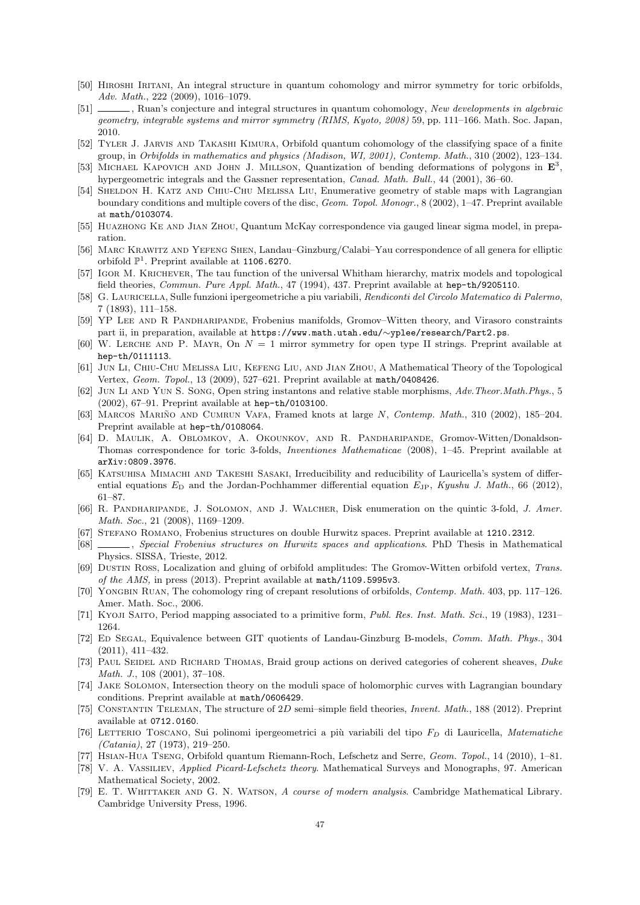[50] Hiroshi Iritani, An integral structure in quantum cohomology and mirror symmetry for toric orbifolds, *Adv. Math.*, 222 (2009), 1016–1079.

[51] ______, Ruan's conjecture and integral structures in quantum cohomology, *New developments in algebraic geometry, integrable systems and mirror symmetry (RIMS, Kyoto, 2008)* 59, pp. 111–166. Math. Soc. Japan, 2010.

[52] Tyler J. Jarvis and Takashi Kimura, Orbifold quantum cohomology of the classifying space of a finite group, in *Orbifolds in mathematics and physics (Madison, WI, 2001)*, *Contemp. Math.*, 310 (2002), 123–134.

[53] Michael Kapovich and John J. Millson, Quantization of bending deformations of polygons in $\mathbf{E}^3$, hypergeometric integrals and the Gassner representation, *Canad. Math. Bull.*, 44 (2001), 36–60.

[54] Sheldon H. Katz and Chiu-Chu Melissa Liu, Enumerative geometry of stable maps with Lagrangian boundary conditions and multiple covers of the disc, *Geom. Topol. Monogr.*, 8 (2002), 1–47. Preprint available at math/0103074.

[55] Huazhong Ke and Jian Zhou, Quantum McKay correspondence via gauged linear sigma model, in preparation.

[56] Marc Krawitz and Yefeng Shen, Landau–Ginzburg/Calabi–Yau correspondence of all genera for elliptic orbifold $\mathbb{P}^1$. Preprint available at 1106.6270.

[57] Igor M. Krichever, The tau function of the universal Whitham hierarchy, matrix models and topological field theories, *Commun. Pure Appl. Math.*, 47 (1994), 437. Preprint available at hep-th/9205110.

[58] G. Lauricella, Sulle funzioni ipergeometriche a piu variabili, *Rendiconti del Circolo Matematico di Palermo*, 7 (1893), 111–158.

[59] YP Lee and R Pandharipande, Frobenius manifolds, Gromov–Witten theory, and Virasoro constraints part ii, in preparation, available at https://www.math.utah.edu/∼yplee/research/Part2.ps.

[60] W. Lerche and P. Mayr, On $N = 1$ mirror symmetry for open type II strings. Preprint available at hep-th/0111113.

[61] Jun Li, Chiu-Chu Melissa Liu, Kefeng Liu, and Jian Zhou, A Mathematical Theory of the Topological Vertex, *Geom. Topol.*, 13 (2009), 527–621. Preprint available at math/0408426.

[62] Jun Li and Yun S. Song, Open string instantons and relative stable morphisms, *Adv.Theor.Math.Phys.*, 5 (2002), 67–91. Preprint available at hep-th/0103100.

[63] Marcos Mariño and Cumrun Vafa, Framed knots at large $N$, *Contemp. Math.*, 310 (2002), 185–204. Preprint available at hep-th/0108064.

[64] D. Maulik, A. Oblomkov, A. Okounkov, and R. Pandharipande, Gromov-Witten/Donaldson-Thomas correspondence for toric 3-folds, *Inventiones Mathematicae* (2008), 1–45. Preprint available at arXiv:0809.3976.

[65] Katsuhisa Mimachi and Takeshi Sasaki, Irreducibility and reducibility of Lauricella's system of differential equations $E_{\rm D}$ and the Jordan-Pochhammer differential equation $E_{\rm JP}$, *Kyushu J. Math.*, 66 (2012), 61–87.

[66] R. Pandharipande, J. Solomon, and J. Walcher, Disk enumeration on the quintic 3-fold, *J. Amer. Math. Soc.*, 21 (2008), 1169–1209.

[67] Stefano Romano, Frobenius structures on double Hurwitz spaces. Preprint available at 1210.2312.

[68] ______, *Special Frobenius structures on Hurwitz spaces and applications*. PhD Thesis in Mathematical Physics. SISSA, Trieste, 2012.

[69] Dustin Ross, Localization and gluing of orbifold amplitudes: The Gromov-Witten orbifold vertex, *Trans. of the AMS,* in press (2013). Preprint available at math/1109.5995v3.

[70] Yongbin Ruan, The cohomology ring of crepant resolutions of orbifolds, *Contemp. Math.* 403, pp. 117–126. Amer. Math. Soc., 2006.

[71] Kyoji Saito, Period mapping associated to a primitive form, *Publ. Res. Inst. Math. Sci.*, 19 (1983), 1231–1264.

[72] Ed Segal, Equivalence between GIT quotients of Landau-Ginzburg B-models, *Comm. Math. Phys.*, 304 (2011), 411–432.

[73] Paul Seidel and Richard Thomas, Braid group actions on derived categories of coherent sheaves, *Duke Math. J.*, 108 (2001), 37–108.

[74] Jake Solomon, Intersection theory on the moduli space of holomorphic curves with Lagrangian boundary conditions. Preprint available at math/0606429.

[75] Constantin Teleman, The structure of $2D$ semi–simple field theories, *Invent. Math.*, 188 (2012). Preprint available at 0712.0160.

[76] Letterio Toscano, Sui polinomi ipergeometrici a più variabili del tipo $F_D$ di Lauricella, *Matematiche (Catania)*, 27 (1973), 219–250.

[77] Hsian-Hua Tseng, Orbifold quantum Riemann-Roch, Lefschetz and Serre, *Geom. Topol.*, 14 (2010), 1–81.

[78] V. A. Vassiliev, *Applied Picard-Lefschetz theory*. Mathematical Surveys and Monographs, 97. American Mathematical Society, 2002.

[79] E. T. Whittaker and G. N. Watson, *A course of modern analysis*. Cambridge Mathematical Library. Cambridge University Press, 1996.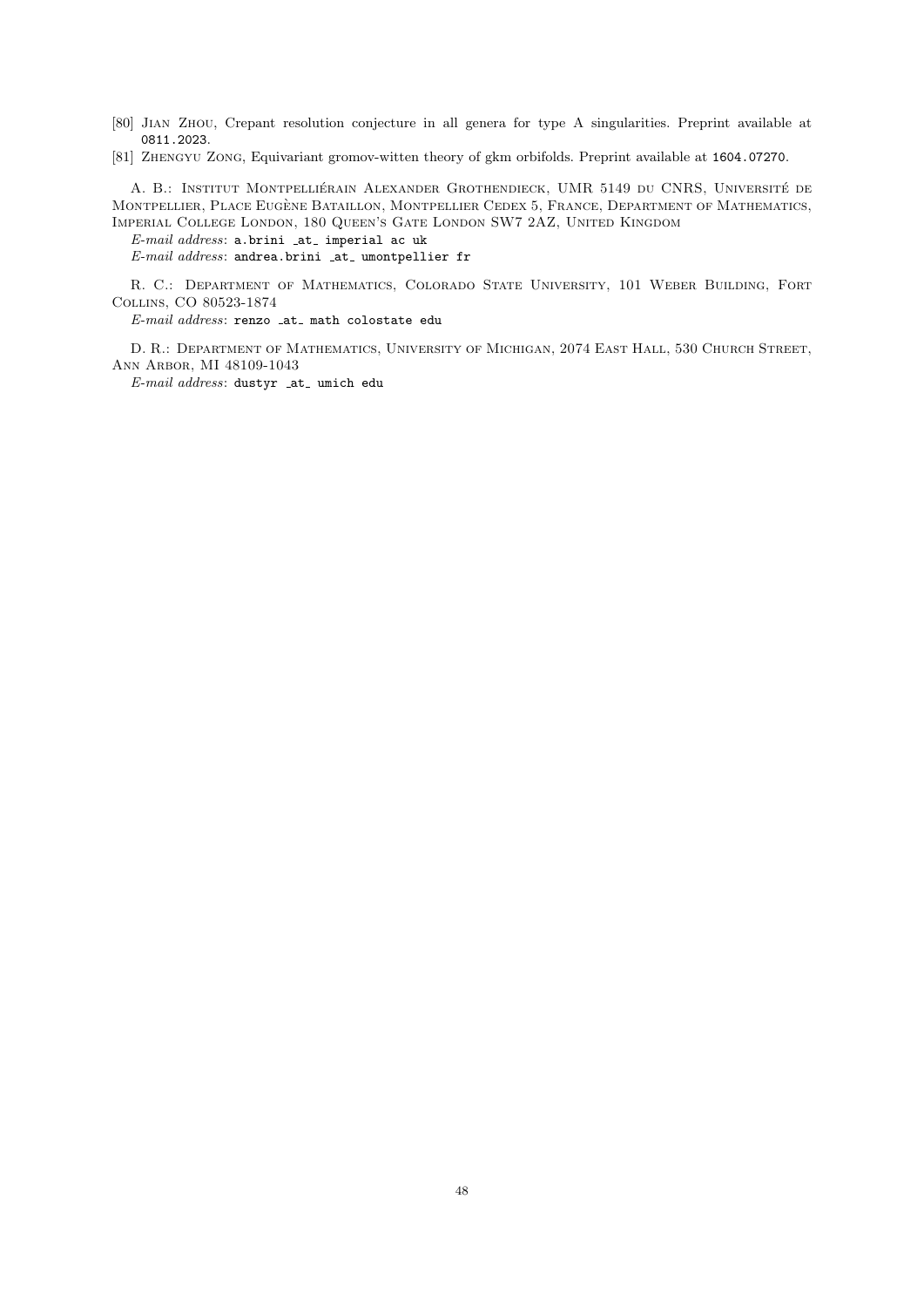[80] Jian Zhou, Crepant resolution conjecture in all genera for type A singularities. Preprint available at 0811.2023.

[81] Zhengyu Zong, Equivariant gromov-witten theory of gkm orbifolds. Preprint available at 1604.07270.

A. B.: Institut Montpelliérain Alexander Grothendieck, UMR 5149 du CNRS, Université de Montpellier, Place Eugène Bataillon, Montpellier Cedex 5, France, Department of Mathematics, Imperial College London, 180 Queen's Gate London SW7 2AZ, United Kingdom

*E-mail address*: a.brini _at_ imperial ac uk

*E-mail address*: andrea.brini _at_ umontpellier fr

R. C.: Department of Mathematics, Colorado State University, 101 Weber Building, Fort Collins, CO 80523-1874

*E-mail address*: renzo _at_ math colostate edu

D. R.: Department of Mathematics, University of Michigan, 2074 East Hall, 530 Church Street, Ann Arbor, MI 48109-1043

*E-mail address*: dustyr _at_ umich edu